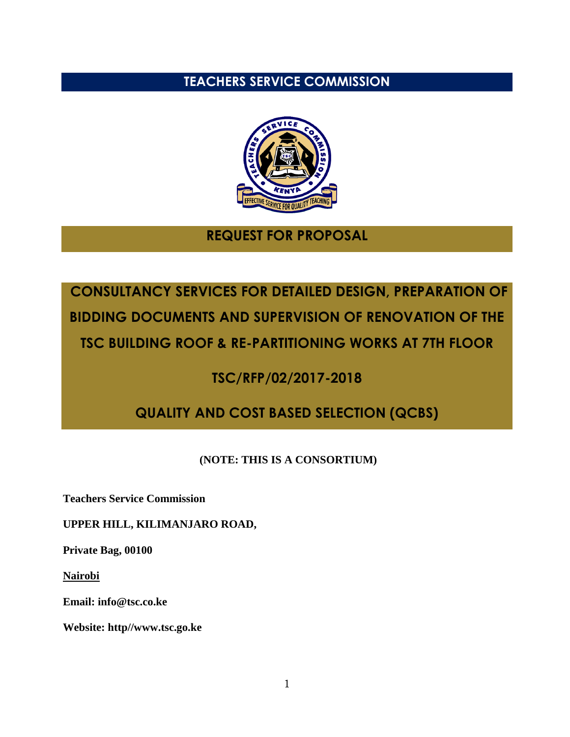# TEACHERS SERVICE COMMISSION

## REQUEST FOR PROPOSAL

## CONSULTANCY SERVICES FOR DETAILED DESIGN, PREPARATION OF BIDDING DOCUMENTS AND SUPERVISION OF RENOVATION OF THE TSC BUILDING ROOF & RE-PARTITIONING WORKS AT 7TH FLOOR

## TSC/RFP/02/2017-2018

## QUALITY AND COST BASED SELECTION (QCBS)

**(NOTE: THIS IS A CONSORTIUM)**

**Teachers Service Commission**

**UPPER HILL, KILIMANJARO ROAD,**

**Private Bag, 00100**

**Nairobi**

**Email: info@tsc.co.ke**

**Website: http//www.tsc.go.ke**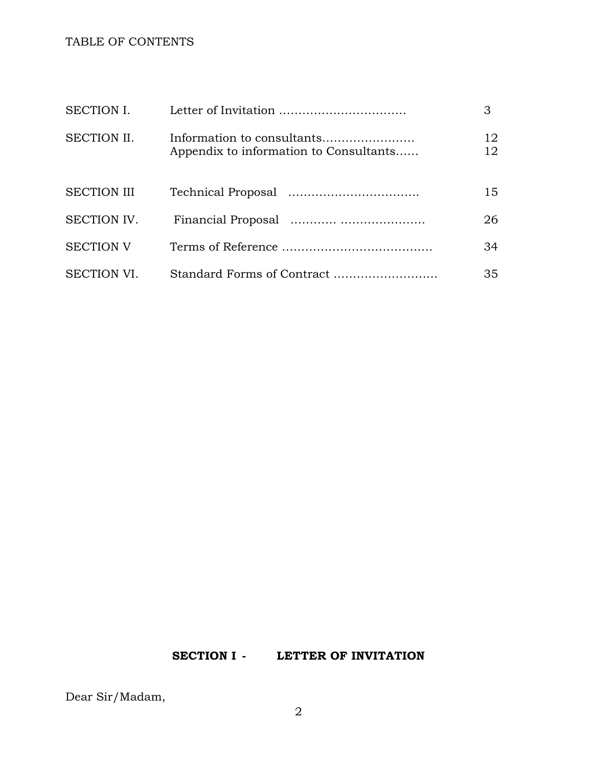TABLE OF CONTENTS

| | | |
|---|---|---|
| SECTION I. | Letter of Invitation ………………………….. | 3 |
| SECTION II. | Information to consultants…………………..<br>Appendix to information to Consultants…… | 12<br>12 |
| SECTION III | Technical Proposal ……………………………. | 15 |
| SECTION IV. | Financial Proposal ………… …………………. | 26 |
| SECTION V | Terms of Reference ………………………………… | 34 |
| SECTION VI. | Standard Forms of Contract …………………….. | 35 |

## SECTION I - LETTER OF INVITATION

Dear Sir/Madam,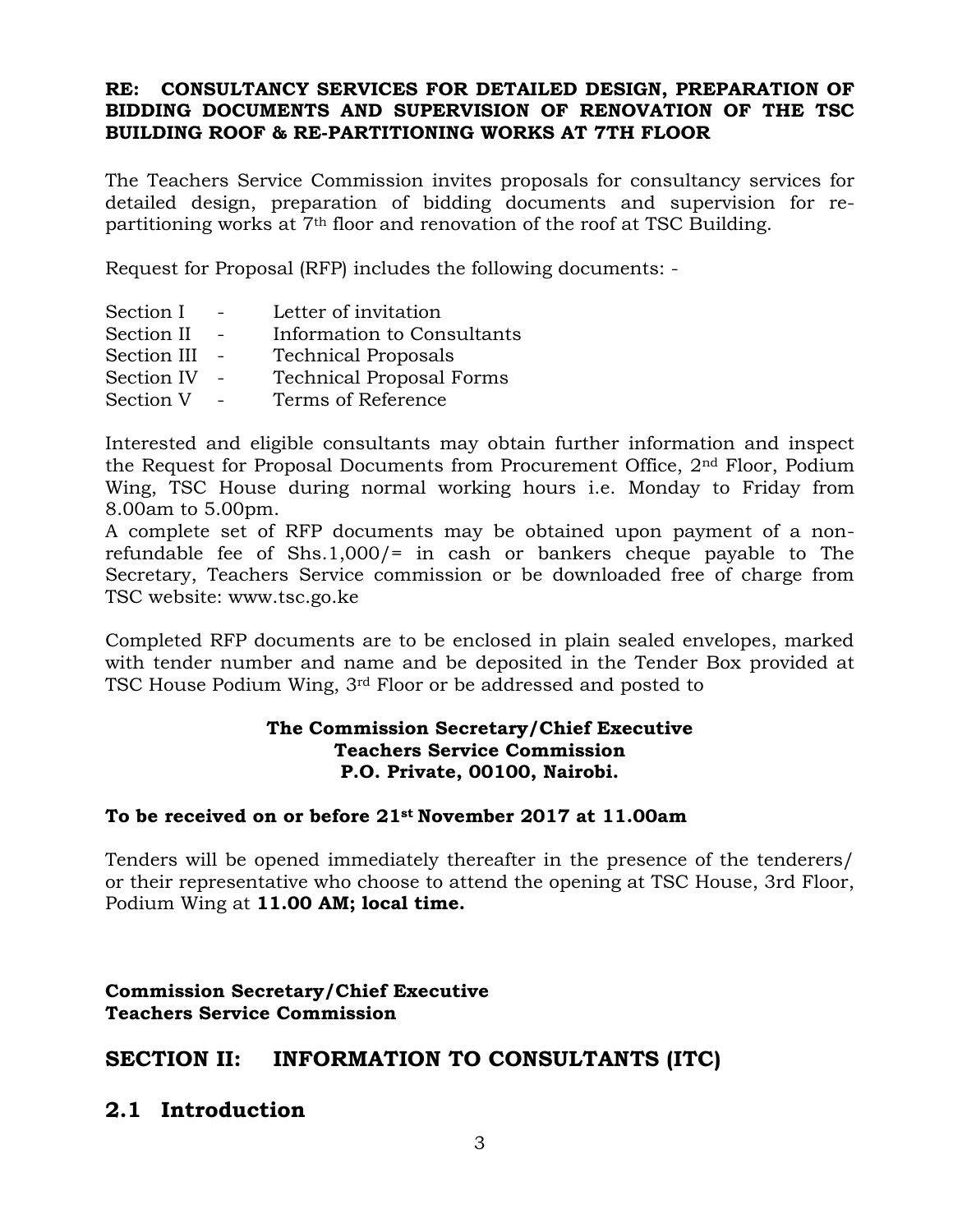**RE: CONSULTANCY SERVICES FOR DETAILED DESIGN, PREPARATION OF BIDDING DOCUMENTS AND SUPERVISION OF RENOVATION OF THE TSC BUILDING ROOF & RE-PARTITIONING WORKS AT 7TH FLOOR**

The Teachers Service Commission invites proposals for consultancy services for detailed design, preparation of bidding documents and supervision for re-partitioning works at 7th floor and renovation of the roof at TSC Building.

Request for Proposal (RFP) includes the following documents: -

| | | |
|---|---|---|
| Section I | - | Letter of invitation |
| Section II | - | Information to Consultants |
| Section III | - | Technical Proposals |
| Section IV | - | Technical Proposal Forms |
| Section V | - | Terms of Reference |

Interested and eligible consultants may obtain further information and inspect the Request for Proposal Documents from Procurement Office, 2nd Floor, Podium Wing, TSC House during normal working hours i.e. Monday to Friday from 8.00am to 5.00pm.

A complete set of RFP documents may be obtained upon payment of a non-refundable fee of Shs.1,000/= in cash or bankers cheque payable to The Secretary, Teachers Service commission or be downloaded free of charge from TSC website: www.tsc.go.ke

Completed RFP documents are to be enclosed in plain sealed envelopes, marked with tender number and name and be deposited in the Tender Box provided at TSC House Podium Wing, 3rd Floor or be addressed and posted to

**The Commission Secretary/Chief Executive**
**Teachers Service Commission**
**P.O. Private, 00100, Nairobi.**

**To be received on or before 21st November 2017 at 11.00am**

Tenders will be opened immediately thereafter in the presence of the tenderers/ or their representative who choose to attend the opening at TSC House, 3rd Floor, Podium Wing at **11.00 AM; local time.**

**Commission Secretary/Chief Executive**
**Teachers Service Commission**

## SECTION II: INFORMATION TO CONSULTANTS (ITC)

## 2.1 Introduction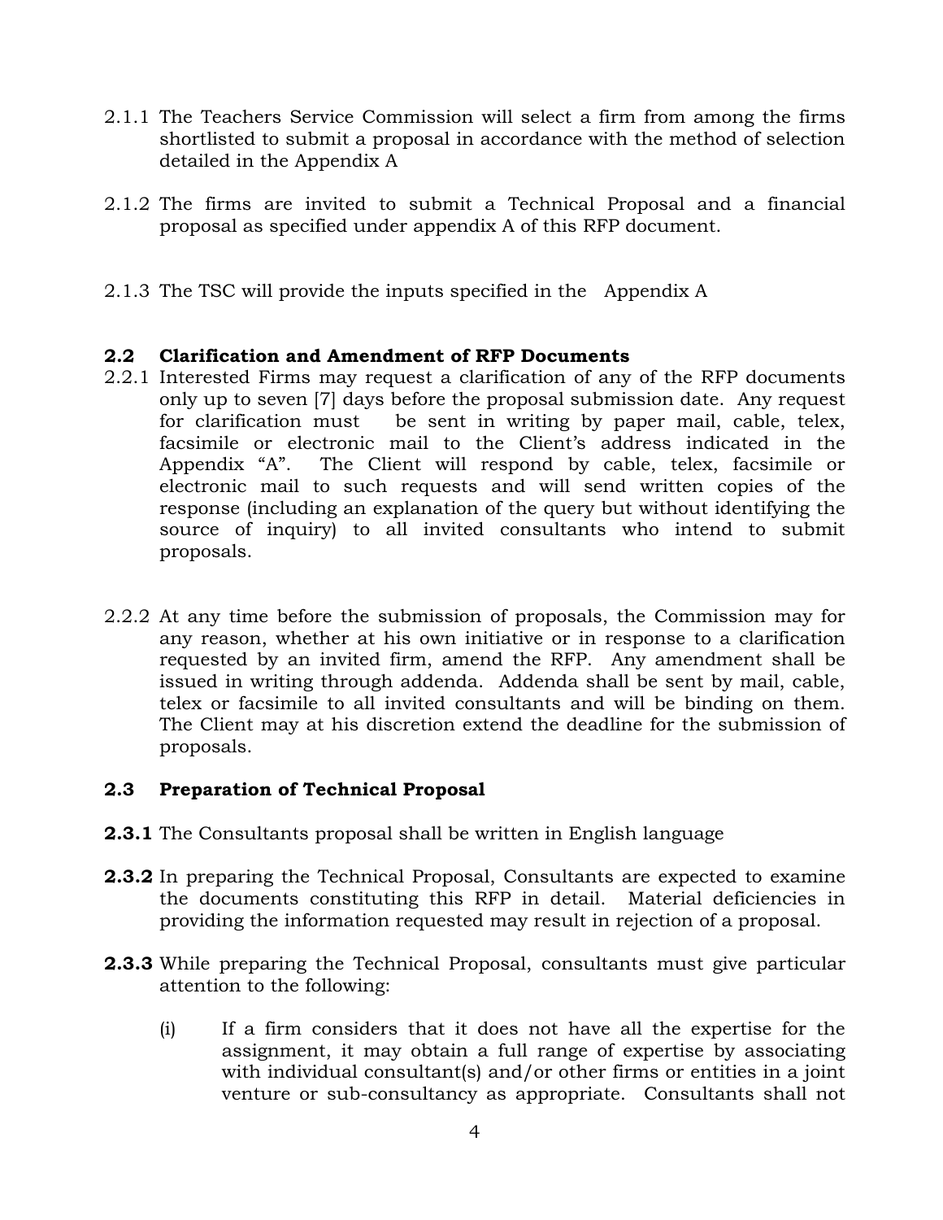2.1.1 The Teachers Service Commission will select a firm from among the firms shortlisted to submit a proposal in accordance with the method of selection detailed in the Appendix A

2.1.2 The firms are invited to submit a Technical Proposal and a financial proposal as specified under appendix A of this RFP document.

2.1.3 The TSC will provide the inputs specified in the Appendix A

## 2.2 Clarification and Amendment of RFP Documents

2.2.1 Interested Firms may request a clarification of any of the RFP documents only up to seven [7] days before the proposal submission date. Any request for clarification must be sent in writing by paper mail, cable, telex, facsimile or electronic mail to the Client's address indicated in the Appendix "A". The Client will respond by cable, telex, facsimile or electronic mail to such requests and will send written copies of the response (including an explanation of the query but without identifying the source of inquiry) to all invited consultants who intend to submit proposals.

2.2.2 At any time before the submission of proposals, the Commission may for any reason, whether at his own initiative or in response to a clarification requested by an invited firm, amend the RFP. Any amendment shall be issued in writing through addenda. Addenda shall be sent by mail, cable, telex or facsimile to all invited consultants and will be binding on them. The Client may at his discretion extend the deadline for the submission of proposals.

## 2.3 Preparation of Technical Proposal

**2.3.1** The Consultants proposal shall be written in English language

**2.3.2** In preparing the Technical Proposal, Consultants are expected to examine the documents constituting this RFP in detail. Material deficiencies in providing the information requested may result in rejection of a proposal.

**2.3.3** While preparing the Technical Proposal, consultants must give particular attention to the following:

(i) If a firm considers that it does not have all the expertise for the assignment, it may obtain a full range of expertise by associating with individual consultant(s) and/or other firms or entities in a joint venture or sub-consultancy as appropriate. Consultants shall not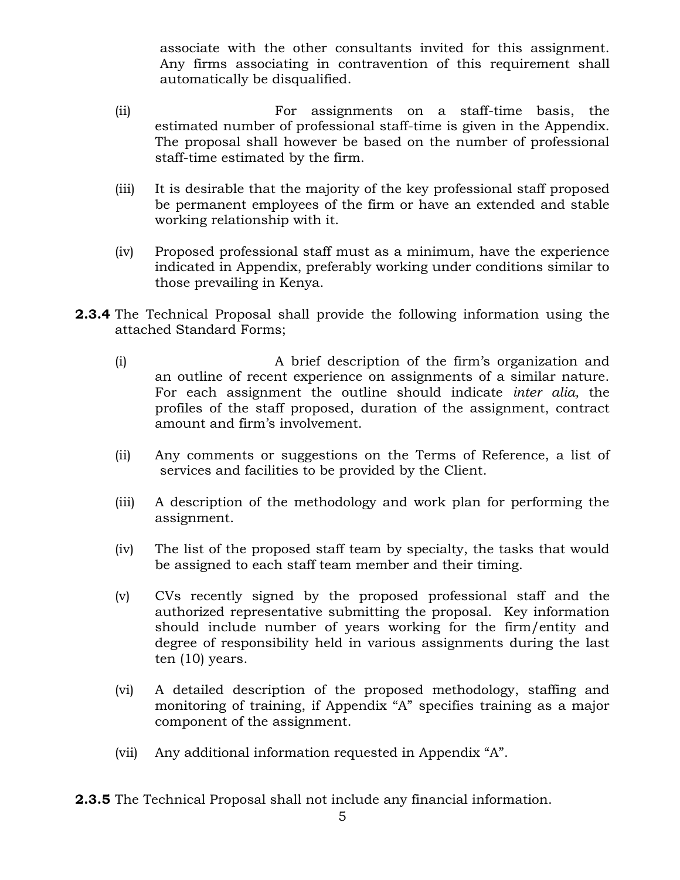associate with the other consultants invited for this assignment. Any firms associating in contravention of this requirement shall automatically be disqualified.

(ii) For assignments on a staff-time basis, the estimated number of professional staff-time is given in the Appendix. The proposal shall however be based on the number of professional staff-time estimated by the firm.

(iii) It is desirable that the majority of the key professional staff proposed be permanent employees of the firm or have an extended and stable working relationship with it.

(iv) Proposed professional staff must as a minimum, have the experience indicated in Appendix, preferably working under conditions similar to those prevailing in Kenya.

**2.3.4** The Technical Proposal shall provide the following information using the attached Standard Forms;

(i) A brief description of the firm's organization and an outline of recent experience on assignments of a similar nature. For each assignment the outline should indicate *inter alia,* the profiles of the staff proposed, duration of the assignment, contract amount and firm's involvement.

(ii) Any comments or suggestions on the Terms of Reference, a list of services and facilities to be provided by the Client.

(iii) A description of the methodology and work plan for performing the assignment.

(iv) The list of the proposed staff team by specialty, the tasks that would be assigned to each staff team member and their timing.

(v) CVs recently signed by the proposed professional staff and the authorized representative submitting the proposal. Key information should include number of years working for the firm/entity and degree of responsibility held in various assignments during the last ten (10) years.

(vi) A detailed description of the proposed methodology, staffing and monitoring of training, if Appendix "A" specifies training as a major component of the assignment.

(vii) Any additional information requested in Appendix "A".

**2.3.5** The Technical Proposal shall not include any financial information.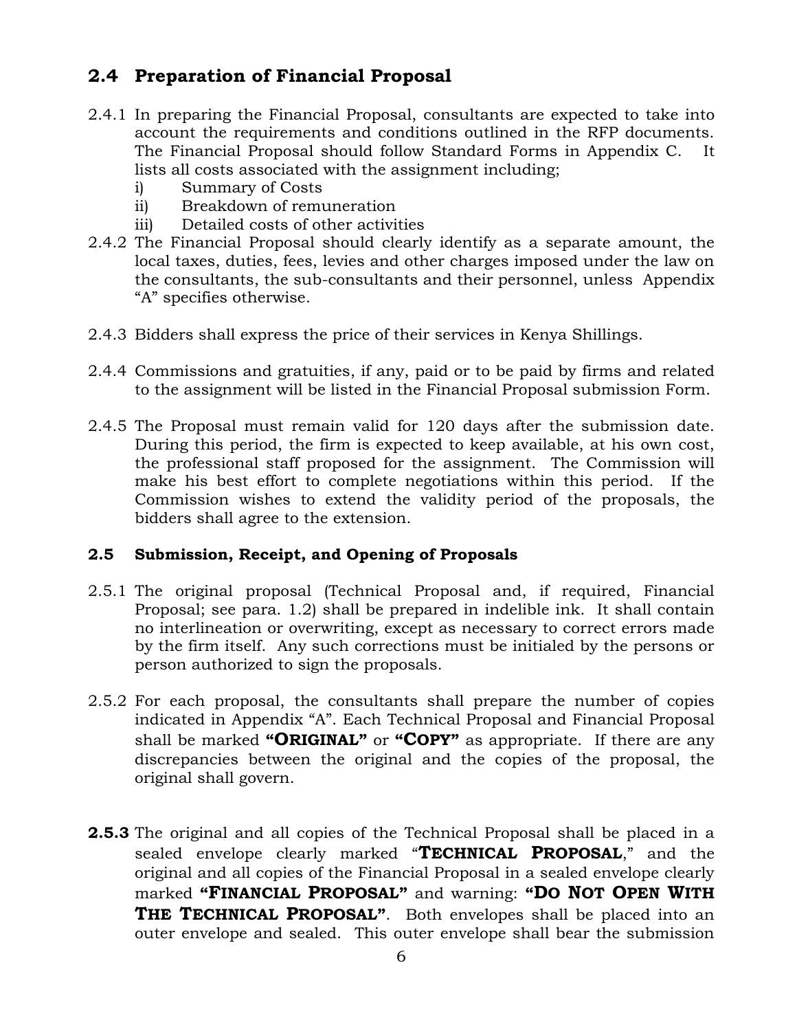## 2.4 Preparation of Financial Proposal

2.4.1 In preparing the Financial Proposal, consultants are expected to take into account the requirements and conditions outlined in the RFP documents. The Financial Proposal should follow Standard Forms in Appendix C. It lists all costs associated with the assignment including;

i) Summary of Costs
ii) Breakdown of remuneration
iii) Detailed costs of other activities

2.4.2 The Financial Proposal should clearly identify as a separate amount, the local taxes, duties, fees, levies and other charges imposed under the law on the consultants, the sub-consultants and their personnel, unless Appendix "A" specifies otherwise.

2.4.3 Bidders shall express the price of their services in Kenya Shillings.

2.4.4 Commissions and gratuities, if any, paid or to be paid by firms and related to the assignment will be listed in the Financial Proposal submission Form.

2.4.5 The Proposal must remain valid for 120 days after the submission date. During this period, the firm is expected to keep available, at his own cost, the professional staff proposed for the assignment. The Commission will make his best effort to complete negotiations within this period. If the Commission wishes to extend the validity period of the proposals, the bidders shall agree to the extension.

### 2.5 Submission, Receipt, and Opening of Proposals

2.5.1 The original proposal (Technical Proposal and, if required, Financial Proposal; see para. 1.2) shall be prepared in indelible ink. It shall contain no interlineation or overwriting, except as necessary to correct errors made by the firm itself. Any such corrections must be initialed by the persons or person authorized to sign the proposals.

2.5.2 For each proposal, the consultants shall prepare the number of copies indicated in Appendix "A". Each Technical Proposal and Financial Proposal shall be marked **"ORIGINAL"** or **"COPY"** as appropriate. If there are any discrepancies between the original and the copies of the proposal, the original shall govern.

**2.5.3** The original and all copies of the Technical Proposal shall be placed in a sealed envelope clearly marked "**TECHNICAL PROPOSAL**," and the original and all copies of the Financial Proposal in a sealed envelope clearly marked **"FINANCIAL PROPOSAL"** and warning: **"DO NOT OPEN WITH THE TECHNICAL PROPOSAL"**. Both envelopes shall be placed into an outer envelope and sealed. This outer envelope shall bear the submission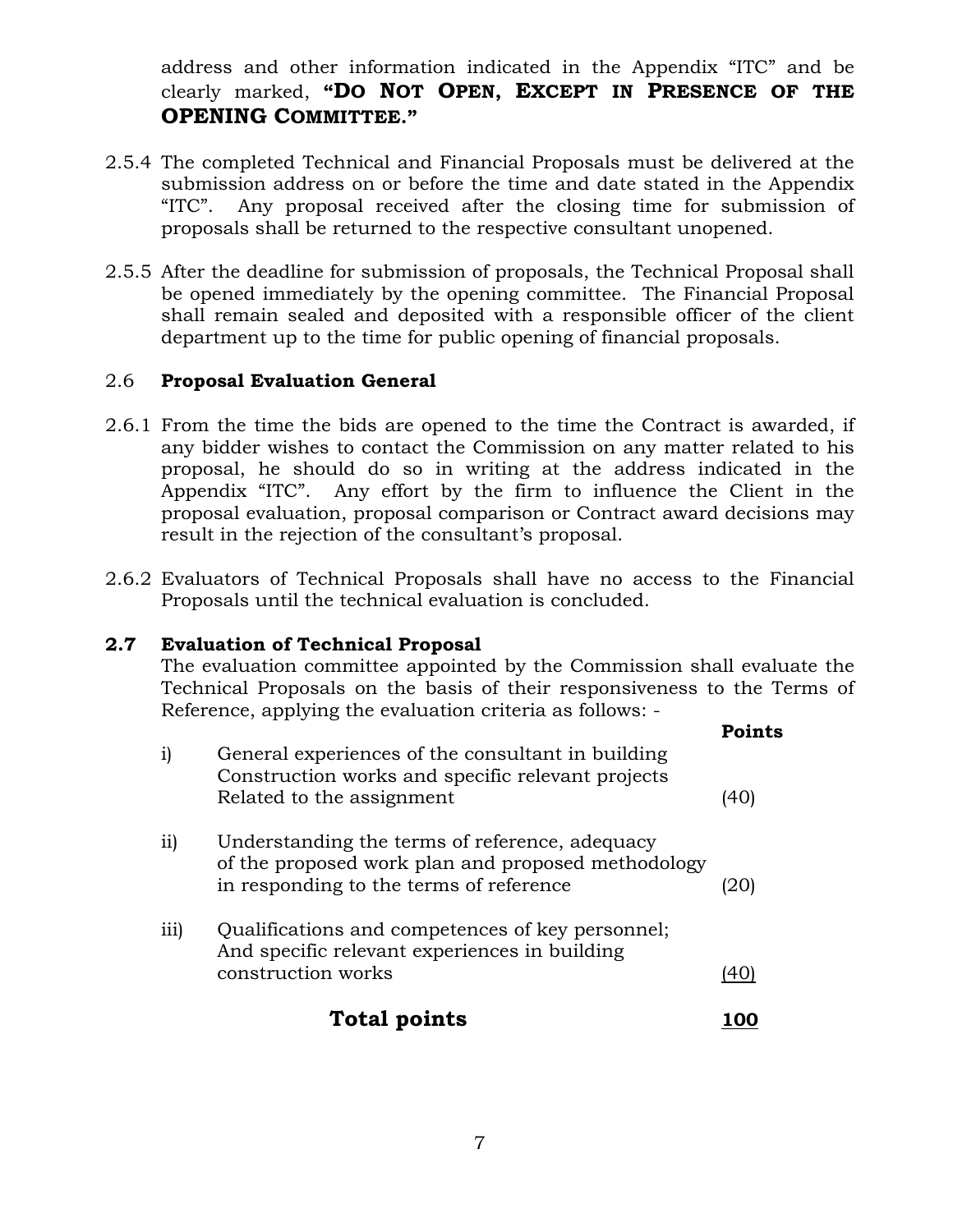address and other information indicated in the Appendix "ITC" and be clearly marked, **"DO NOT OPEN, EXCEPT IN PRESENCE OF THE OPENING COMMITTEE."**

2.5.4 The completed Technical and Financial Proposals must be delivered at the submission address on or before the time and date stated in the Appendix "ITC". Any proposal received after the closing time for submission of proposals shall be returned to the respective consultant unopened.

2.5.5 After the deadline for submission of proposals, the Technical Proposal shall be opened immediately by the opening committee. The Financial Proposal shall remain sealed and deposited with a responsible officer of the client department up to the time for public opening of financial proposals.

2.6 **Proposal Evaluation General**

2.6.1 From the time the bids are opened to the time the Contract is awarded, if any bidder wishes to contact the Commission on any matter related to his proposal, he should do so in writing at the address indicated in the Appendix "ITC". Any effort by the firm to influence the Client in the proposal evaluation, proposal comparison or Contract award decisions may result in the rejection of the consultant's proposal.

2.6.2 Evaluators of Technical Proposals shall have no access to the Financial Proposals until the technical evaluation is concluded.

**2.7 Evaluation of Technical Proposal**

The evaluation committee appointed by the Commission shall evaluate the Technical Proposals on the basis of their responsiveness to the Terms of Reference, applying the evaluation criteria as follows: -

| | | **Points** |
|---|---|---|
| i) | General experiences of the consultant in building Construction works and specific relevant projects Related to the assignment | (40) |
| ii) | Understanding the terms of reference, adequacy of the proposed work plan and proposed methodology in responding to the terms of reference | (20) |
| iii) | Qualifications and competences of key personnel; And specific relevant experiences in building construction works | (40) |
| | **Total points** | **100** |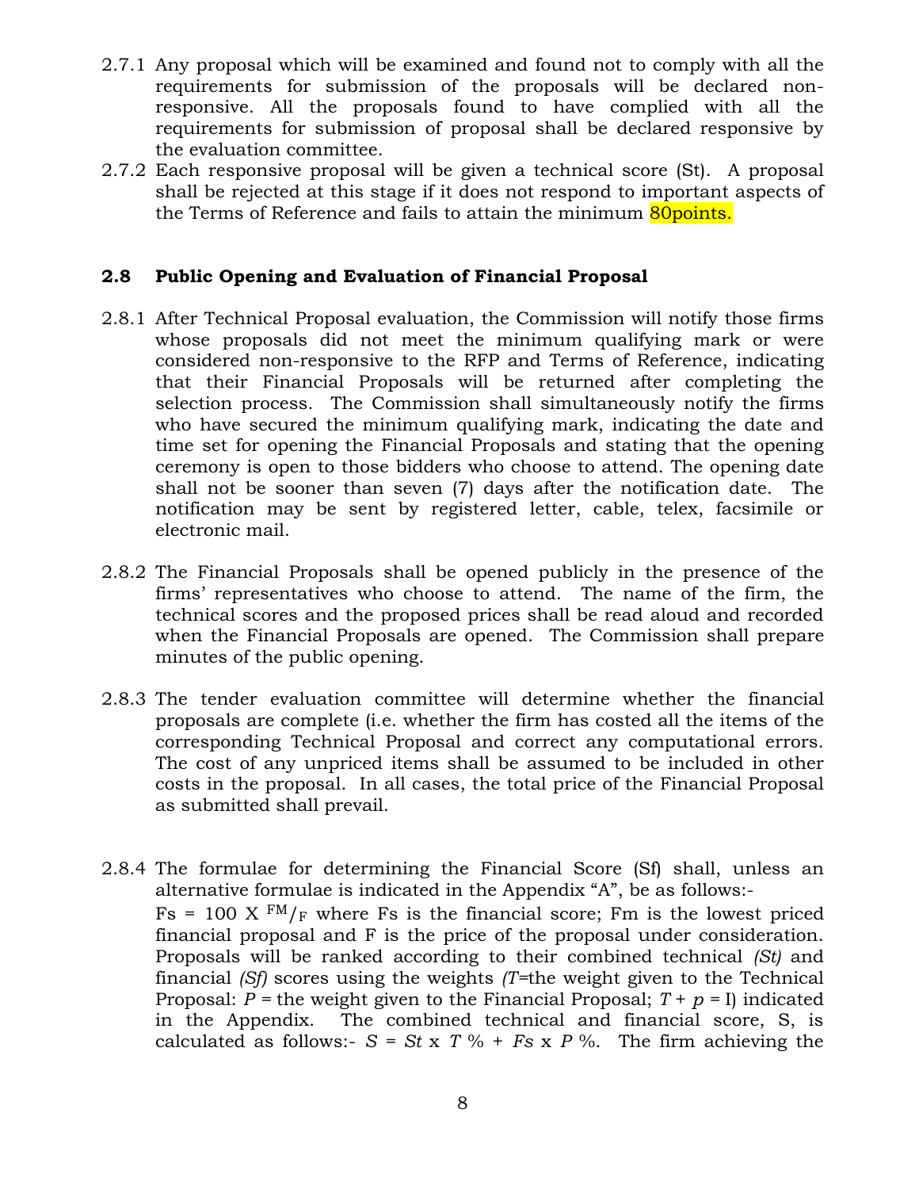2.7.1 Any proposal which will be examined and found not to comply with all the requirements for submission of the proposals will be declared non-responsive. All the proposals found to have complied with all the requirements for submission of proposal shall be declared responsive by the evaluation committee.

2.7.2 Each responsive proposal will be given a technical score (St). A proposal shall be rejected at this stage if it does not respond to important aspects of the Terms of Reference and fails to attain the minimum 80points.

### 2.8 Public Opening and Evaluation of Financial Proposal

2.8.1 After Technical Proposal evaluation, the Commission will notify those firms whose proposals did not meet the minimum qualifying mark or were considered non-responsive to the RFP and Terms of Reference, indicating that their Financial Proposals will be returned after completing the selection process. The Commission shall simultaneously notify the firms who have secured the minimum qualifying mark, indicating the date and time set for opening the Financial Proposals and stating that the opening ceremony is open to those bidders who choose to attend. The opening date shall not be sooner than seven (7) days after the notification date. The notification may be sent by registered letter, cable, telex, facsimile or electronic mail.

2.8.2 The Financial Proposals shall be opened publicly in the presence of the firms' representatives who choose to attend. The name of the firm, the technical scores and the proposed prices shall be read aloud and recorded when the Financial Proposals are opened. The Commission shall prepare minutes of the public opening.

2.8.3 The tender evaluation committee will determine whether the financial proposals are complete (i.e. whether the firm has costed all the items of the corresponding Technical Proposal and correct any computational errors. The cost of any unpriced items shall be assumed to be included in other costs in the proposal. In all cases, the total price of the Financial Proposal as submitted shall prevail.

2.8.4 The formulae for determining the Financial Score (Sf) shall, unless an alternative formulae is indicated in the Appendix "A", be as follows:-
$Fs = 100 \times {}^{FM}/_{F}$ where Fs is the financial score; Fm is the lowest priced financial proposal and F is the price of the proposal under consideration. Proposals will be ranked according to their combined technical *(St)* and financial *(Sf)* scores using the weights *(T*=the weight given to the Technical Proposal: *P* = the weight given to the Financial Proposal; $T + p = I$) indicated in the Appendix. The combined technical and financial score, S, is calculated as follows:- $S = St \times T\% + Fs \times P\%$. The firm achieving the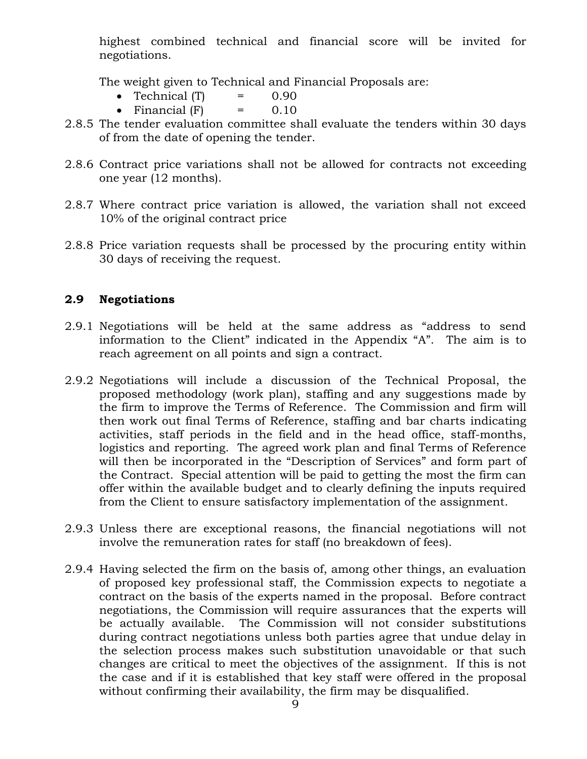highest combined technical and financial score will be invited for negotiations.

The weight given to Technical and Financial Proposals are:

- Technical (T) = 0.90
- Financial (F) = 0.10

2.8.5 The tender evaluation committee shall evaluate the tenders within 30 days of from the date of opening the tender.

2.8.6 Contract price variations shall not be allowed for contracts not exceeding one year (12 months).

2.8.7 Where contract price variation is allowed, the variation shall not exceed 10% of the original contract price

2.8.8 Price variation requests shall be processed by the procuring entity within 30 days of receiving the request.

## 2.9 Negotiations

2.9.1 Negotiations will be held at the same address as "address to send information to the Client" indicated in the Appendix "A". The aim is to reach agreement on all points and sign a contract.

2.9.2 Negotiations will include a discussion of the Technical Proposal, the proposed methodology (work plan), staffing and any suggestions made by the firm to improve the Terms of Reference. The Commission and firm will then work out final Terms of Reference, staffing and bar charts indicating activities, staff periods in the field and in the head office, staff-months, logistics and reporting. The agreed work plan and final Terms of Reference will then be incorporated in the "Description of Services" and form part of the Contract. Special attention will be paid to getting the most the firm can offer within the available budget and to clearly defining the inputs required from the Client to ensure satisfactory implementation of the assignment.

2.9.3 Unless there are exceptional reasons, the financial negotiations will not involve the remuneration rates for staff (no breakdown of fees).

2.9.4 Having selected the firm on the basis of, among other things, an evaluation of proposed key professional staff, the Commission expects to negotiate a contract on the basis of the experts named in the proposal. Before contract negotiations, the Commission will require assurances that the experts will be actually available. The Commission will not consider substitutions during contract negotiations unless both parties agree that undue delay in the selection process makes such substitution unavoidable or that such changes are critical to meet the objectives of the assignment. If this is not the case and if it is established that key staff were offered in the proposal without confirming their availability, the firm may be disqualified.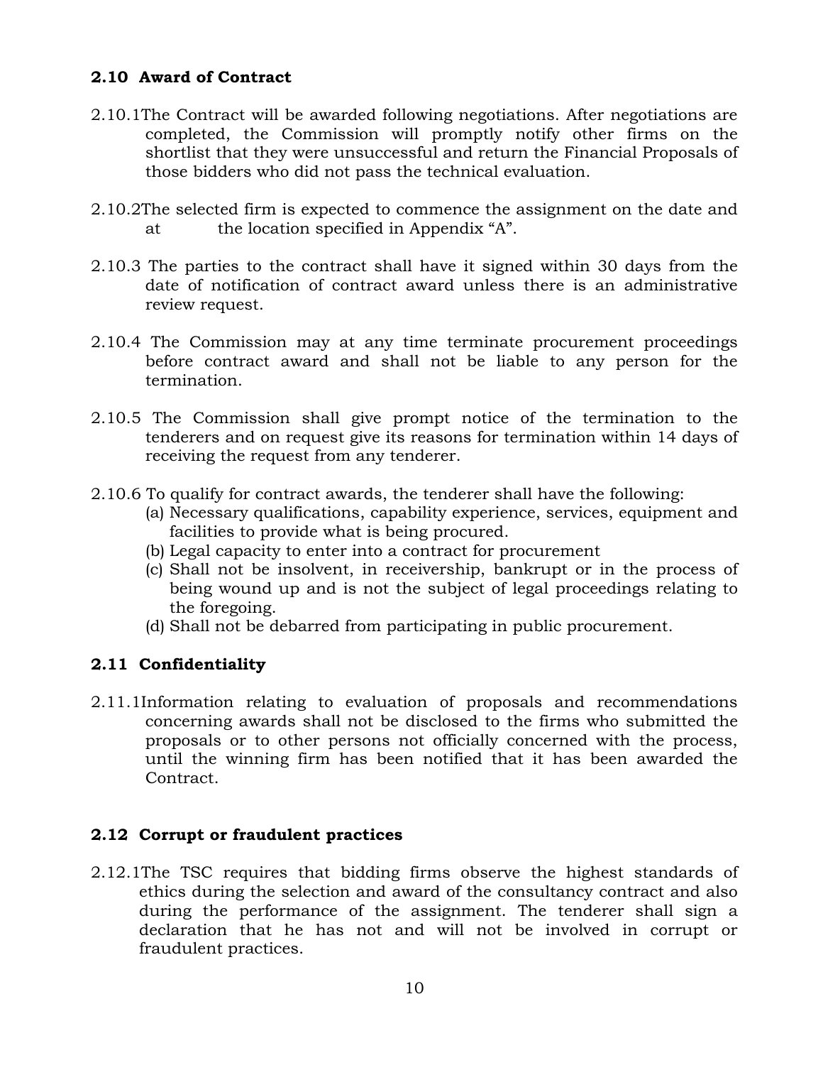### 2.10 Award of Contract

2.10.1 The Contract will be awarded following negotiations. After negotiations are completed, the Commission will promptly notify other firms on the shortlist that they were unsuccessful and return the Financial Proposals of those bidders who did not pass the technical evaluation.

2.10.2 The selected firm is expected to commence the assignment on the date and at the location specified in Appendix "A".

2.10.3 The parties to the contract shall have it signed within 30 days from the date of notification of contract award unless there is an administrative review request.

2.10.4 The Commission may at any time terminate procurement proceedings before contract award and shall not be liable to any person for the termination.

2.10.5 The Commission shall give prompt notice of the termination to the tenderers and on request give its reasons for termination within 14 days of receiving the request from any tenderer.

2.10.6 To qualify for contract awards, the tenderer shall have the following:

(a) Necessary qualifications, capability experience, services, equipment and facilities to provide what is being procured.
(b) Legal capacity to enter into a contract for procurement
(c) Shall not be insolvent, in receivership, bankrupt or in the process of being wound up and is not the subject of legal proceedings relating to the foregoing.
(d) Shall not be debarred from participating in public procurement.

### 2.11 Confidentiality

2.11.1 Information relating to evaluation of proposals and recommendations concerning awards shall not be disclosed to the firms who submitted the proposals or to other persons not officially concerned with the process, until the winning firm has been notified that it has been awarded the Contract.

### 2.12 Corrupt or fraudulent practices

2.12.1 The TSC requires that bidding firms observe the highest standards of ethics during the selection and award of the consultancy contract and also during the performance of the assignment. The tenderer shall sign a declaration that he has not and will not be involved in corrupt or fraudulent practices.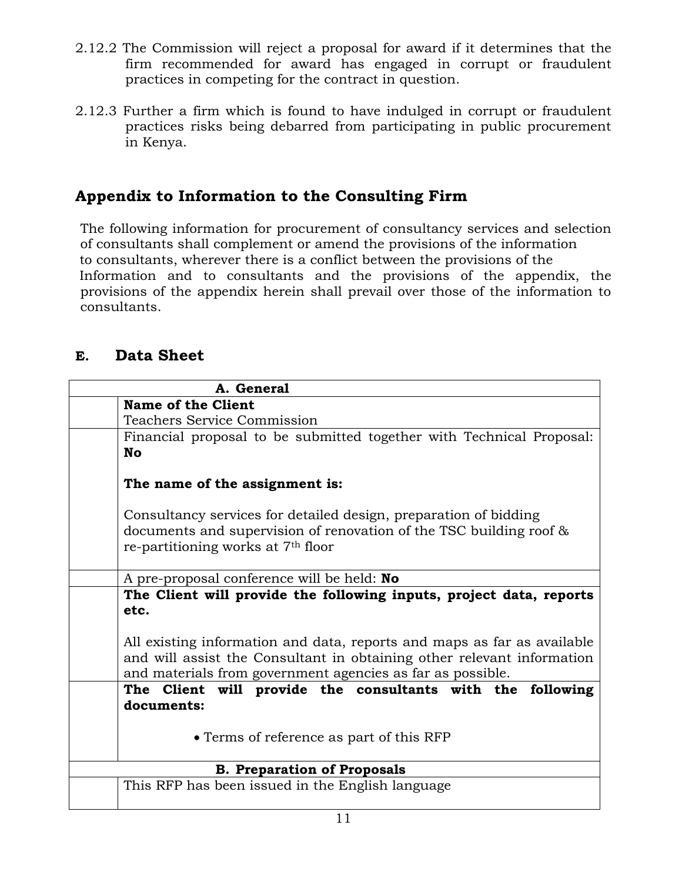2.12.2 The Commission will reject a proposal for award if it determines that the firm recommended for award has engaged in corrupt or fraudulent practices in competing for the contract in question.

2.12.3 Further a firm which is found to have indulged in corrupt or fraudulent practices risks being debarred from participating in public procurement in Kenya.

## Appendix to Information to the Consulting Firm

The following information for procurement of consultancy services and selection of consultants shall complement or amend the provisions of the information to consultants, wherever there is a conflict between the provisions of the Information and to consultants and the provisions of the appendix, the provisions of the appendix herein shall prevail over those of the information to consultants.

## E. Data Sheet

| | **A. General** |
|---|---|
| | **Name of the Client**<br>Teachers Service Commission |
| | Financial proposal to be submitted together with Technical Proposal: **No**<br><br>**The name of the assignment is:**<br><br>Consultancy services for detailed design, preparation of bidding documents and supervision of renovation of the TSC building roof & re-partitioning works at 7th floor |
| | A pre-proposal conference will be held: **No** |
| | **The Client will provide the following inputs, project data, reports etc.**<br><br>All existing information and data, reports and maps as far as available and will assist the Consultant in obtaining other relevant information and materials from government agencies as far as possible. |
| | **The Client will provide the consultants with the following documents:**<br><br>• Terms of reference as part of this RFP |
| | **B. Preparation of Proposals** |
| | This RFP has been issued in the English language |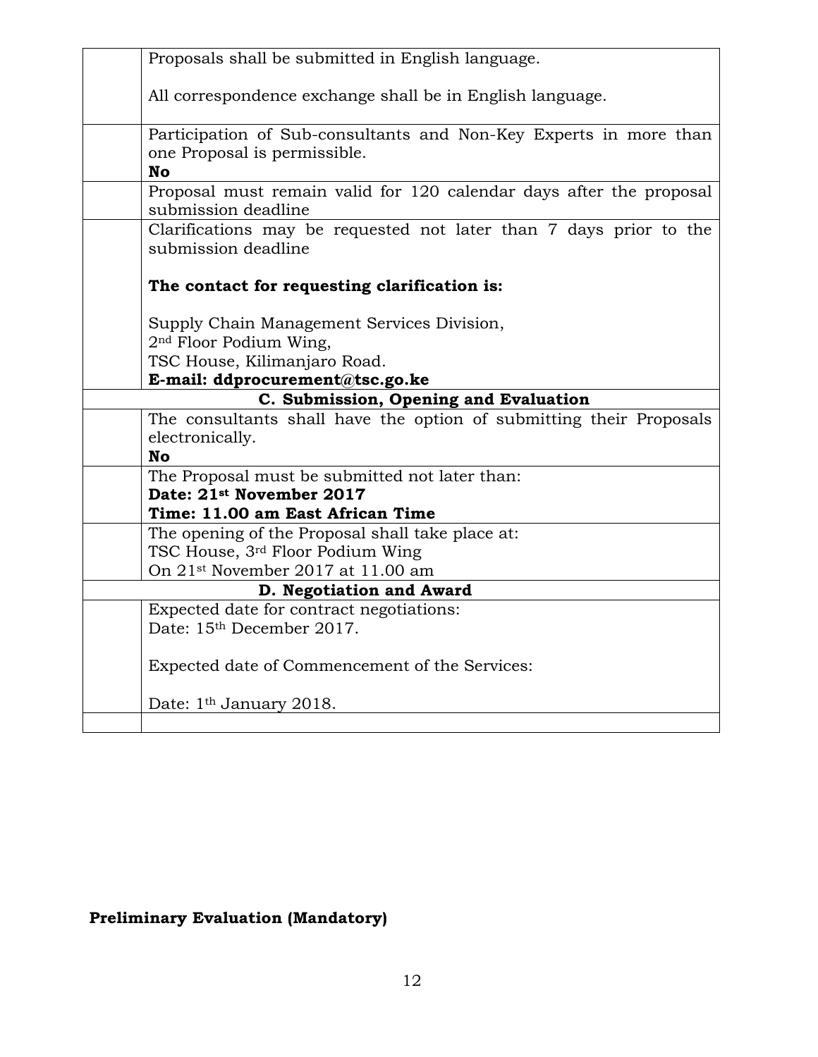| | |
|---|---|
| | Proposals shall be submitted in English language.<br><br>All correspondence exchange shall be in English language. |
| | Participation of Sub-consultants and Non-Key Experts in more than one Proposal is permissible.<br>**No** |
| | Proposal must remain valid for 120 calendar days after the proposal submission deadline |
| | Clarifications may be requested not later than 7 days prior to the submission deadline<br><br>**The contact for requesting clarification is:**<br><br>Supply Chain Management Services Division,<br>2nd Floor Podium Wing,<br>TSC House, Kilimanjaro Road.<br>**E-mail: ddprocurement@tsc.go.ke** |
| **C. Submission, Opening and Evaluation** | |
| | The consultants shall have the option of submitting their Proposals electronically.<br>**No** |
| | The Proposal must be submitted not later than:<br>**Date: 21st November 2017**<br>**Time: 11.00 am East African Time** |
| | The opening of the Proposal shall take place at:<br>TSC House, 3rd Floor Podium Wing<br>On 21st November 2017 at 11.00 am |
| **D. Negotiation and Award** | |
| | Expected date for contract negotiations:<br>Date: 15th December 2017.<br><br>Expected date of Commencement of the Services:<br><br>Date: 1th January 2018. |
| | |

**Preliminary Evaluation (Mandatory)**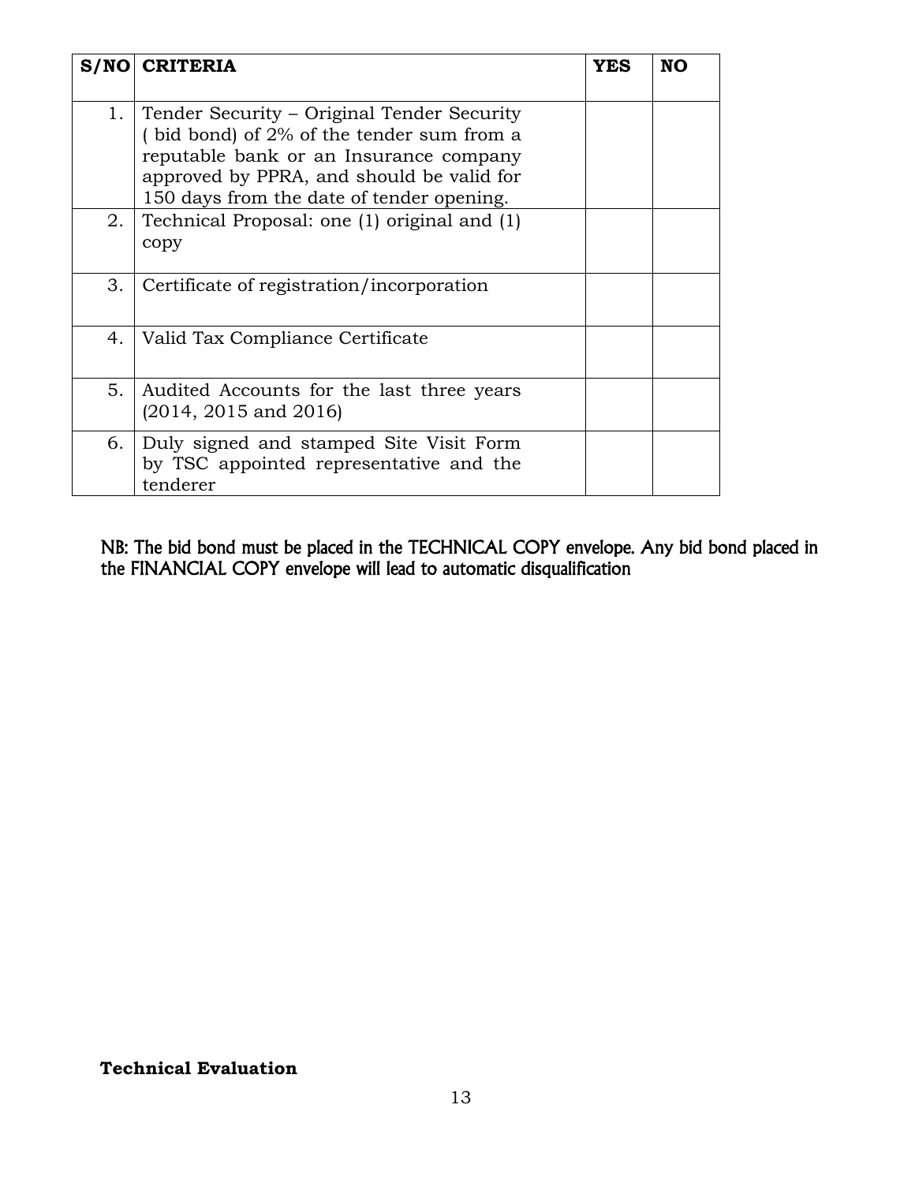| S/NO | CRITERIA | YES | NO |
|---|---|---|---|
| 1. | Tender Security – Original Tender Security ( bid bond) of 2% of the tender sum from a reputable bank or an Insurance company approved by PPRA, and should be valid for 150 days from the date of tender opening. | | |
| 2. | Technical Proposal: one (1) original and (1) copy | | |
| 3. | Certificate of registration/incorporation | | |
| 4. | Valid Tax Compliance Certificate | | |
| 5. | Audited Accounts for the last three years (2014, 2015 and 2016) | | |
| 6. | Duly signed and stamped Site Visit Form by TSC appointed representative and the tenderer | | |

NB: The bid bond must be placed in the TECHNICAL COPY envelope. Any bid bond placed in the FINANCIAL COPY envelope will lead to automatic disqualification

**Technical Evaluation**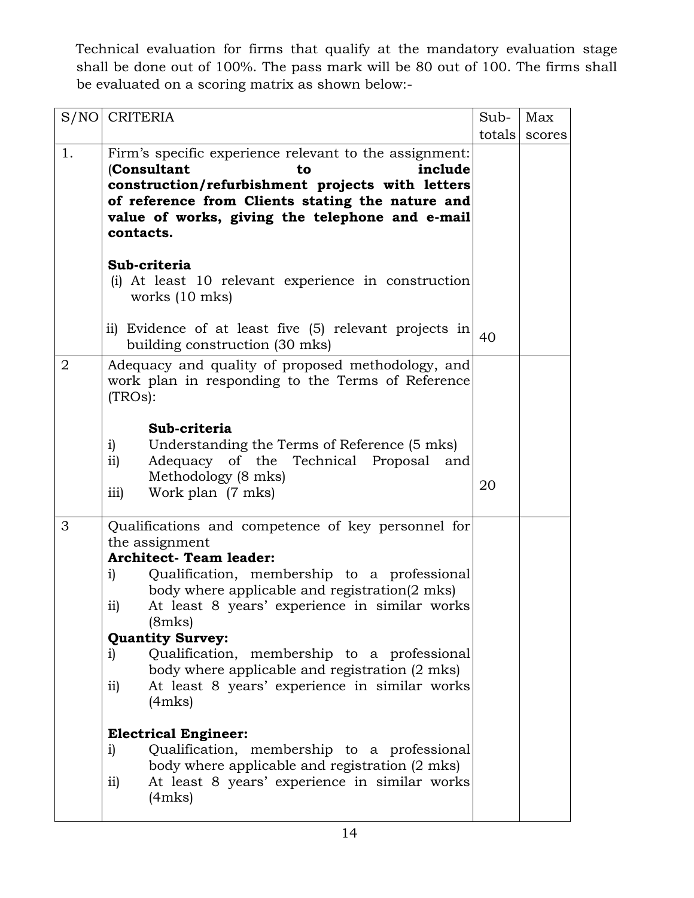Technical evaluation for firms that qualify at the mandatory evaluation stage shall be done out of 100%. The pass mark will be 80 out of 100. The firms shall be evaluated on a scoring matrix as shown below:-

| S/NO | CRITERIA | Sub-totals | Max scores |
|---|---|---|---|
| 1. | Firm's specific experience relevant to the assignment: (**Consultant to include construction/refurbishment projects with letters of reference from Clients stating the nature and value of works, giving the telephone and e-mail contacts.**<br><br>**Sub-criteria**<br>(i) At least 10 relevant experience in construction works (10 mks)<br><br>ii) Evidence of at least five (5) relevant projects in building construction (30 mks) | 40 | |
| 2 | Adequacy and quality of proposed methodology, and work plan in responding to the Terms of Reference (TROs):<br><br>**Sub-criteria**<br>i) Understanding the Terms of Reference (5 mks)<br>ii) Adequacy of the Technical Proposal and Methodology (8 mks)<br>iii) Work plan (7 mks) | 20 | |
| 3 | Qualifications and competence of key personnel for the assignment<br>**Architect- Team leader:**<br>i) Qualification, membership to a professional body where applicable and registration(2 mks)<br>ii) At least 8 years' experience in similar works (8mks)<br>**Quantity Survey:**<br>i) Qualification, membership to a professional body where applicable and registration (2 mks)<br>ii) At least 8 years' experience in similar works (4mks)<br><br>**Electrical Engineer:**<br>i) Qualification, membership to a professional body where applicable and registration (2 mks)<br>ii) At least 8 years' experience in similar works (4mks) | | |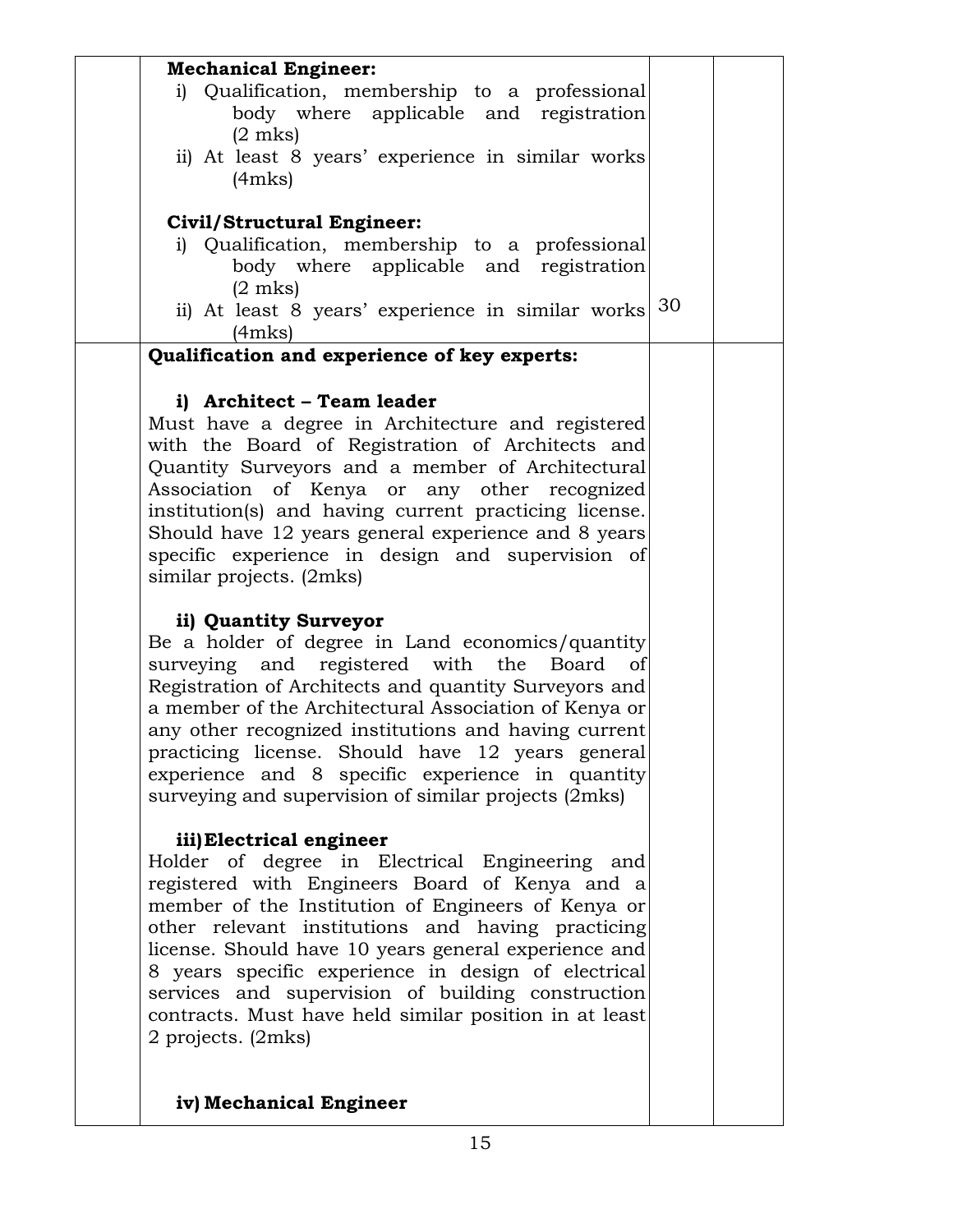| | | | |
|---|---|---|---|
| | **Mechanical Engineer:**<br>i) Qualification, membership to a professional body where applicable and registration (2 mks)<br>ii) At least 8 years' experience in similar works (4mks)<br><br>**Civil/Structural Engineer:**<br>i) Qualification, membership to a professional body where applicable and registration (2 mks)<br>ii) At least 8 years' experience in similar works (4mks) | 30 | |
| | **Qualification and experience of key experts:**<br><br>**i) Architect – Team leader**<br>Must have a degree in Architecture and registered with the Board of Registration of Architects and Quantity Surveyors and a member of Architectural Association of Kenya or any other recognized institution(s) and having current practicing license. Should have 12 years general experience and 8 years specific experience in design and supervision of similar projects. (2mks)<br><br>**ii) Quantity Surveyor**<br>Be a holder of degree in Land economics/quantity surveying and registered with the Board of Registration of Architects and quantity Surveyors and a member of the Architectural Association of Kenya or any other recognized institutions and having current practicing license. Should have 12 years general experience and 8 specific experience in quantity surveying and supervision of similar projects (2mks)<br><br>**iii) Electrical engineer**<br>Holder of degree in Electrical Engineering and registered with Engineers Board of Kenya and a member of the Institution of Engineers of Kenya or other relevant institutions and having practicing license. Should have 10 years general experience and 8 years specific experience in design of electrical services and supervision of building construction contracts. Must have held similar position in at least 2 projects. (2mks)<br><br>**iv) Mechanical Engineer** | | |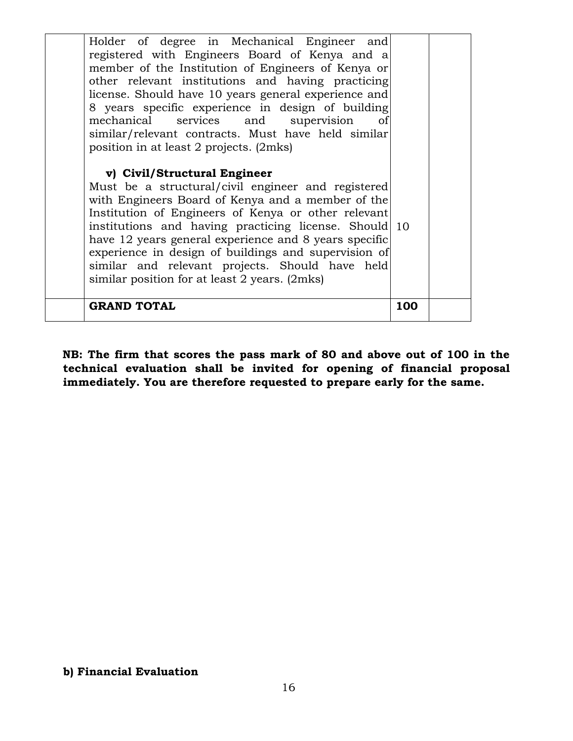| | | | |
|---|---|---|---|
| | Holder of degree in Mechanical Engineer and registered with Engineers Board of Kenya and a member of the Institution of Engineers of Kenya or other relevant institutions and having practicing license. Should have 10 years general experience and 8 years specific experience in design of building mechanical services and supervision of similar/relevant contracts. Must have held similar position in at least 2 projects. (2mks)<br><br>**v) Civil/Structural Engineer**<br>Must be a structural/civil engineer and registered with Engineers Board of Kenya and a member of the Institution of Engineers of Kenya or other relevant institutions and having practicing license. Should have 12 years general experience and 8 years specific experience in design of buildings and supervision of similar and relevant projects. Should have held similar position for at least 2 years. (2mks) | 10 | |
| | **GRAND TOTAL** | **100** | |

**NB: The firm that scores the pass mark of 80 and above out of 100 in the technical evaluation shall be invited for opening of financial proposal immediately. You are therefore requested to prepare early for the same.**

**b) Financial Evaluation**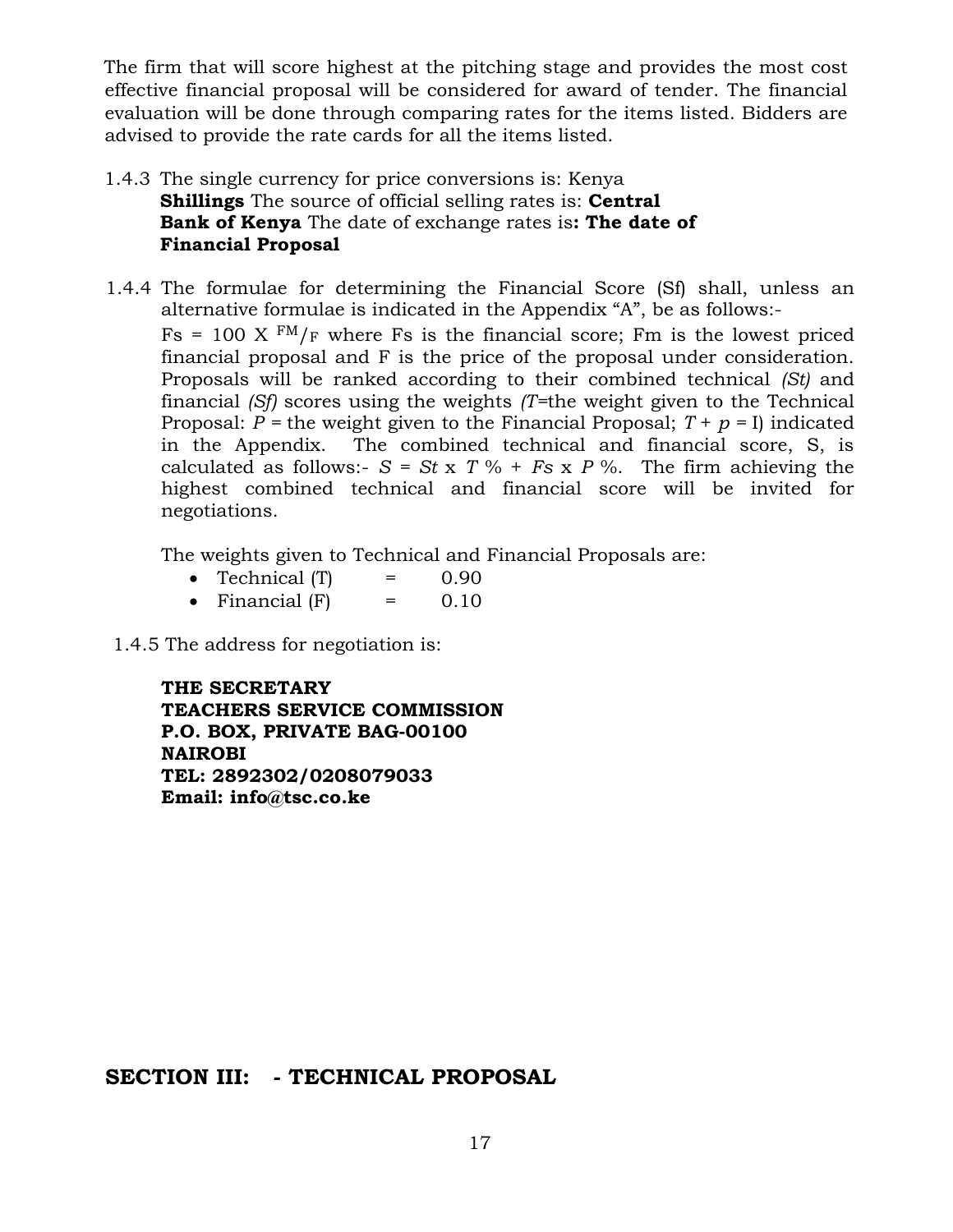The firm that will score highest at the pitching stage and provides the most cost effective financial proposal will be considered for award of tender. The financial evaluation will be done through comparing rates for the items listed. Bidders are advised to provide the rate cards for all the items listed.

1.4.3 The single currency for price conversions is: Kenya **Shillings** The source of official selling rates is: **Central Bank of Kenya** The date of exchange rates is**: The date of Financial Proposal**

1.4.4 The formulae for determining the Financial Score (Sf) shall, unless an alternative formulae is indicated in the Appendix "A", be as follows:-

Fs = 100 X $^{FM}/_{F}$ where Fs is the financial score; Fm is the lowest priced financial proposal and F is the price of the proposal under consideration. Proposals will be ranked according to their combined technical *(St)* and financial *(Sf)* scores using the weights *(T*=the weight given to the Technical Proposal: *P* = the weight given to the Financial Proposal; *T* + *p* = I) indicated in the Appendix. The combined technical and financial score, S, is calculated as follows:- $S = St \times T\,\% + Fs \times P\,\%$. The firm achieving the highest combined technical and financial score will be invited for negotiations.

The weights given to Technical and Financial Proposals are:

- Technical (T) = 0.90
- Financial (F) = 0.10

1.4.5 The address for negotiation is:

**THE SECRETARY**
**TEACHERS SERVICE COMMISSION**
**P.O. BOX, PRIVATE BAG-00100**
**NAIROBI**
**TEL: 2892302/0208079033**
**Email: info@tsc.co.ke**

## SECTION III: - TECHNICAL PROPOSAL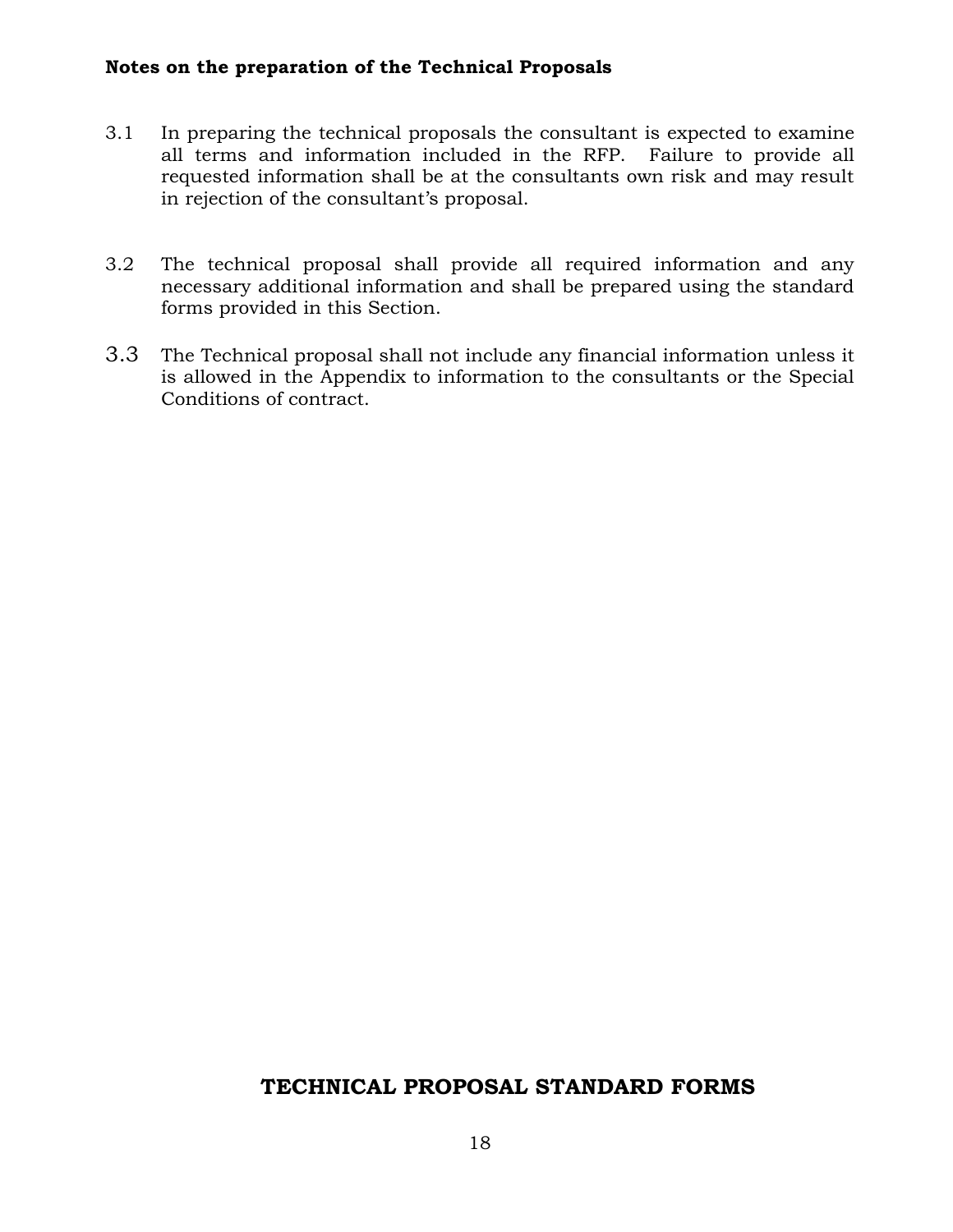**Notes on the preparation of the Technical Proposals**

3.1 In preparing the technical proposals the consultant is expected to examine all terms and information included in the RFP. Failure to provide all requested information shall be at the consultants own risk and may result in rejection of the consultant's proposal.

3.2 The technical proposal shall provide all required information and any necessary additional information and shall be prepared using the standard forms provided in this Section.

3.3 The Technical proposal shall not include any financial information unless it is allowed in the Appendix to information to the consultants or the Special Conditions of contract.

## TECHNICAL PROPOSAL STANDARD FORMS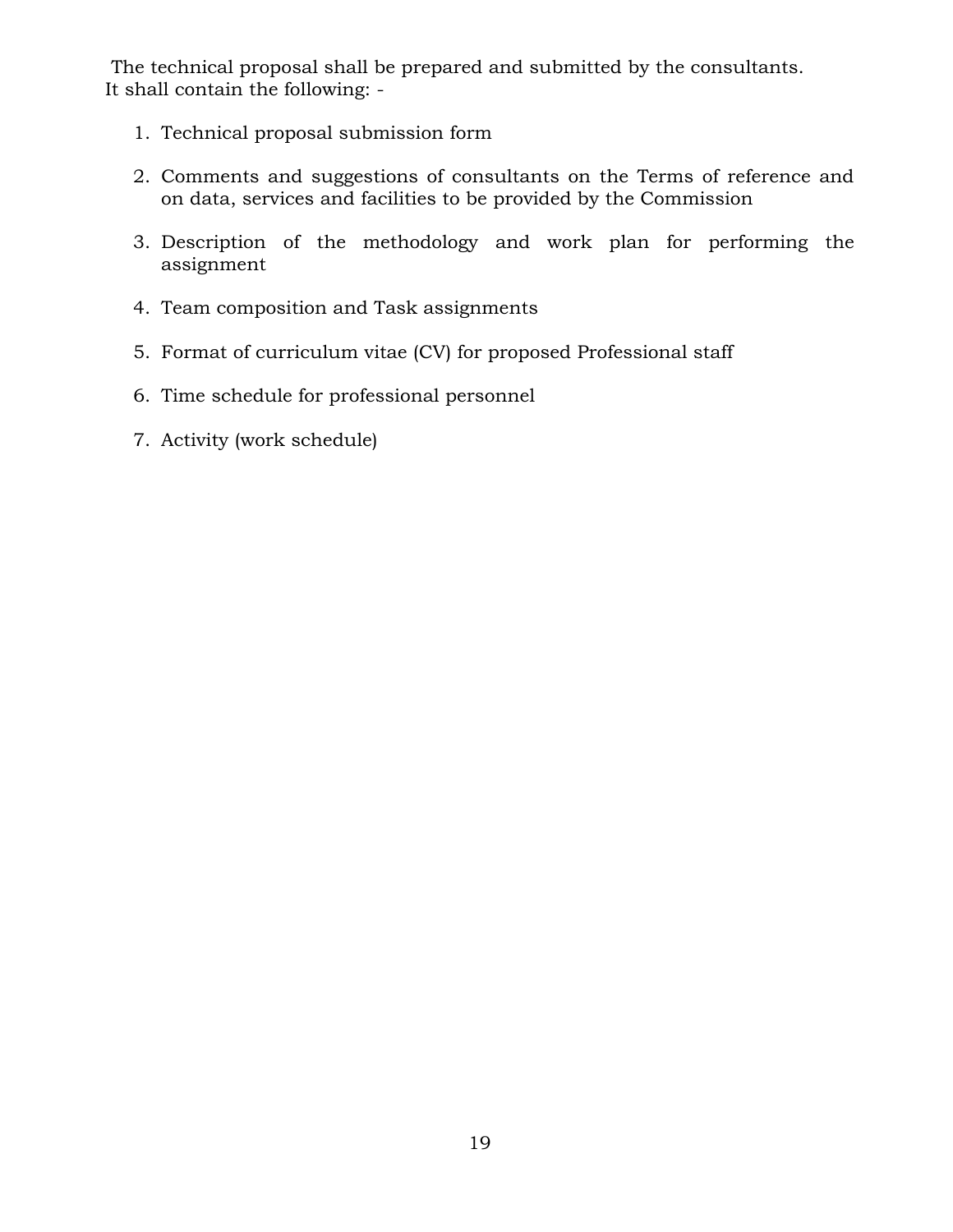The technical proposal shall be prepared and submitted by the consultants. It shall contain the following: -

1. Technical proposal submission form
2. Comments and suggestions of consultants on the Terms of reference and on data, services and facilities to be provided by the Commission
3. Description of the methodology and work plan for performing the assignment
4. Team composition and Task assignments
5. Format of curriculum vitae (CV) for proposed Professional staff
6. Time schedule for professional personnel
7. Activity (work schedule)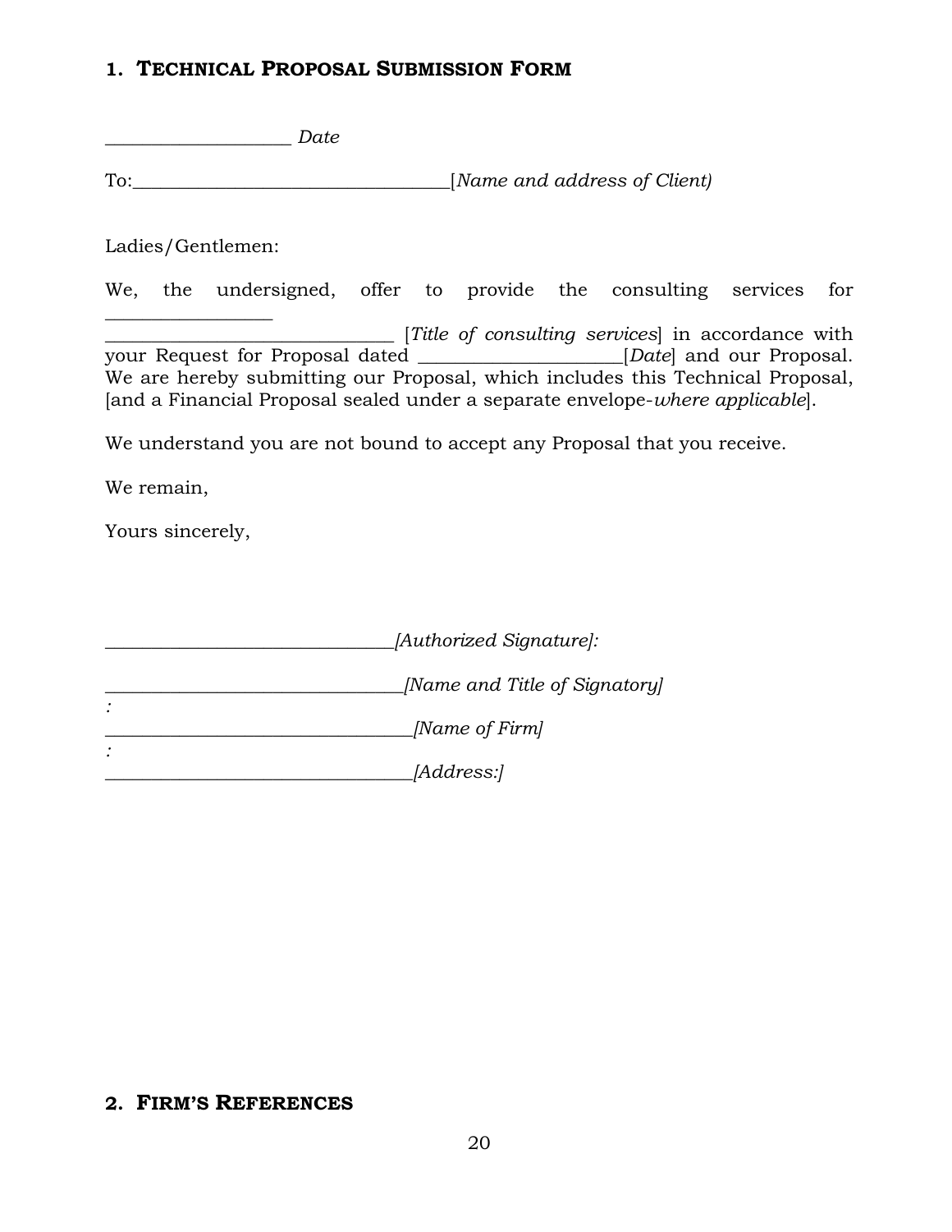## 1. TECHNICAL PROPOSAL SUBMISSION FORM

____________________ *Date*

To:__________________________________[*Name and address of Client)*

Ladies/Gentlemen:

We, the undersigned, offer to provide the consulting services for _________________ ______________________________ [*Title of consulting services*] in accordance with your Request for Proposal dated _____________________[*Date*] and our Proposal. We are hereby submitting our Proposal, which includes this Technical Proposal, [and a Financial Proposal sealed under a separate envelope-*where applicable*].

We understand you are not bound to accept any Proposal that you receive.

We remain,

Yours sincerely,

_______________________________*[Authorized Signature]:*

________________________________*[Name and Title of Signatory]*
*:*
_________________________________*[Name of Firm]*
*:*
_________________________________*[Address:]*

## 2. FIRM'S REFERENCES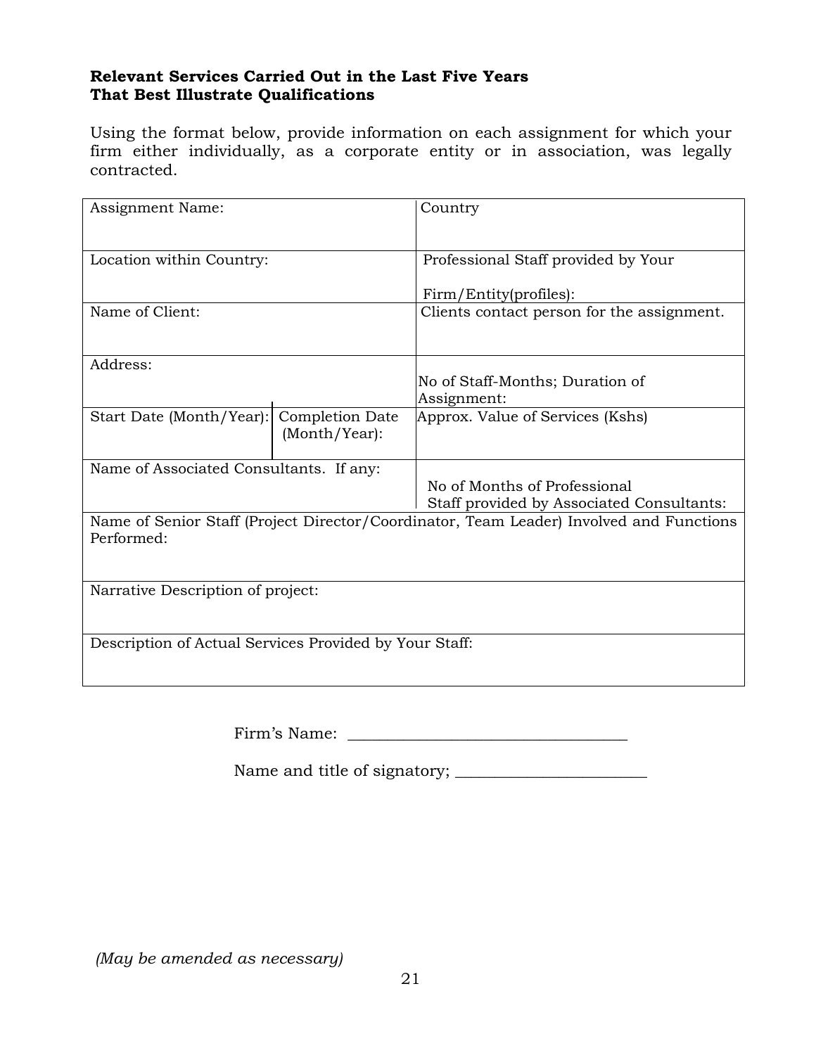**Relevant Services Carried Out in the Last Five Years**
**That Best Illustrate Qualifications**

Using the format below, provide information on each assignment for which your firm either individually, as a corporate entity or in association, was legally contracted.

| Assignment Name: | | Country |
|---|---|---|
| Location within Country: | | Professional Staff provided by Your Firm/Entity(profiles): |
| Name of Client: | | Clients contact person for the assignment. |
| Address: | | No of Staff-Months; Duration of Assignment: |
| Start Date (Month/Year): | Completion Date (Month/Year): | Approx. Value of Services (Kshs) |
| Name of Associated Consultants. If any: | | No of Months of Professional Staff provided by Associated Consultants: |
| Name of Senior Staff (Project Director/Coordinator, Team Leader) Involved and Functions Performed: | | |
| Narrative Description of project: | | |
| Description of Actual Services Provided by Your Staff: | | |

Firm's Name: ___________________________________

Name and title of signatory; ________________________

*(May be amended as necessary)*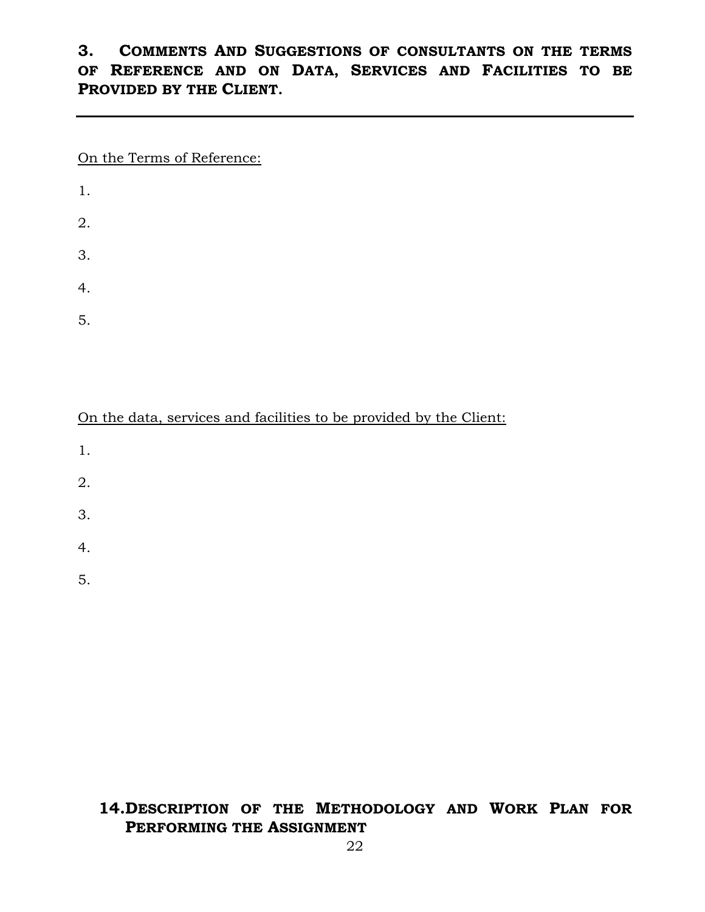## 3. Comments And Suggestions of consultants on the terms of Reference and on Data, Services and Facilities to be Provided by the Client.

---

On the Terms of Reference:

1.

2.

3.

4.

5.

On the data, services and facilities to be provided by the Client:

1.

2.

3.

4.

5.

## 14. Description of the Methodology and Work Plan for Performing the Assignment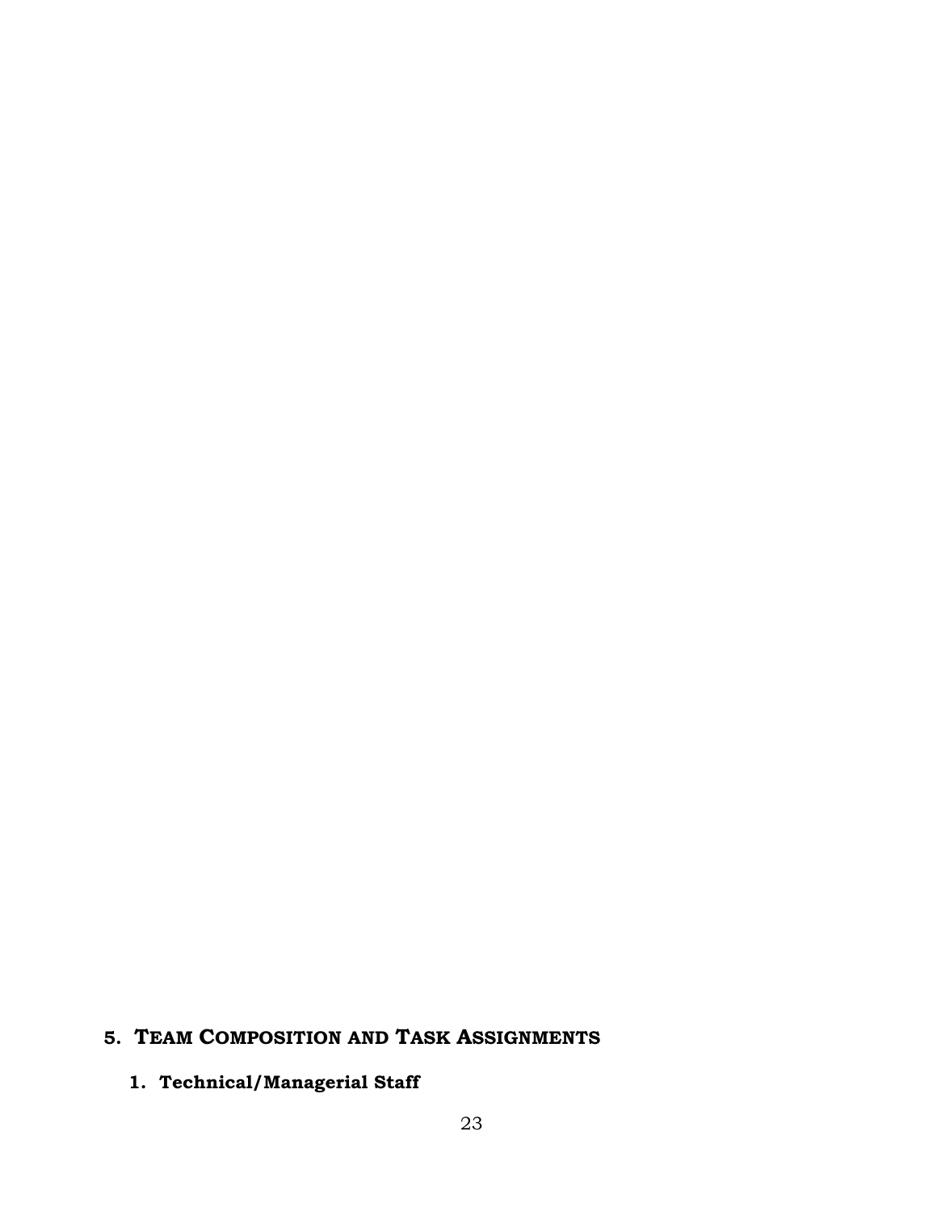# 5. Team Composition and Task Assignments

## 1. Technical/Managerial Staff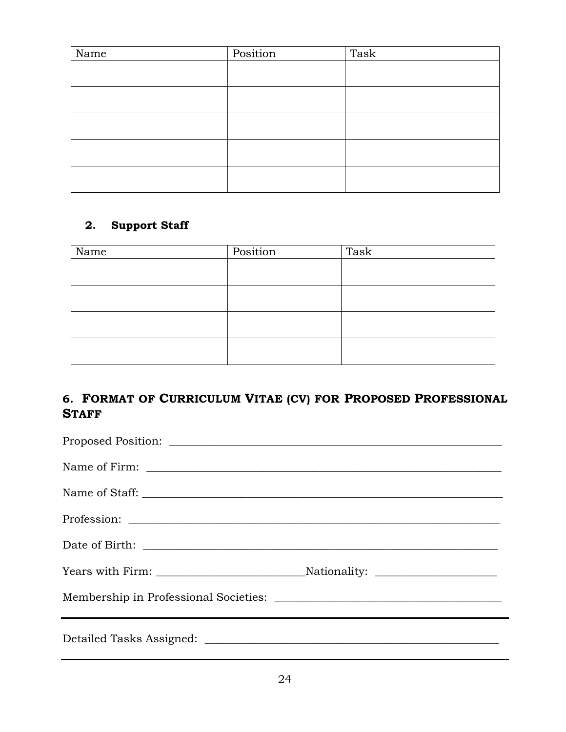| Name | Position | Task |
|---|---|---|
| | | |
| | | |
| | | |
| | | |
| | | |

**2. Support Staff**

| Name | Position | Task |
|---|---|---|
| | | |
| | | |
| | | |
| | | |

## 6. FORMAT OF CURRICULUM VITAE (CV) FOR PROPOSED PROFESSIONAL STAFF

Proposed Position: ____________________________________________________________

Name of Firm: ________________________________________________________________

Name of Staff: ________________________________________________________________

Profession: ___________________________________________________________________

Date of Birth: ________________________________________________________________

Years with Firm: __________________________Nationality: _____________________

Membership in Professional Societies: ______________________________________

---

Detailed Tasks Assigned: ____________________________________________________

---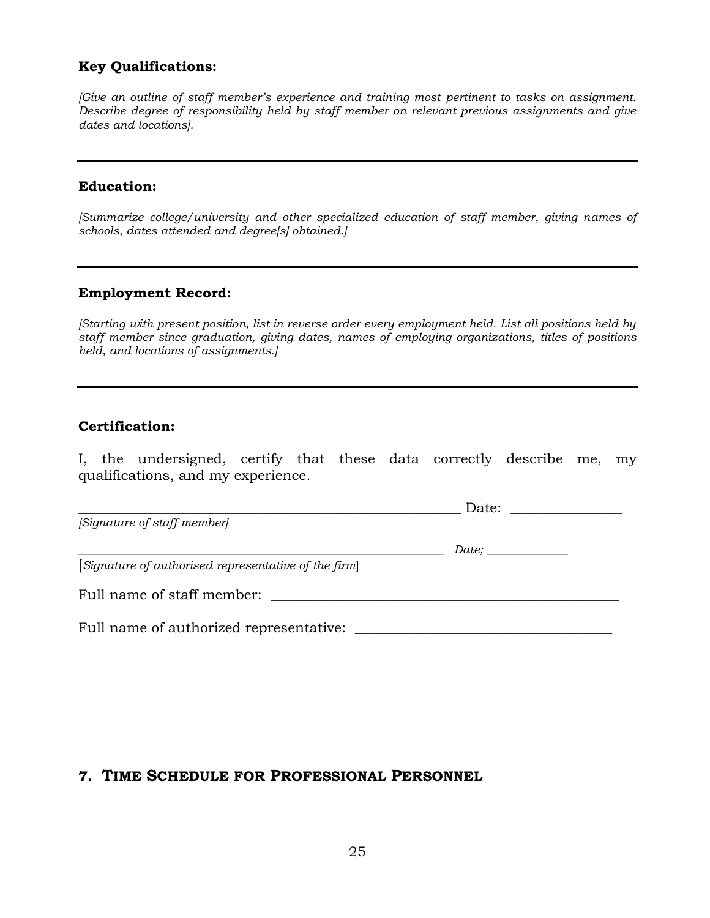**Key Qualifications:**

*[Give an outline of staff member's experience and training most pertinent to tasks on assignment. Describe degree of responsibility held by staff member on relevant previous assignments and give dates and locations].*

---

**Education:**

*[Summarize college/university and other specialized education of staff member, giving names of schools, dates attended and degree[s] obtained.]*

---

**Employment Record:**

*[Starting with present position, list in reverse order every employment held. List all positions held by staff member since graduation, giving dates, names of employing organizations, titles of positions held, and locations of assignments.]*

---

**Certification:**

I, the undersigned, certify that these data correctly describe me, my qualifications, and my experience.

_______________________________________________ Date: ______________
*[Signature of staff member]*

_______________________________________________ *Date;* ____________
[*Signature of authorised representative of the firm*]

Full name of staff member: ______________________________________

Full name of authorized representative: ____________________________

## 7. TIME SCHEDULE FOR PROFESSIONAL PERSONNEL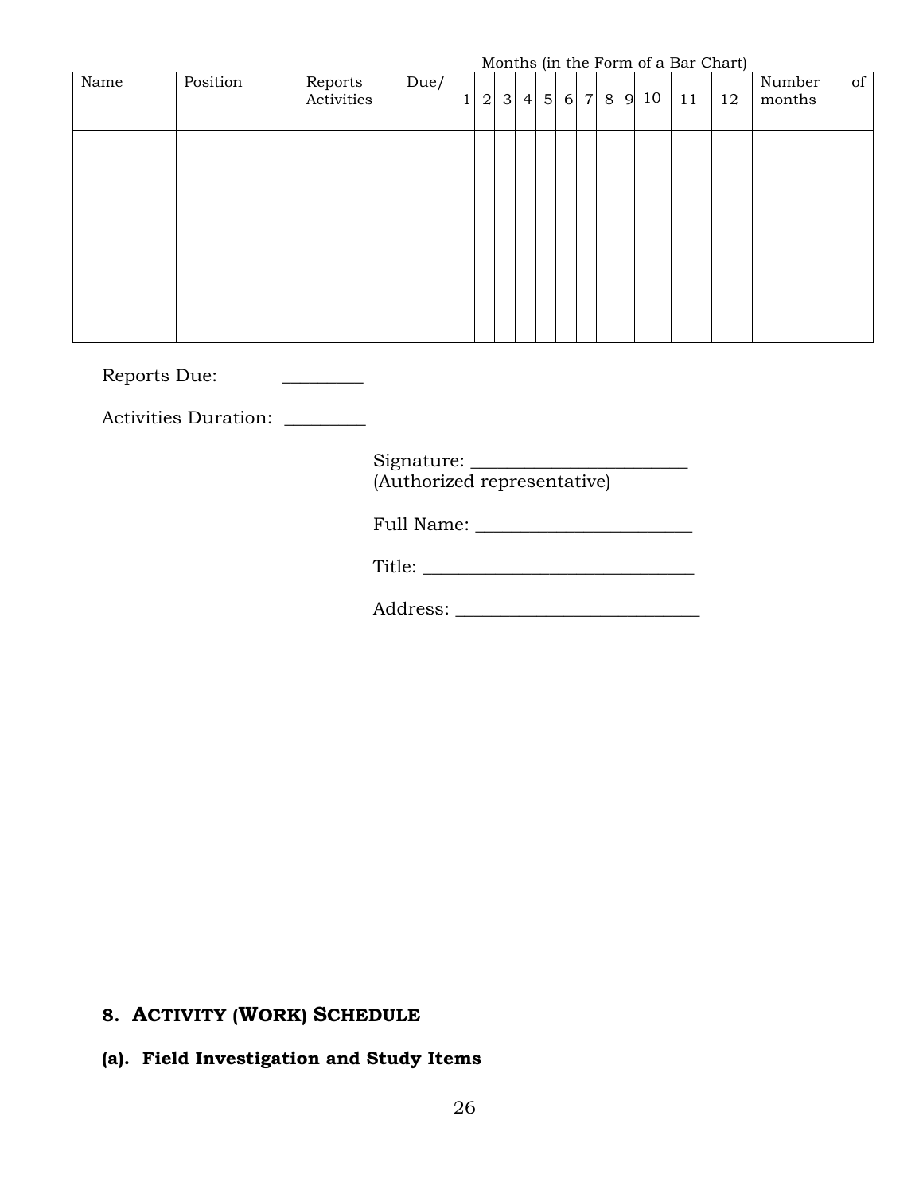Months (in the Form of a Bar Chart)

| Name | Position | Reports Due/ Activities | 1 | 2 | 3 | 4 | 5 | 6 | 7 | 8 | 9 | 10 | 11 | 12 | Number of months |
|---|---|---|---|---|---|---|---|---|---|---|---|---|---|---|---|
| | | | | | | | | | | | | | | | |

Reports Due: ________

Activities Duration: ________

Signature: _______________________
(Authorized representative)

Full Name: _______________________

Title: ____________________________

Address: __________________________

## 8. ACTIVITY (WORK) SCHEDULE

### (a). Field Investigation and Study Items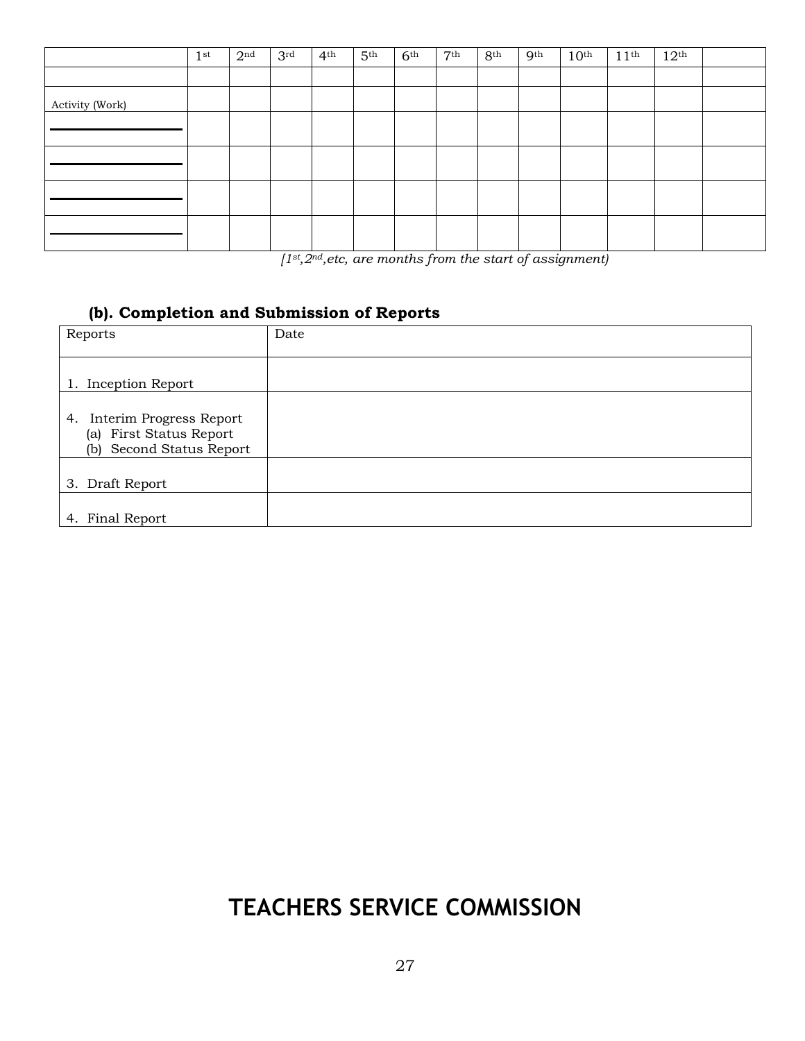| | 1st | 2nd | 3rd | 4th | 5th | 6th | 7th | 8th | 9th | 10th | 11th | 12th | |
|---|---|---|---|---|---|---|---|---|---|---|---|---|---|
| | | | | | | | | | | | | | |
| Activity (Work) | | | | | | | | | | | | | |
| ____________ | | | | | | | | | | | | | |
| ____________ | | | | | | | | | | | | | |
| ____________ | | | | | | | | | | | | | |
| ____________ | | | | | | | | | | | | | |

*[1st, 2nd, etc, are months from the start of assignment)*

### (b). Completion and Submission of Reports

| Reports | Date |
|---|---|
| 1. Inception Report | |
| 4. Interim Progress Report<br>(a) First Status Report<br>(b) Second Status Report | |
| 3. Draft Report | |
| 4. Final Report | |

## TEACHERS SERVICE COMMISSION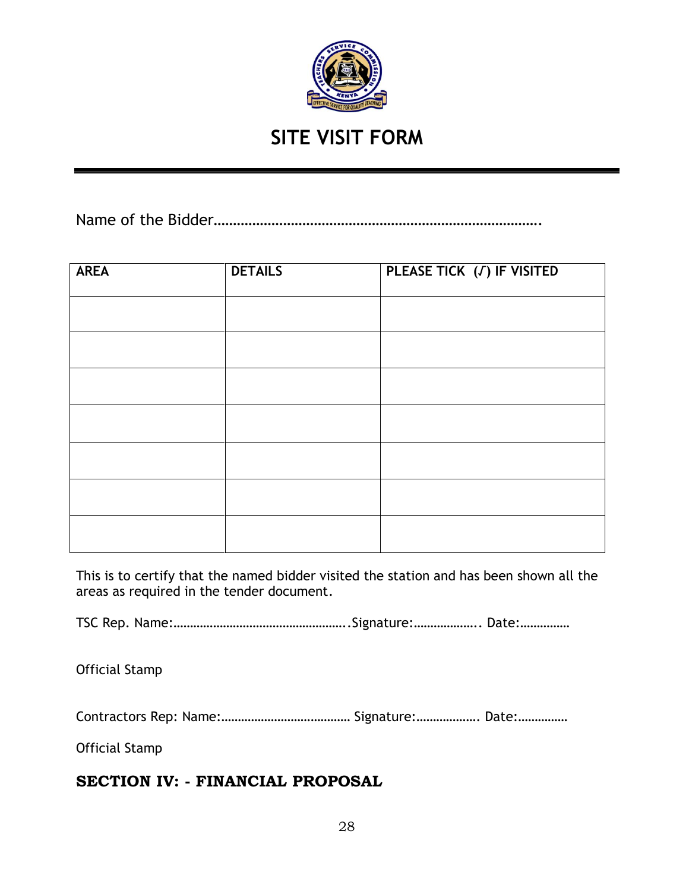# SITE VISIT FORM

Name of the Bidder…………………………………………………………………………….

| AREA | DETAILS | PLEASE TICK (√) IF VISITED |
|---|---|---|
| | | |
| | | |
| | | |
| | | |
| | | |
| | | |
| | | |

This is to certify that the named bidder visited the station and has been shown all the areas as required in the tender document.

TSC Rep. Name:…………………………………………….Signature:………………. Date:……………

Official Stamp

Contractors Rep: Name:………………………………… Signature:………………. Date:……………

Official Stamp

## SECTION IV: - FINANCIAL PROPOSAL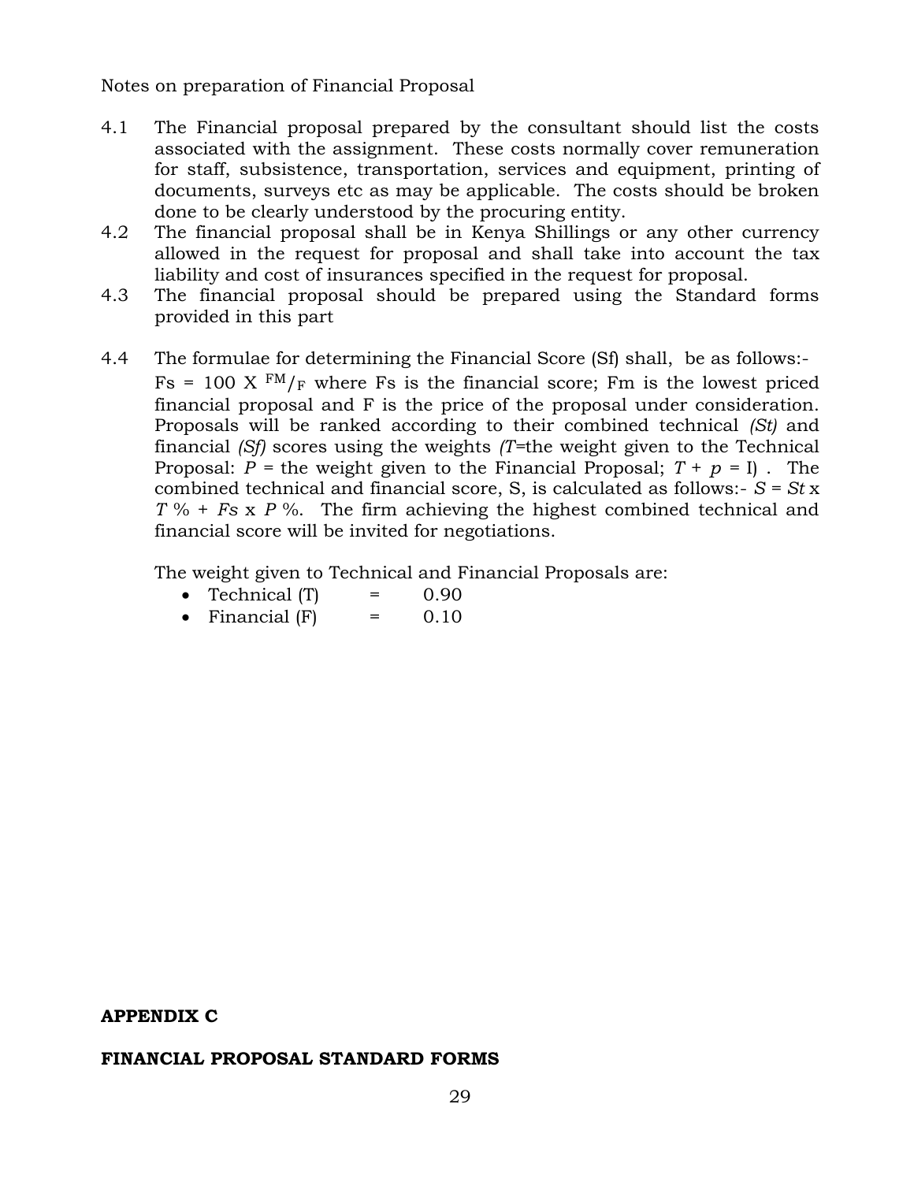Notes on preparation of Financial Proposal

4.1 The Financial proposal prepared by the consultant should list the costs associated with the assignment. These costs normally cover remuneration for staff, subsistence, transportation, services and equipment, printing of documents, surveys etc as may be applicable. The costs should be broken done to be clearly understood by the procuring entity.

4.2 The financial proposal shall be in Kenya Shillings or any other currency allowed in the request for proposal and shall take into account the tax liability and cost of insurances specified in the request for proposal.

4.3 The financial proposal should be prepared using the Standard forms provided in this part

4.4 The formulae for determining the Financial Score (Sf) shall, be as follows:-
$Fs = 100 \times {}^{FM}/_{F}$ where Fs is the financial score; Fm is the lowest priced financial proposal and F is the price of the proposal under consideration. Proposals will be ranked according to their combined technical *(St)* and financial *(Sf)* scores using the weights *(T*=the weight given to the Technical Proposal: *P* = the weight given to the Financial Proposal; $T + p = I$) . The combined technical and financial score, S, is calculated as follows:- $S = St \times T\,\% + Fs \times P\,\%$. The firm achieving the highest combined technical and financial score will be invited for negotiations.

The weight given to Technical and Financial Proposals are:

- Technical (T) = 0.90
- Financial (F) = 0.10

**APPENDIX C**

**FINANCIAL PROPOSAL STANDARD FORMS**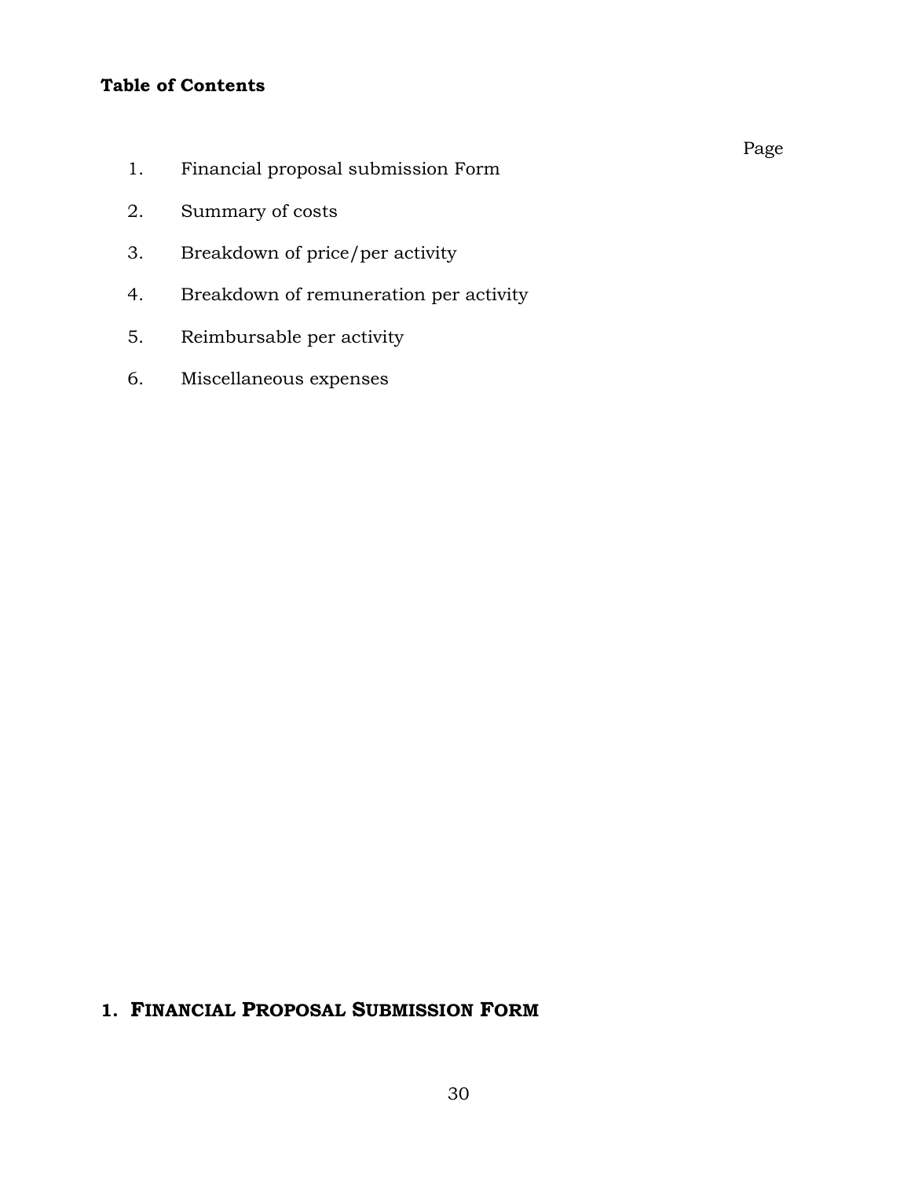**Table of Contents**

Page

1. Financial proposal submission Form
2. Summary of costs
3. Breakdown of price/per activity
4. Breakdown of remuneration per activity
5. Reimbursable per activity
6. Miscellaneous expenses

## 1. FINANCIAL PROPOSAL SUBMISSION FORM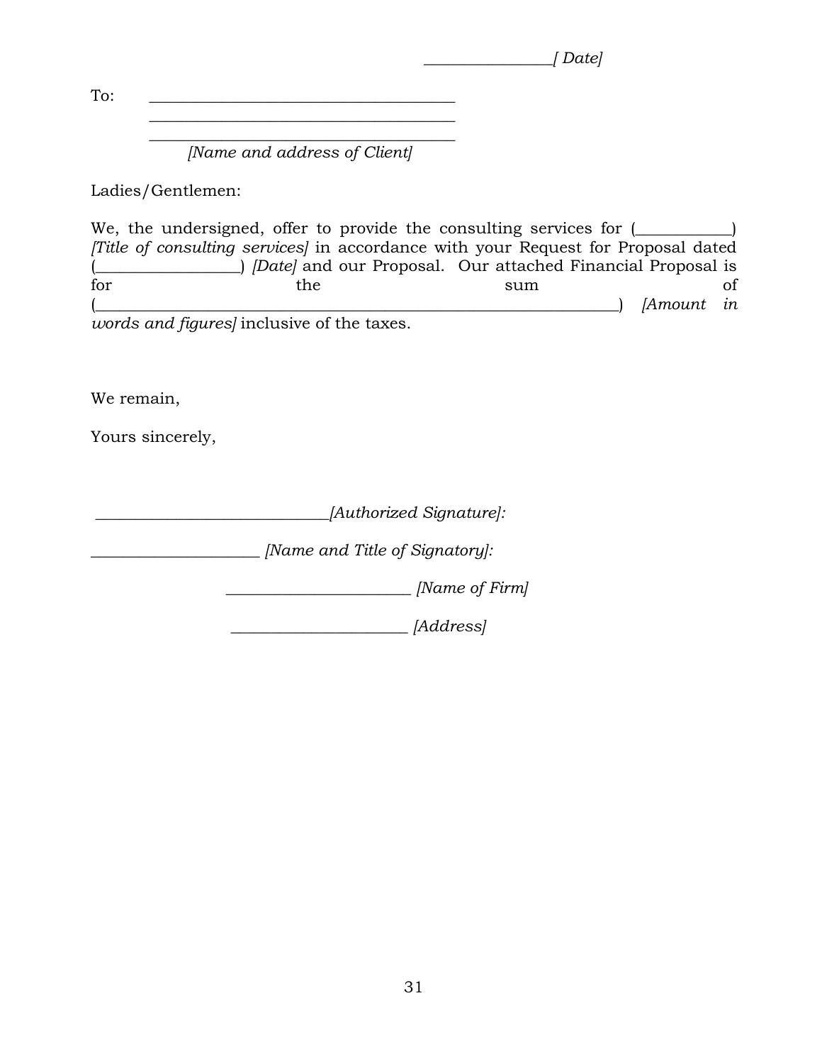_______________*[ Date]*

To: ________________________________________
________________________________________
________________________________________
*[Name and address of Client]*

Ladies/Gentlemen:

We, the undersigned, offer to provide the consulting services for (___________) *[Title of consulting services]* in accordance with your Request for Proposal dated (_________________) *[Date]* and our Proposal. Our attached Financial Proposal is for the sum of (________________________________________________________________) *[Amount in words and figures]* inclusive of the taxes.

We remain,

Yours sincerely,

_____________________________*[Authorized Signature]:*

_____________________ *[Name and Title of Signatory]:*

_______________________ *[Name of Firm]*

______________________ *[Address]*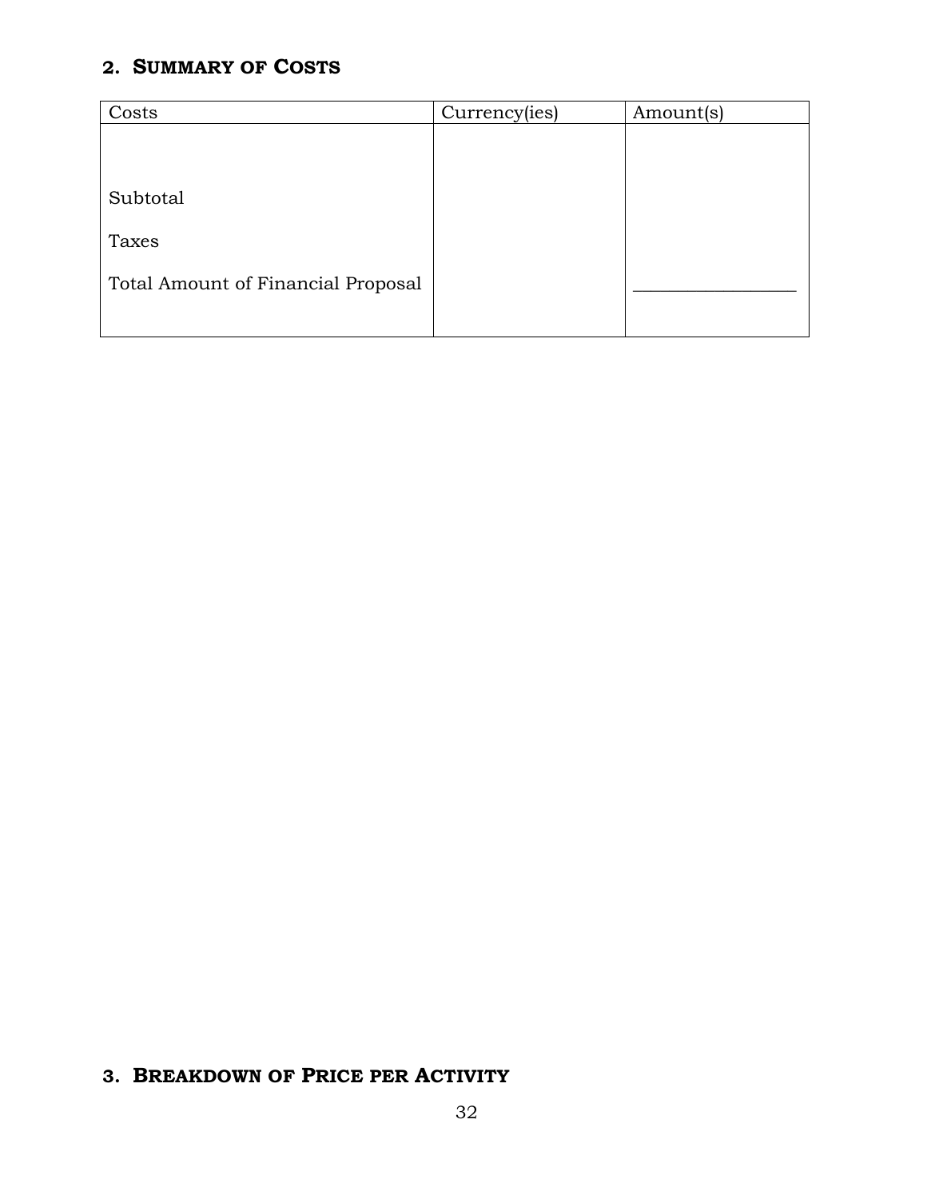## 2. SUMMARY OF COSTS

| Costs | Currency(ies) | Amount(s) |
|---|---|---|
| | | |
| Subtotal | | |
| Taxes | | |
| Total Amount of Financial Proposal | | _________________ |

## 3. BREAKDOWN OF PRICE PER ACTIVITY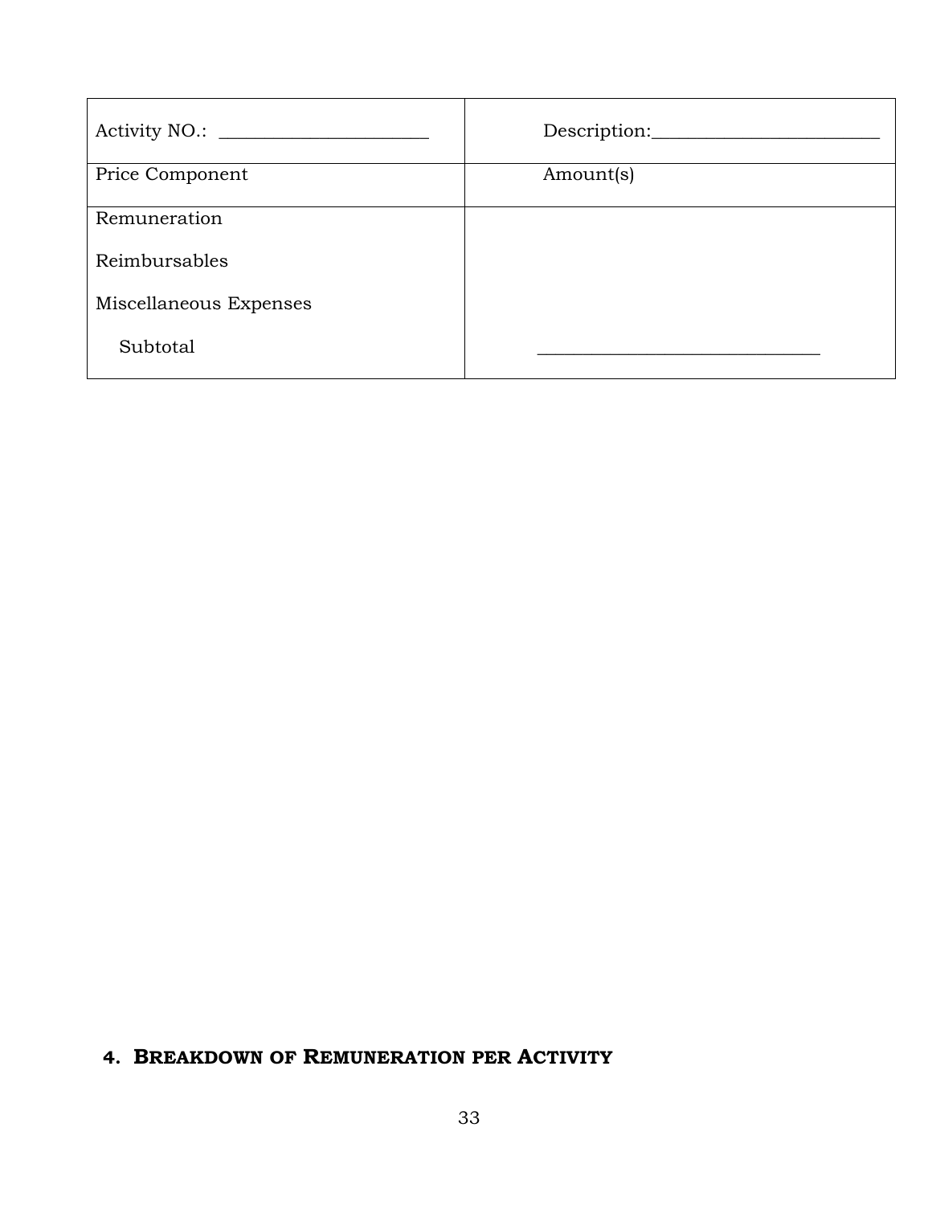| Activity NO.: ______________________ | Description:________________________ |
| --- | --- |
| Price Component | Amount(s) |
| Remuneration<br>Reimbursables<br>Miscellaneous Expenses<br>Subtotal | <br><br><br>____________________________ |

## 4. BREAKDOWN OF REMUNERATION PER ACTIVITY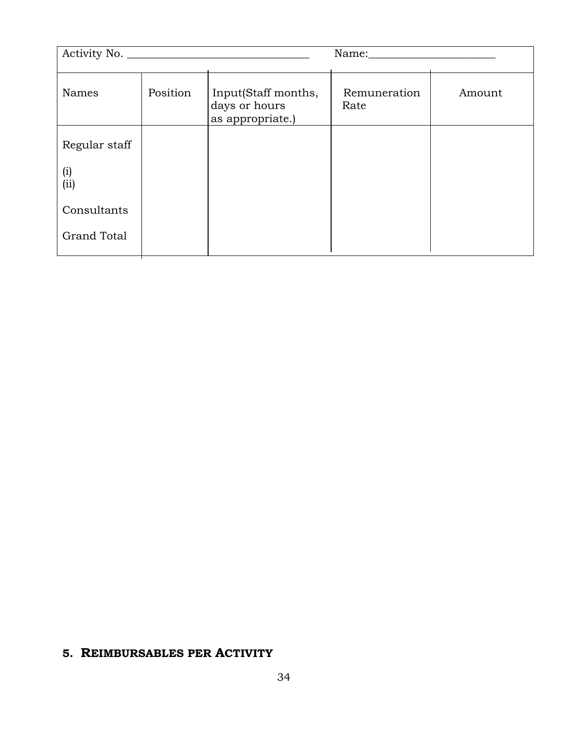Activity No. _________________________________ Name:_______________________

| Names | Position | Input(Staff months, days or hours as appropriate.) | Remuneration Rate | Amount |
| --- | --- | --- | --- | --- |
| Regular staff | | | | |
| (i) | | | | |
| (ii) | | | | |
| Consultants | | | | |
| Grand Total | | | | |

## 5. REIMBURSABLES PER ACTIVITY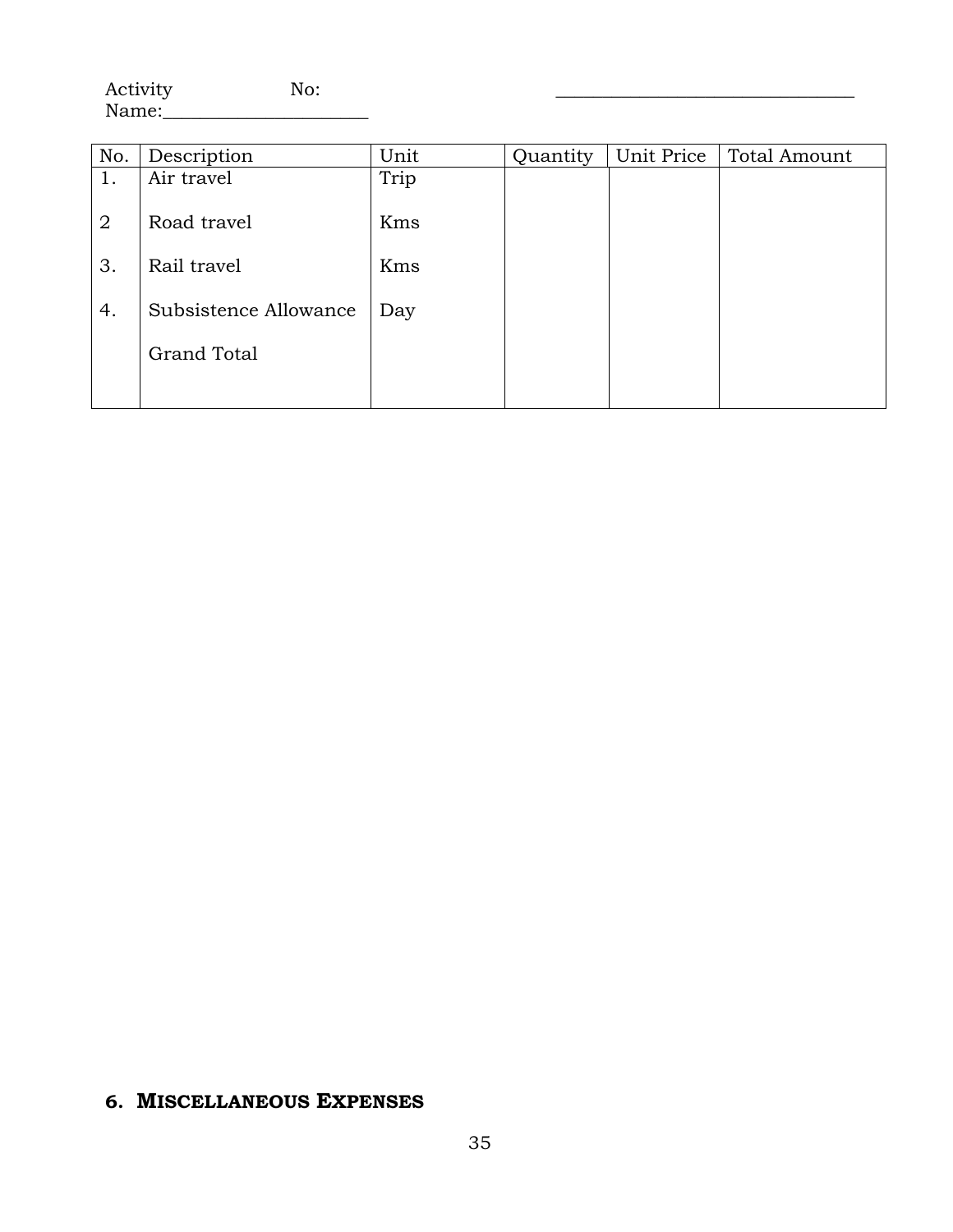Activity No: _______________________________
Name:_____________________

| No. | Description | Unit | Quantity | Unit Price | Total Amount |
|---|---|---|---|---|---|
| 1. | Air travel | Trip | | | |
| 2 | Road travel | Kms | | | |
| 3. | Rail travel | Kms | | | |
| 4. | Subsistence Allowance | Day | | | |
| | Grand Total | | | | |

## 6. MISCELLANEOUS EXPENSES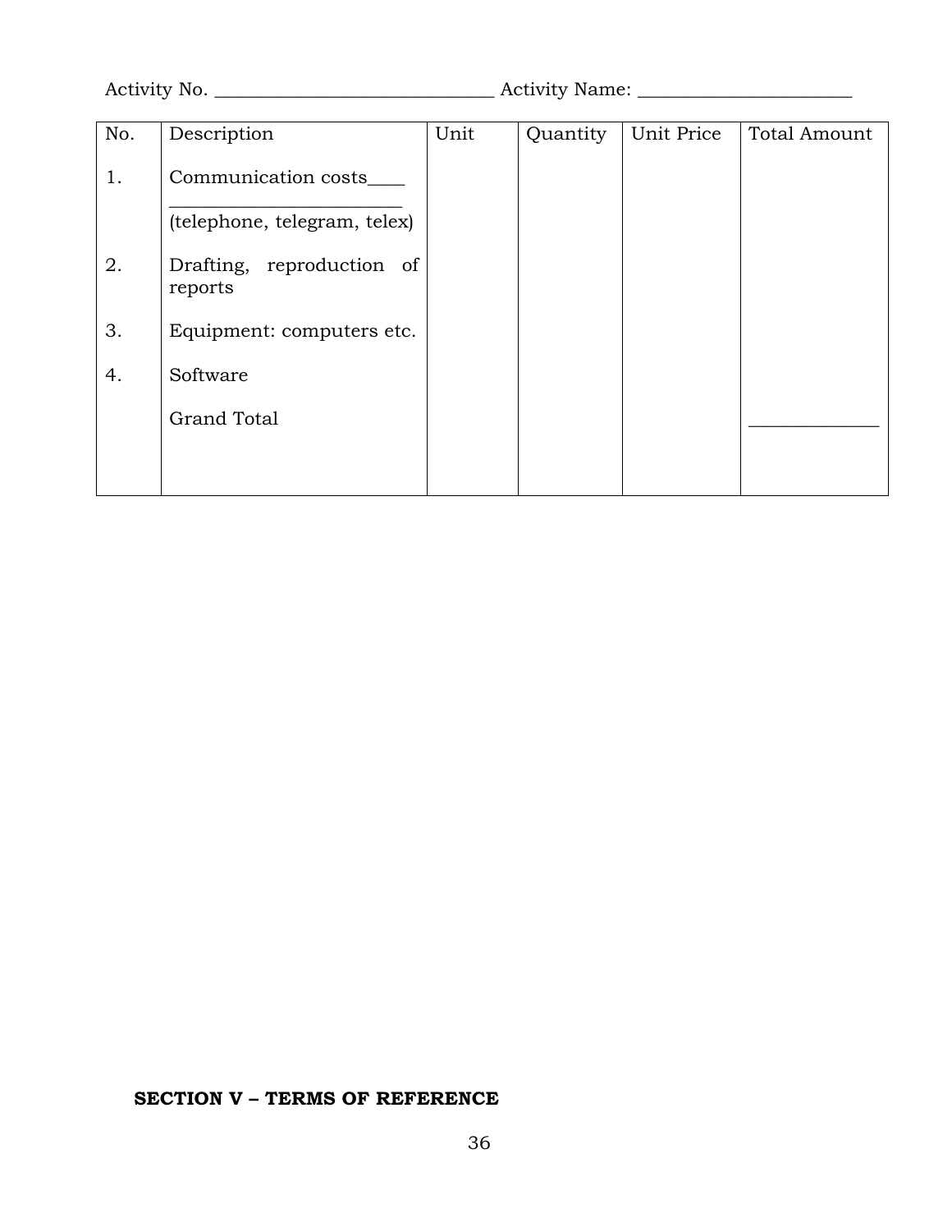Activity No. _____________________________ Activity Name: ______________________

| No. | Description | Unit | Quantity | Unit Price | Total Amount |
|---|---|---|---|---|---|
| 1. | Communication costs____ ________________________ (telephone, telegram, telex) | | | | |
| 2. | Drafting, reproduction of reports | | | | |
| 3. | Equipment: computers etc. | | | | |
| 4. | Software | | | | |
| | Grand Total | | | | _____________ |

**SECTION V – TERMS OF REFERENCE**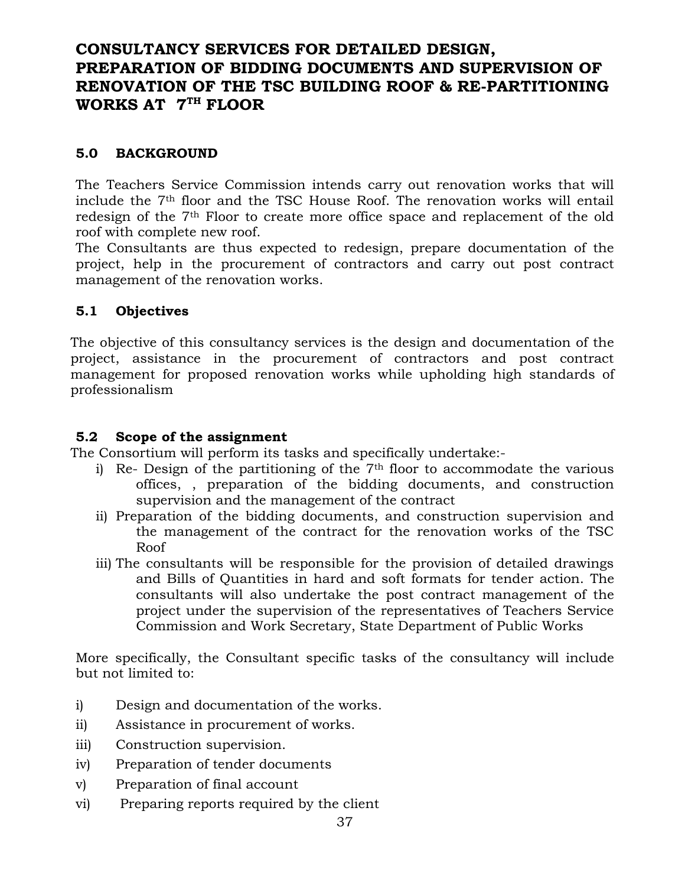# CONSULTANCY SERVICES FOR DETAILED DESIGN, PREPARATION OF BIDDING DOCUMENTS AND SUPERVISION OF RENOVATION OF THE TSC BUILDING ROOF & RE-PARTITIONING WORKS AT 7TH FLOOR

## 5.0 BACKGROUND

The Teachers Service Commission intends carry out renovation works that will include the 7th floor and the TSC House Roof. The renovation works will entail redesign of the 7th Floor to create more office space and replacement of the old roof with complete new roof.
The Consultants are thus expected to redesign, prepare documentation of the project, help in the procurement of contractors and carry out post contract management of the renovation works.

## 5.1 Objectives

The objective of this consultancy services is the design and documentation of the project, assistance in the procurement of contractors and post contract management for proposed renovation works while upholding high standards of professionalism

## 5.2 Scope of the assignment

The Consortium will perform its tasks and specifically undertake:-

i) Re- Design of the partitioning of the 7th floor to accommodate the various offices, , preparation of the bidding documents, and construction supervision and the management of the contract
ii) Preparation of the bidding documents, and construction supervision and the management of the contract for the renovation works of the TSC Roof
iii) The consultants will be responsible for the provision of detailed drawings and Bills of Quantities in hard and soft formats for tender action. The consultants will also undertake the post contract management of the project under the supervision of the representatives of Teachers Service Commission and Work Secretary, State Department of Public Works

More specifically, the Consultant specific tasks of the consultancy will include but not limited to:

i) Design and documentation of the works.
ii) Assistance in procurement of works.
iii) Construction supervision.
iv) Preparation of tender documents
v) Preparation of final account
vi) Preparing reports required by the client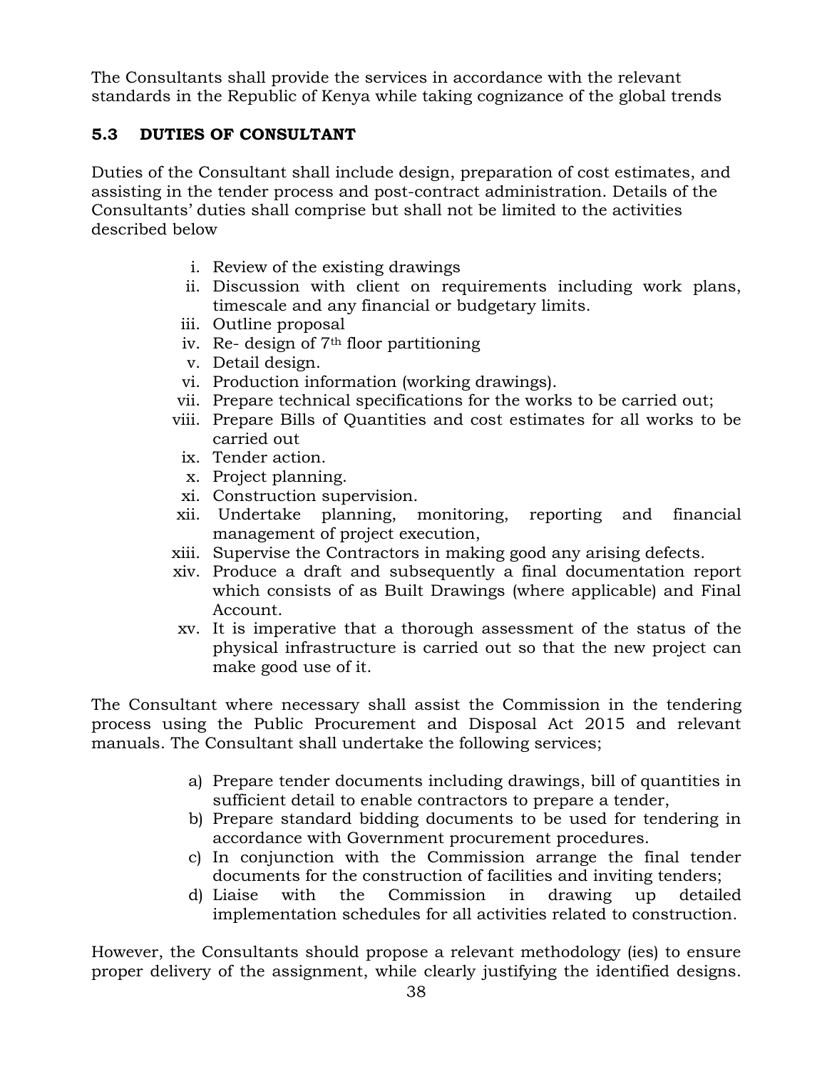The Consultants shall provide the services in accordance with the relevant standards in the Republic of Kenya while taking cognizance of the global trends

### 5.3 DUTIES OF CONSULTANT

Duties of the Consultant shall include design, preparation of cost estimates, and assisting in the tender process and post-contract administration. Details of the Consultants' duties shall comprise but shall not be limited to the activities described below

i. Review of the existing drawings
ii. Discussion with client on requirements including work plans, timescale and any financial or budgetary limits.
iii. Outline proposal
iv. Re- design of 7th floor partitioning
v. Detail design.
vi. Production information (working drawings).
vii. Prepare technical specifications for the works to be carried out;
viii. Prepare Bills of Quantities and cost estimates for all works to be carried out
ix. Tender action.
x. Project planning.
xi. Construction supervision.
xii. Undertake planning, monitoring, reporting and financial management of project execution,
xiii. Supervise the Contractors in making good any arising defects.
xiv. Produce a draft and subsequently a final documentation report which consists of as Built Drawings (where applicable) and Final Account.
xv. It is imperative that a thorough assessment of the status of the physical infrastructure is carried out so that the new project can make good use of it.

The Consultant where necessary shall assist the Commission in the tendering process using the Public Procurement and Disposal Act 2015 and relevant manuals. The Consultant shall undertake the following services;

a) Prepare tender documents including drawings, bill of quantities in sufficient detail to enable contractors to prepare a tender,
b) Prepare standard bidding documents to be used for tendering in accordance with Government procurement procedures.
c) In conjunction with the Commission arrange the final tender documents for the construction of facilities and inviting tenders;
d) Liaise with the Commission in drawing up detailed implementation schedules for all activities related to construction.

However, the Consultants should propose a relevant methodology (ies) to ensure proper delivery of the assignment, while clearly justifying the identified designs.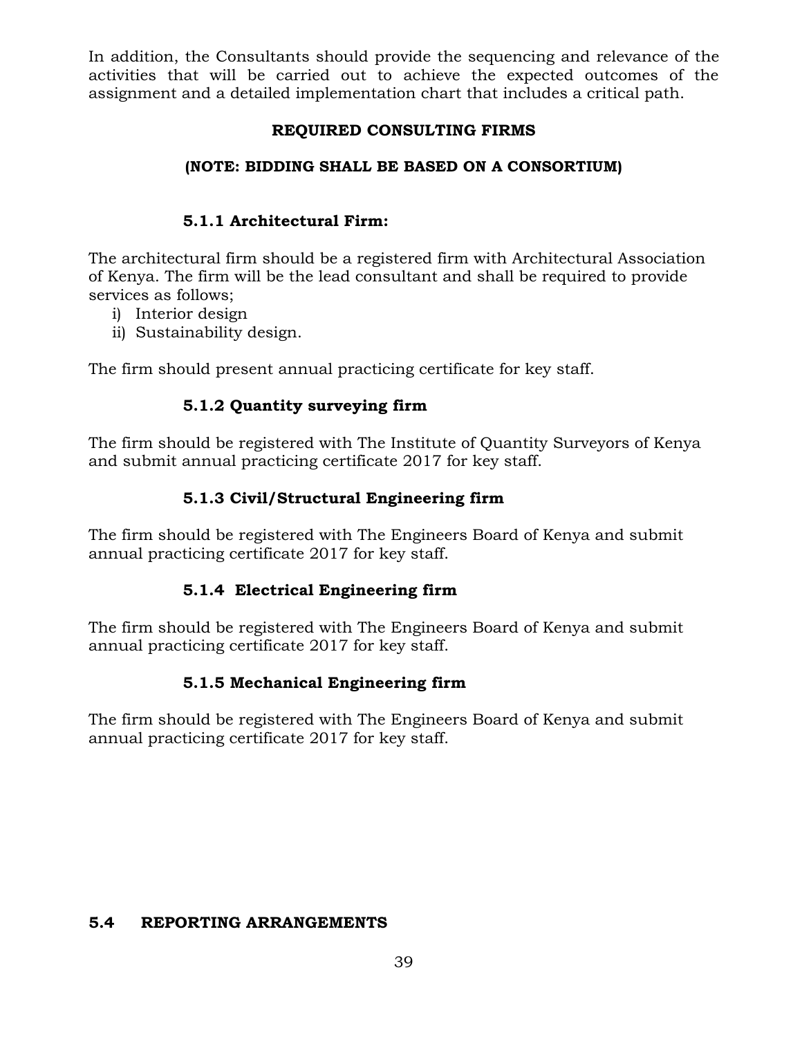In addition, the Consultants should provide the sequencing and relevance of the activities that will be carried out to achieve the expected outcomes of the assignment and a detailed implementation chart that includes a critical path.

**REQUIRED CONSULTING FIRMS**

**(NOTE: BIDDING SHALL BE BASED ON A CONSORTIUM)**

### 5.1.1 Architectural Firm:

The architectural firm should be a registered firm with Architectural Association of Kenya. The firm will be the lead consultant and shall be required to provide services as follows;

i) Interior design
ii) Sustainability design.

The firm should present annual practicing certificate for key staff.

### 5.1.2 Quantity surveying firm

The firm should be registered with The Institute of Quantity Surveyors of Kenya and submit annual practicing certificate 2017 for key staff.

### 5.1.3 Civil/Structural Engineering firm

The firm should be registered with The Engineers Board of Kenya and submit annual practicing certificate 2017 for key staff.

### 5.1.4 Electrical Engineering firm

The firm should be registered with The Engineers Board of Kenya and submit annual practicing certificate 2017 for key staff.

### 5.1.5 Mechanical Engineering firm

The firm should be registered with The Engineers Board of Kenya and submit annual practicing certificate 2017 for key staff.

## 5.4 REPORTING ARRANGEMENTS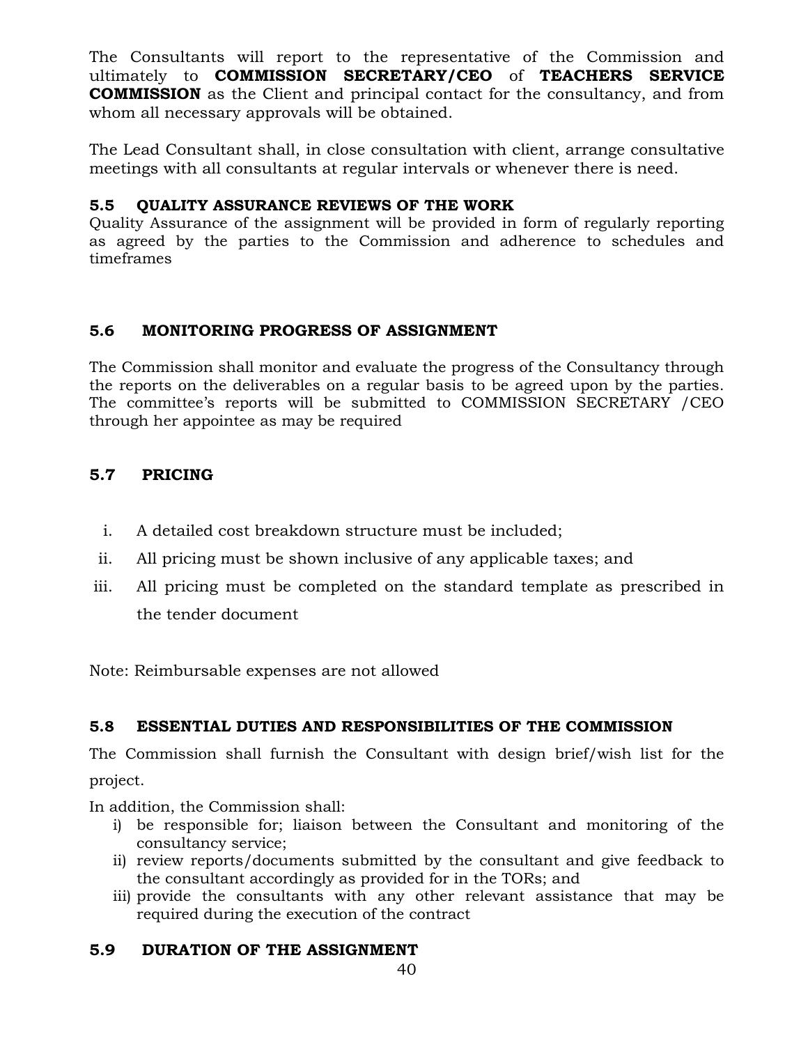The Consultants will report to the representative of the Commission and ultimately to **COMMISSION SECRETARY/CEO** of **TEACHERS SERVICE COMMISSION** as the Client and principal contact for the consultancy, and from whom all necessary approvals will be obtained.

The Lead Consultant shall, in close consultation with client, arrange consultative meetings with all consultants at regular intervals or whenever there is need.

### 5.5 QUALITY ASSURANCE REVIEWS OF THE WORK

Quality Assurance of the assignment will be provided in form of regularly reporting as agreed by the parties to the Commission and adherence to schedules and timeframes

### 5.6 MONITORING PROGRESS OF ASSIGNMENT

The Commission shall monitor and evaluate the progress of the Consultancy through the reports on the deliverables on a regular basis to be agreed upon by the parties. The committee's reports will be submitted to COMMISSION SECRETARY /CEO through her appointee as may be required

### 5.7 PRICING

i. A detailed cost breakdown structure must be included;
ii. All pricing must be shown inclusive of any applicable taxes; and
iii. All pricing must be completed on the standard template as prescribed in the tender document

Note: Reimbursable expenses are not allowed

### 5.8 ESSENTIAL DUTIES AND RESPONSIBILITIES OF THE COMMISSION

The Commission shall furnish the Consultant with design brief/wish list for the project.

In addition, the Commission shall:

i) be responsible for; liaison between the Consultant and monitoring of the consultancy service;
ii) review reports/documents submitted by the consultant and give feedback to the consultant accordingly as provided for in the TORs; and
iii) provide the consultants with any other relevant assistance that may be required during the execution of the contract

### 5.9 DURATION OF THE ASSIGNMENT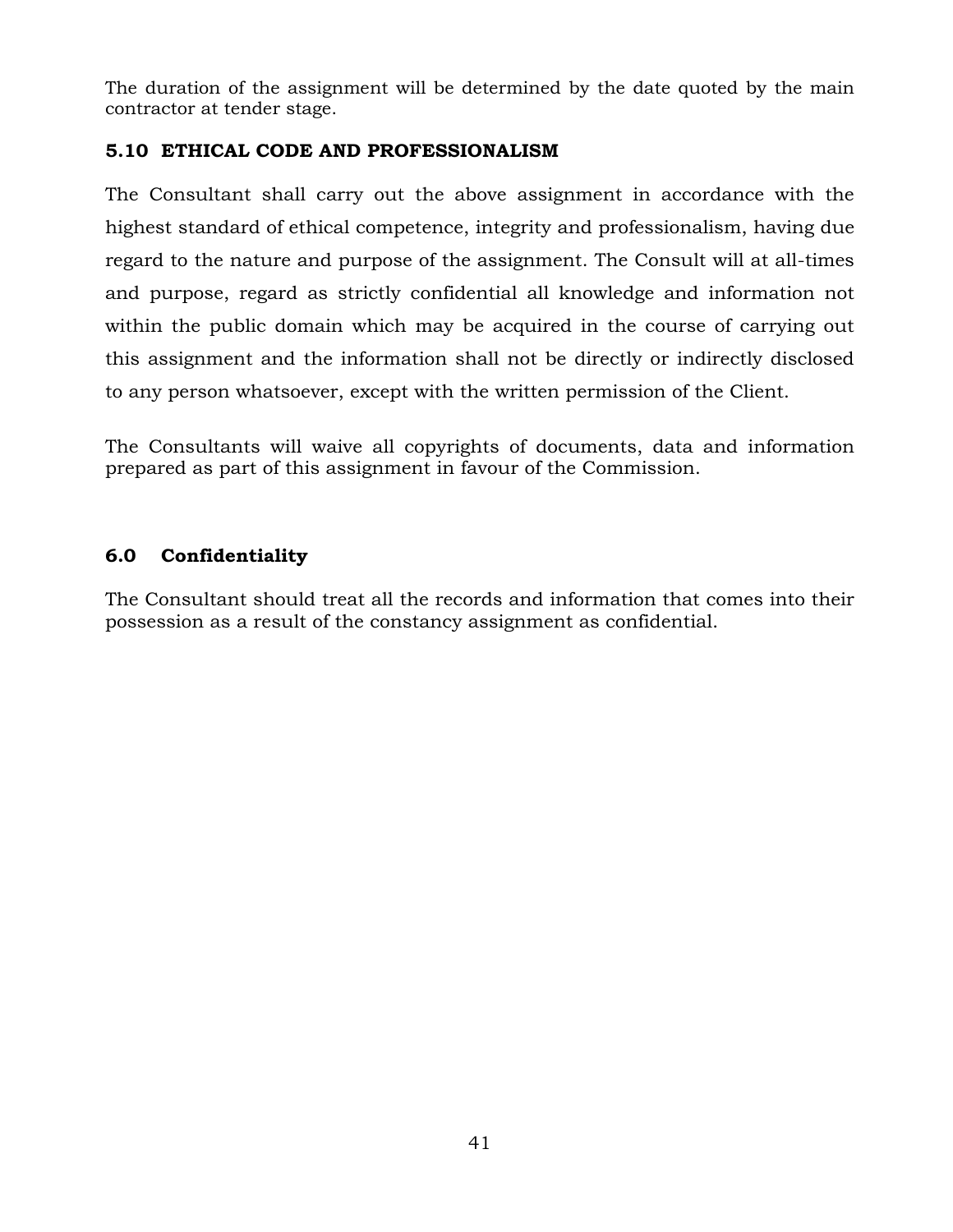The duration of the assignment will be determined by the date quoted by the main contractor at tender stage.

### 5.10 ETHICAL CODE AND PROFESSIONALISM

The Consultant shall carry out the above assignment in accordance with the highest standard of ethical competence, integrity and professionalism, having due regard to the nature and purpose of the assignment. The Consult will at all-times and purpose, regard as strictly confidential all knowledge and information not within the public domain which may be acquired in the course of carrying out this assignment and the information shall not be directly or indirectly disclosed to any person whatsoever, except with the written permission of the Client.

The Consultants will waive all copyrights of documents, data and information prepared as part of this assignment in favour of the Commission.

## 6.0 Confidentiality

The Consultant should treat all the records and information that comes into their possession as a result of the constancy assignment as confidential.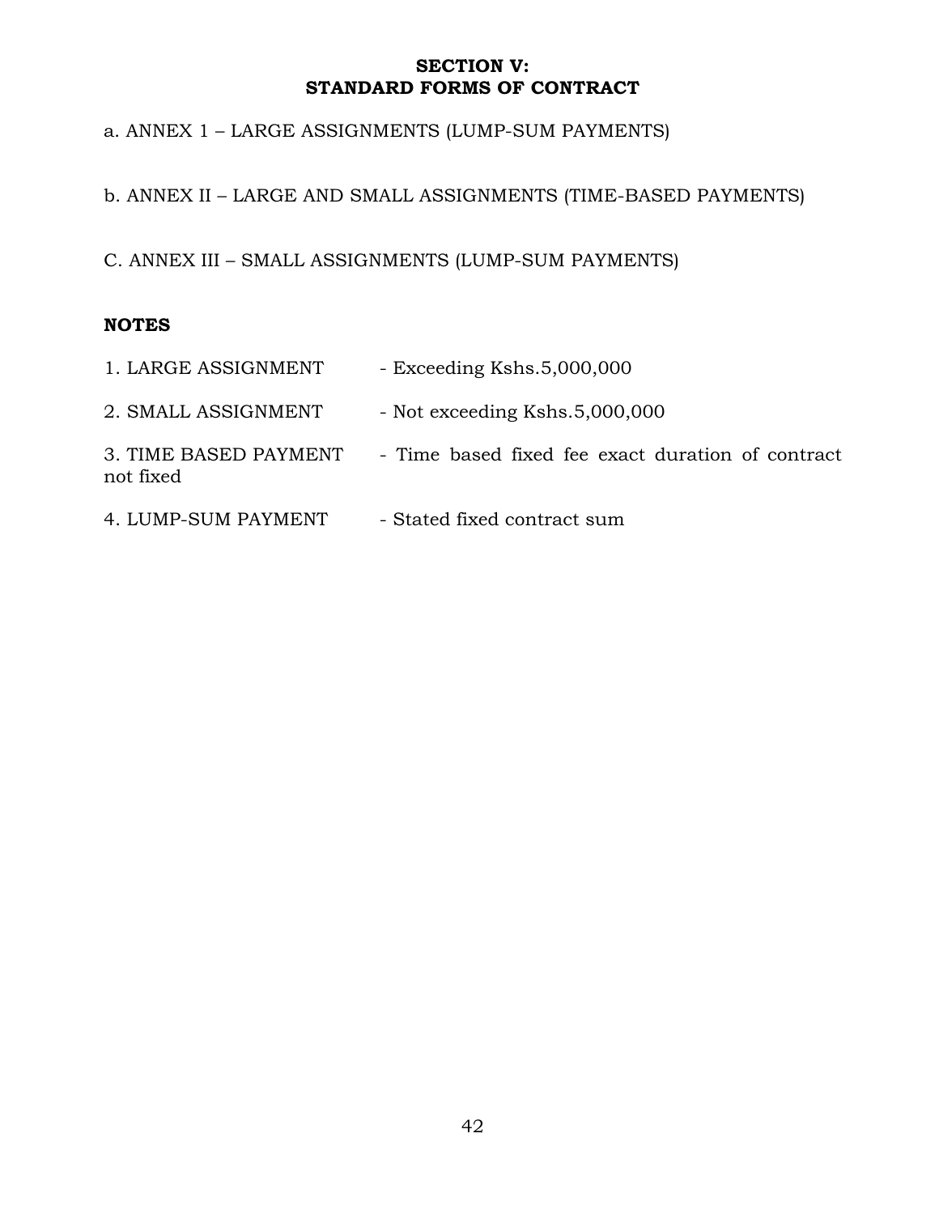# SECTION V:
# STANDARD FORMS OF CONTRACT

a. ANNEX 1 – LARGE ASSIGNMENTS (LUMP-SUM PAYMENTS)

b. ANNEX II – LARGE AND SMALL ASSIGNMENTS (TIME-BASED PAYMENTS)

C. ANNEX III – SMALL ASSIGNMENTS (LUMP-SUM PAYMENTS)

**NOTES**

1. LARGE ASSIGNMENT - Exceeding Kshs.5,000,000

2. SMALL ASSIGNMENT - Not exceeding Kshs.5,000,000

3. TIME BASED PAYMENT - Time based fixed fee exact duration of contract not fixed

4. LUMP-SUM PAYMENT - Stated fixed contract sum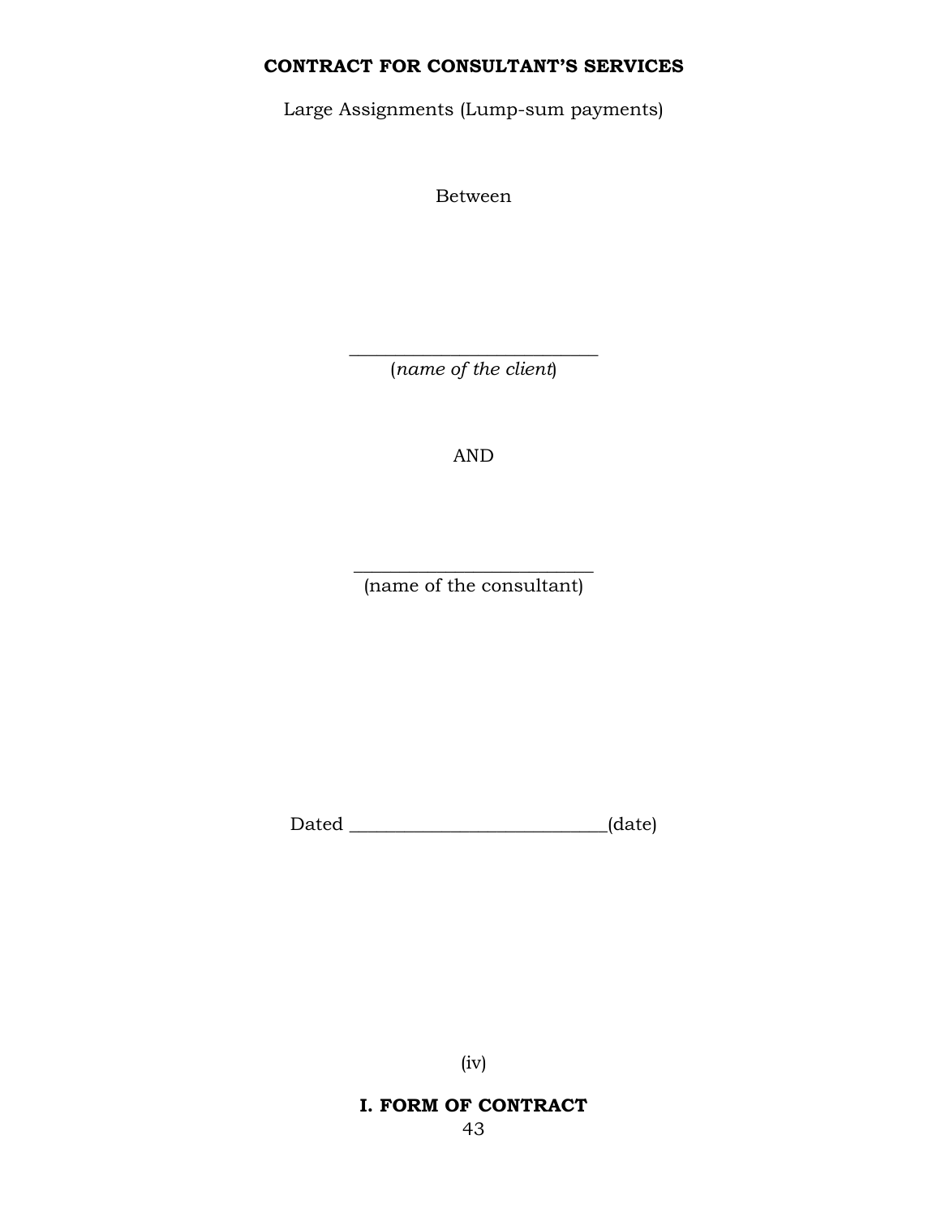**CONTRACT FOR CONSULTANT'S SERVICES**

Large Assignments (Lump-sum payments)

Between

____________________________
(*name of the client*)

AND

___________________________
(name of the consultant)

Dated ____________________________(date)

(iv)

**I. FORM OF CONTRACT**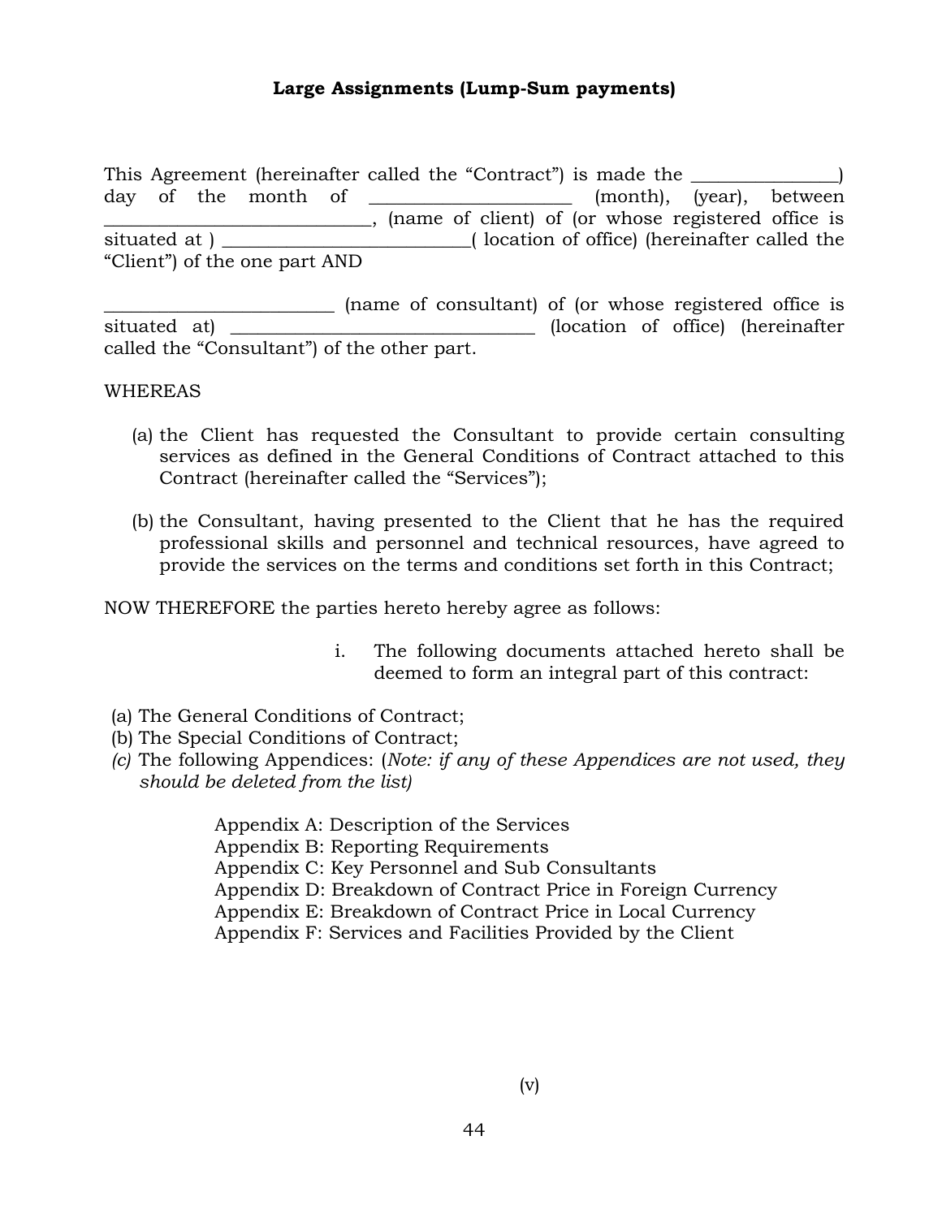**Large Assignments (Lump-Sum payments)**

This Agreement (hereinafter called the "Contract") is made the _______________) day of the month of _____________________ (month), (year), between ____________________________, (name of client) of (or whose registered office is situated at ) __________________________( location of office) (hereinafter called the "Client") of the one part AND

________________________ (name of consultant) of (or whose registered office is situated at) _________________________________ (location of office) (hereinafter called the "Consultant") of the other part.

WHEREAS

(a) the Client has requested the Consultant to provide certain consulting services as defined in the General Conditions of Contract attached to this Contract (hereinafter called the "Services");

(b) the Consultant, having presented to the Client that he has the required professional skills and personnel and technical resources, have agreed to provide the services on the terms and conditions set forth in this Contract;

NOW THEREFORE the parties hereto hereby agree as follows:

i. The following documents attached hereto shall be deemed to form an integral part of this contract:

(a) The General Conditions of Contract;
(b) The Special Conditions of Contract;
*(c)* The following Appendices: (*Note: if any of these Appendices are not used, they should be deleted from the list)*

Appendix A: Description of the Services
Appendix B: Reporting Requirements
Appendix C: Key Personnel and Sub Consultants
Appendix D: Breakdown of Contract Price in Foreign Currency
Appendix E: Breakdown of Contract Price in Local Currency
Appendix F: Services and Facilities Provided by the Client

(v)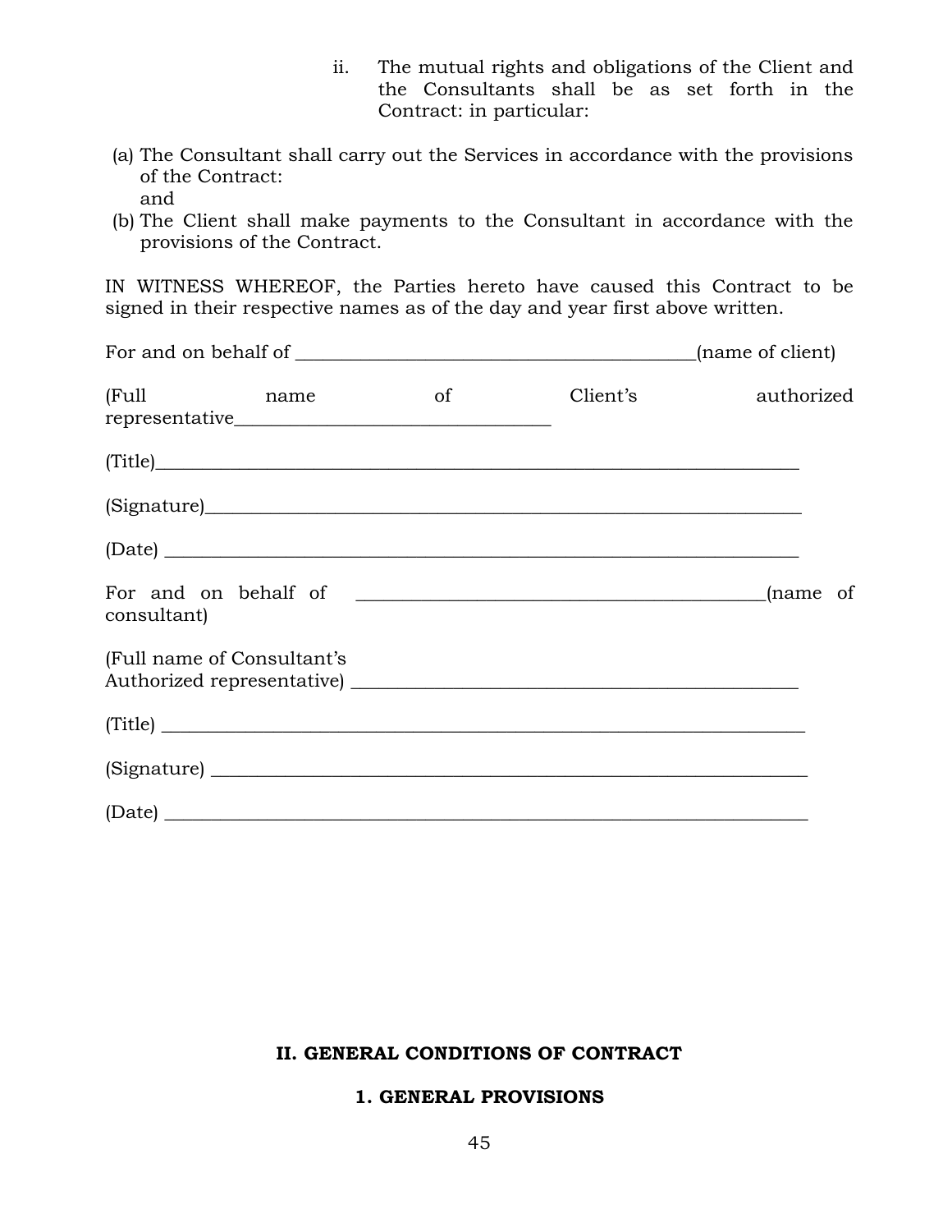ii. The mutual rights and obligations of the Client and the Consultants shall be as set forth in the Contract: in particular:

(a) The Consultant shall carry out the Services in accordance with the provisions of the Contract:
and

(b) The Client shall make payments to the Consultant in accordance with the provisions of the Contract.

IN WITNESS WHEREOF, the Parties hereto have caused this Contract to be signed in their respective names as of the day and year first above written.

For and on behalf of ___________________________________________(name of client)

(Full name of Client's authorized representative_________________________________

(Title)_____________________________________________________________________

(Signature)_________________________________________________________________

(Date) _____________________________________________________________________

For and on behalf of ___________________________________________(name of consultant)

(Full name of Consultant's
Authorized representative) _______________________________________________

(Title) _____________________________________________________________________

(Signature) _________________________________________________________________

(Date) _____________________________________________________________________

## II. GENERAL CONDITIONS OF CONTRACT

### 1. GENERAL PROVISIONS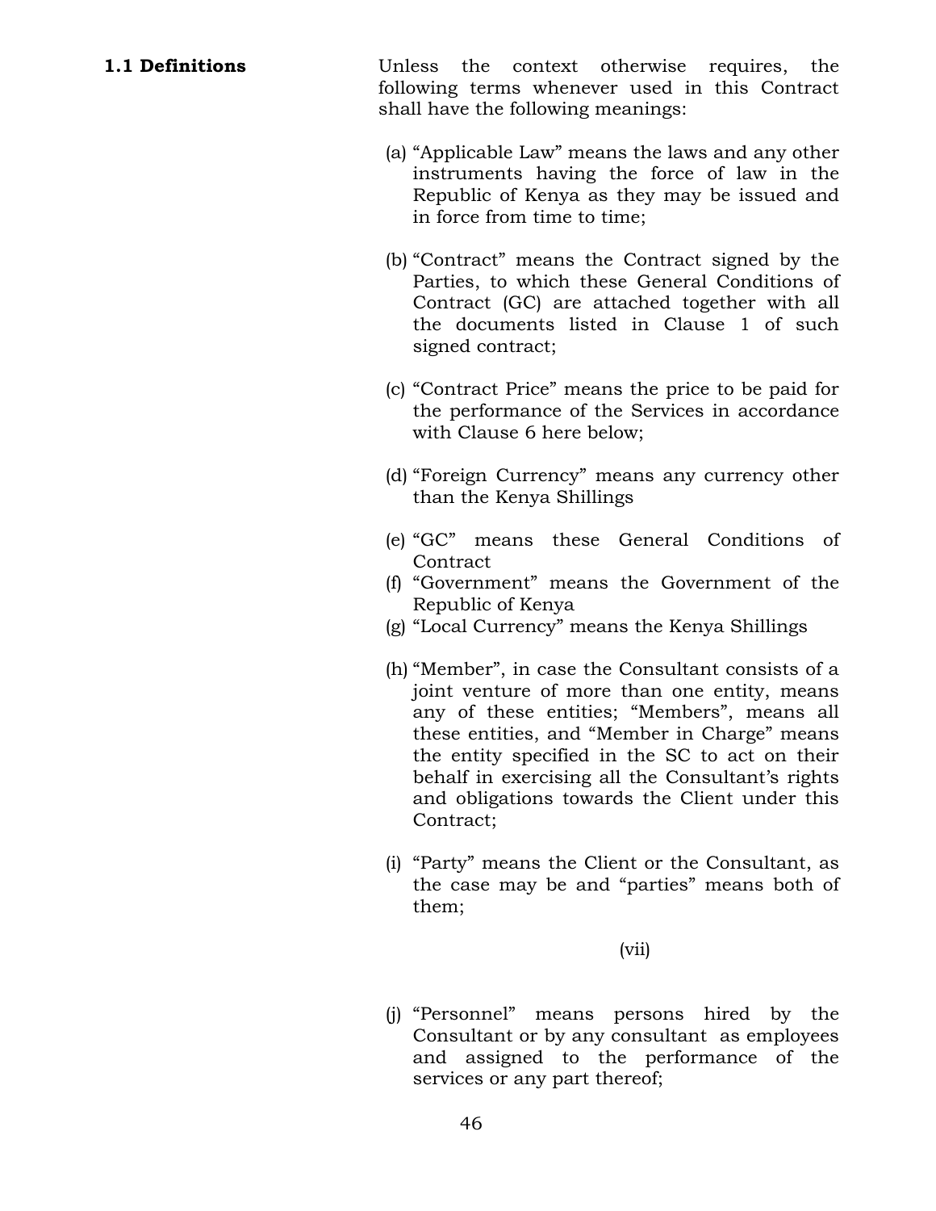**1.1 Definitions**

Unless the context otherwise requires, the following terms whenever used in this Contract shall have the following meanings:

(a) “Applicable Law” means the laws and any other instruments having the force of law in the Republic of Kenya as they may be issued and in force from time to time;

(b) “Contract” means the Contract signed by the Parties, to which these General Conditions of Contract (GC) are attached together with all the documents listed in Clause 1 of such signed contract;

(c) “Contract Price” means the price to be paid for the performance of the Services in accordance with Clause 6 here below;

(d) “Foreign Currency” means any currency other than the Kenya Shillings

(e) “GC” means these General Conditions of Contract

(f) “Government” means the Government of the Republic of Kenya

(g) “Local Currency” means the Kenya Shillings

(h) “Member”, in case the Consultant consists of a joint venture of more than one entity, means any of these entities; “Members”, means all these entities, and “Member in Charge” means the entity specified in the SC to act on their behalf in exercising all the Consultant’s rights and obligations towards the Client under this Contract;

(i) “Party” means the Client or the Consultant, as the case may be and “parties” means both of them;

(vii)

(j) “Personnel” means persons hired by the Consultant or by any consultant as employees and assigned to the performance of the services or any part thereof;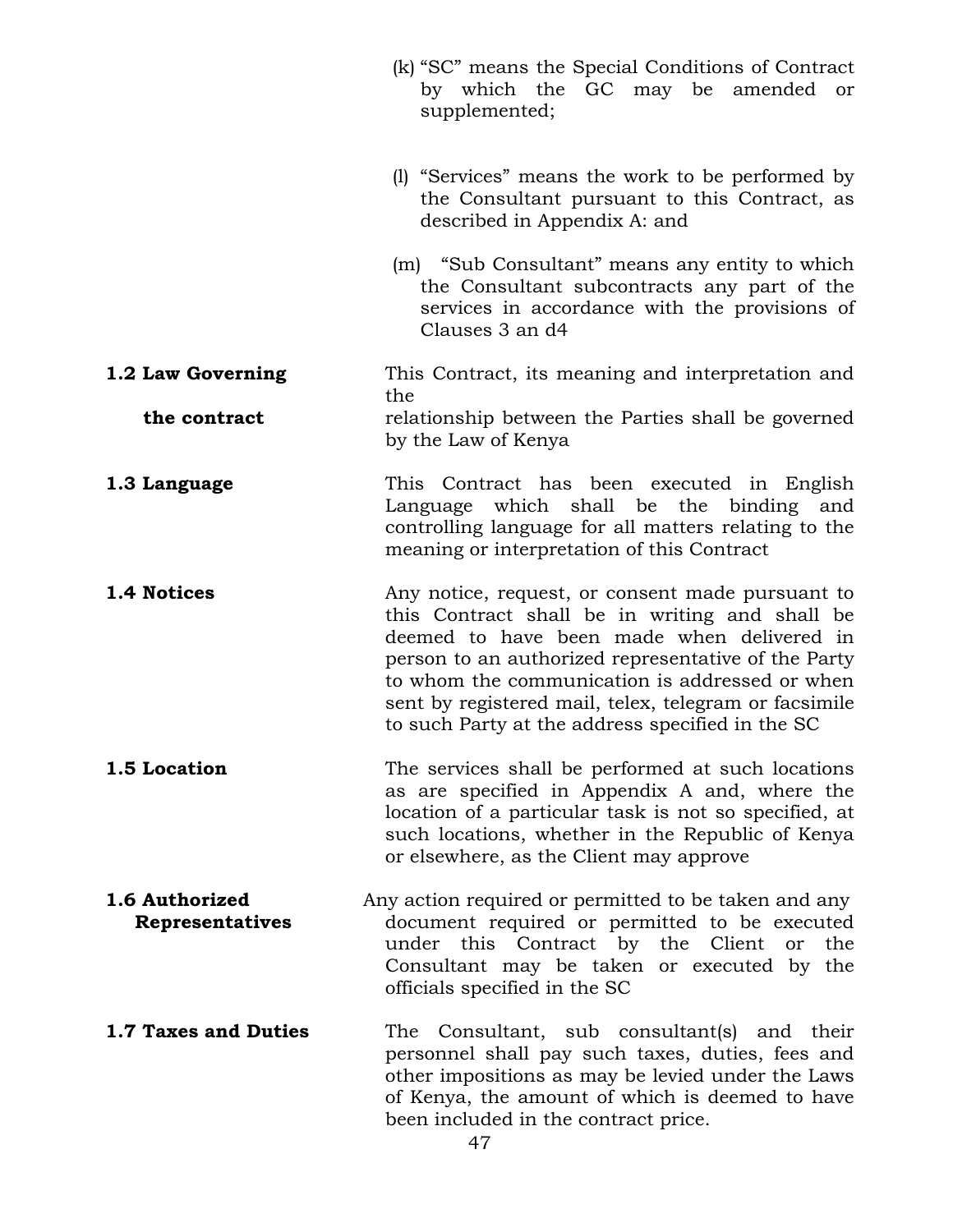(k) "SC" means the Special Conditions of Contract by which the GC may be amended or supplemented;

(l) "Services" means the work to be performed by the Consultant pursuant to this Contract, as described in Appendix A: and

(m) "Sub Consultant" means any entity to which the Consultant subcontracts any part of the services in accordance with the provisions of Clauses 3 an d4

**1.2 Law Governing the contract**

This Contract, its meaning and interpretation and the relationship between the Parties shall be governed by the Law of Kenya

**1.3 Language**

This Contract has been executed in English Language which shall be the binding and controlling language for all matters relating to the meaning or interpretation of this Contract

**1.4 Notices**

Any notice, request, or consent made pursuant to this Contract shall be in writing and shall be deemed to have been made when delivered in person to an authorized representative of the Party to whom the communication is addressed or when sent by registered mail, telex, telegram or facsimile to such Party at the address specified in the SC

**1.5 Location**

The services shall be performed at such locations as are specified in Appendix A and, where the location of a particular task is not so specified, at such locations, whether in the Republic of Kenya or elsewhere, as the Client may approve

**1.6 Authorized Representatives**

Any action required or permitted to be taken and any document required or permitted to be executed under this Contract by the Client or the Consultant may be taken or executed by the officials specified in the SC

**1.7 Taxes and Duties**

The Consultant, sub consultant(s) and their personnel shall pay such taxes, duties, fees and other impositions as may be levied under the Laws of Kenya, the amount of which is deemed to have been included in the contract price.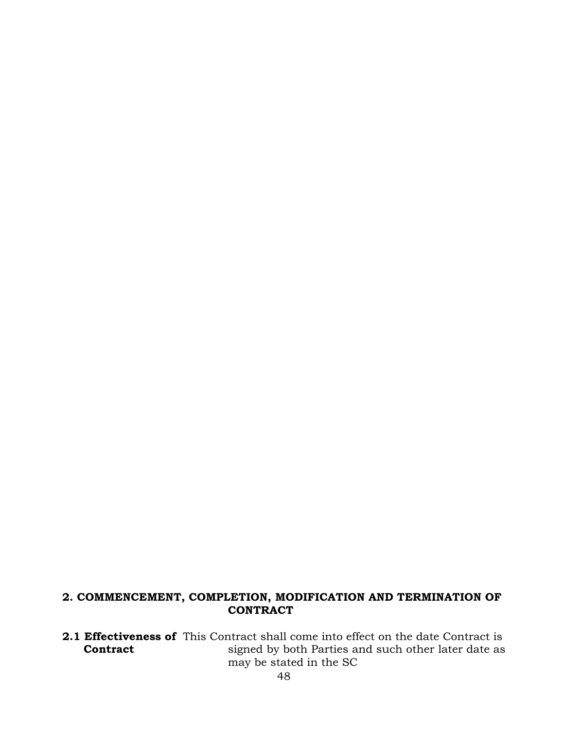## 2. COMMENCEMENT, COMPLETION, MODIFICATION AND TERMINATION OF CONTRACT

**2.1 Effectiveness of Contract** This Contract shall come into effect on the date Contract is signed by both Parties and such other later date as may be stated in the SC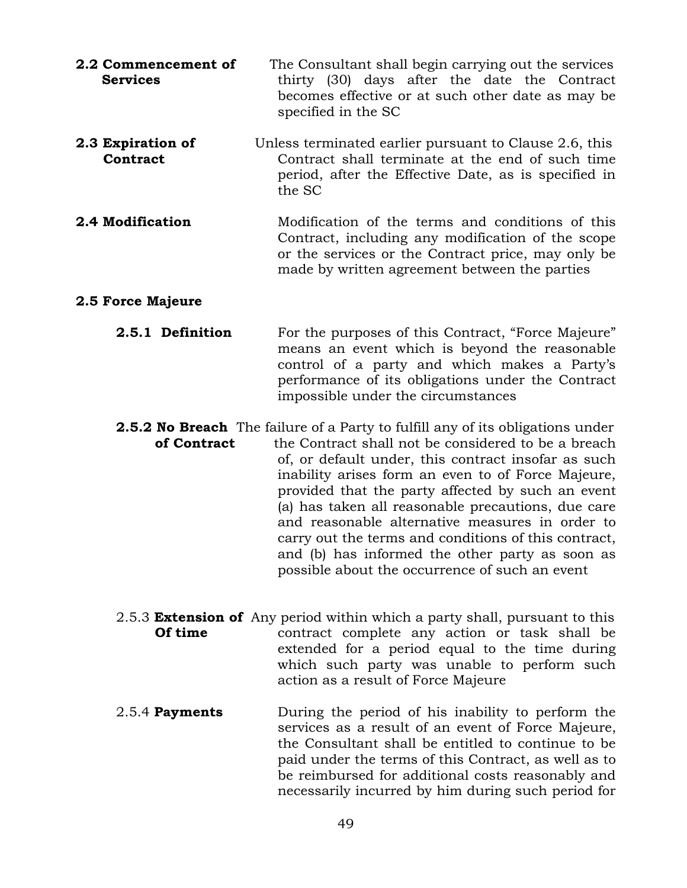**2.2 Commencement of Services** The Consultant shall begin carrying out the services thirty (30) days after the date the Contract becomes effective or at such other date as may be specified in the SC

**2.3 Expiration of Contract** Unless terminated earlier pursuant to Clause 2.6, this Contract shall terminate at the end of such time period, after the Effective Date, as is specified in the SC

**2.4 Modification** Modification of the terms and conditions of this Contract, including any modification of the scope or the services or the Contract price, may only be made by written agreement between the parties

**2.5 Force Majeure**

**2.5.1 Definition** For the purposes of this Contract, "Force Majeure" means an event which is beyond the reasonable control of a party and which makes a Party's performance of its obligations under the Contract impossible under the circumstances

**2.5.2 No Breach of Contract** The failure of a Party to fulfill any of its obligations under the Contract shall not be considered to be a breach of, or default under, this contract insofar as such inability arises form an even to of Force Majeure, provided that the party affected by such an event (a) has taken all reasonable precautions, due care and reasonable alternative measures in order to carry out the terms and conditions of this contract, and (b) has informed the other party as soon as possible about the occurrence of such an event

2.5.3 **Extension of Of time** Any period within which a party shall, pursuant to this contract complete any action or task shall be extended for a period equal to the time during which such party was unable to perform such action as a result of Force Majeure

2.5.4 **Payments** During the period of his inability to perform the services as a result of an event of Force Majeure, the Consultant shall be entitled to continue to be paid under the terms of this Contract, as well as to be reimbursed for additional costs reasonably and necessarily incurred by him during such period for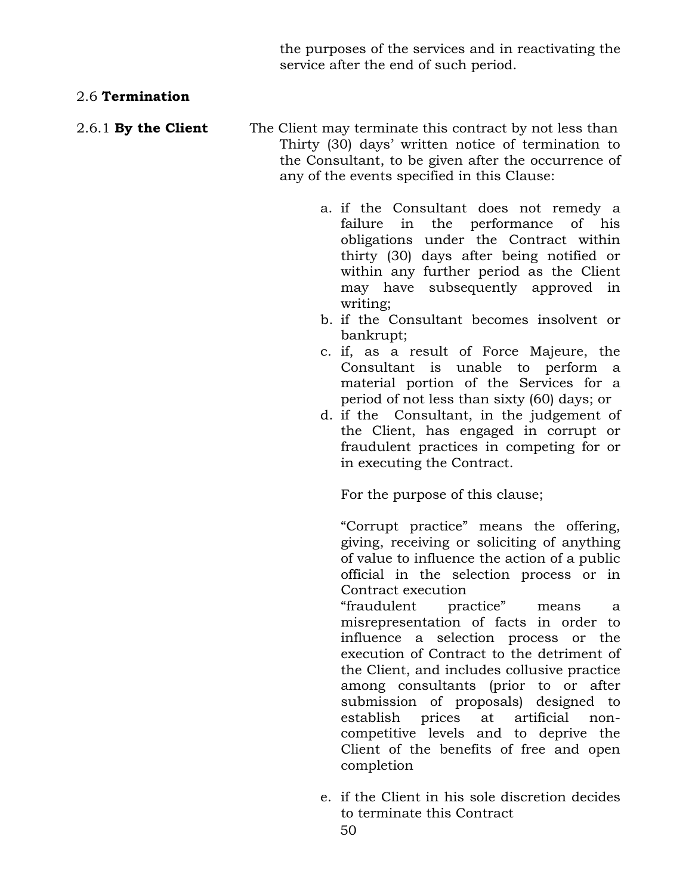the purposes of the services and in reactivating the service after the end of such period.

2.6 **Termination**

2.6.1 **By the Client** The Client may terminate this contract by not less than Thirty (30) days' written notice of termination to the Consultant, to be given after the occurrence of any of the events specified in this Clause:

a. if the Consultant does not remedy a failure in the performance of his obligations under the Contract within thirty (30) days after being notified or within any further period as the Client may have subsequently approved in writing;
b. if the Consultant becomes insolvent or bankrupt;
c. if, as a result of Force Majeure, the Consultant is unable to perform a material portion of the Services for a period of not less than sixty (60) days; or
d. if the Consultant, in the judgement of the Client, has engaged in corrupt or fraudulent practices in competing for or in executing the Contract.

   For the purpose of this clause;

   "Corrupt practice" means the offering, giving, receiving or soliciting of anything of value to influence the action of a public official in the selection process or in Contract execution
   "fraudulent practice" means a misrepresentation of facts in order to influence a selection process or the execution of Contract to the detriment of the Client, and includes collusive practice among consultants (prior to or after submission of proposals) designed to establish prices at artificial non-competitive levels and to deprive the Client of the benefits of free and open completion

e. if the Client in his sole discretion decides to terminate this Contract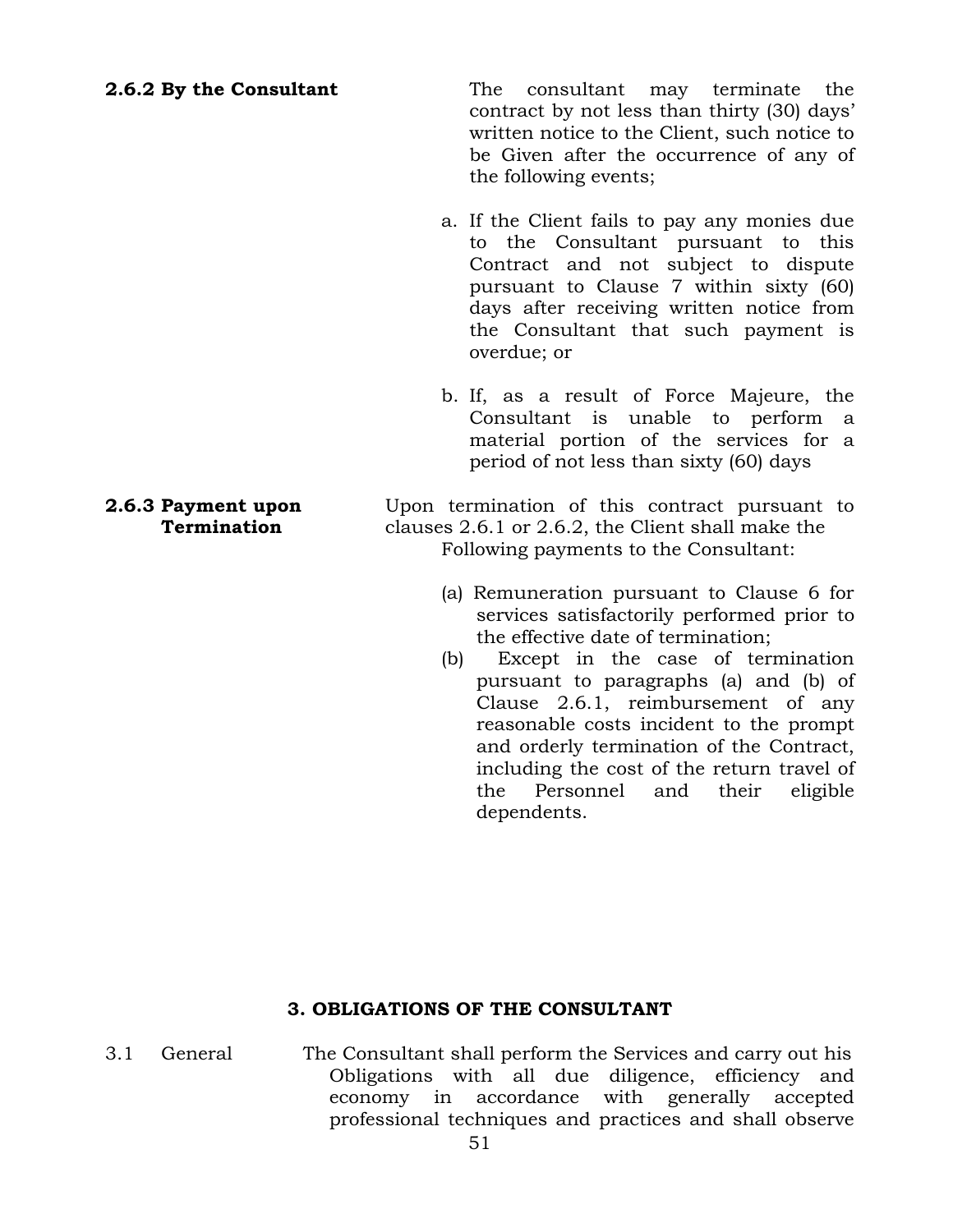**2.6.2 By the Consultant**

The consultant may terminate the contract by not less than thirty (30) days' written notice to the Client, such notice to be Given after the occurrence of any of the following events;

a. If the Client fails to pay any monies due to the Consultant pursuant to this Contract and not subject to dispute pursuant to Clause 7 within sixty (60) days after receiving written notice from the Consultant that such payment is overdue; or

b. If, as a result of Force Majeure, the Consultant is unable to perform a material portion of the services for a period of not less than sixty (60) days

**2.6.3 Payment upon Termination**

Upon termination of this contract pursuant to clauses 2.6.1 or 2.6.2, the Client shall make the Following payments to the Consultant:

(a) Remuneration pursuant to Clause 6 for services satisfactorily performed prior to the effective date of termination;

(b) Except in the case of termination pursuant to paragraphs (a) and (b) of Clause 2.6.1, reimbursement of any reasonable costs incident to the prompt and orderly termination of the Contract, including the cost of the return travel of the Personnel and their eligible dependents.

## 3. OBLIGATIONS OF THE CONSULTANT

3.1 General

The Consultant shall perform the Services and carry out his Obligations with all due diligence, efficiency and economy in accordance with generally accepted professional techniques and practices and shall observe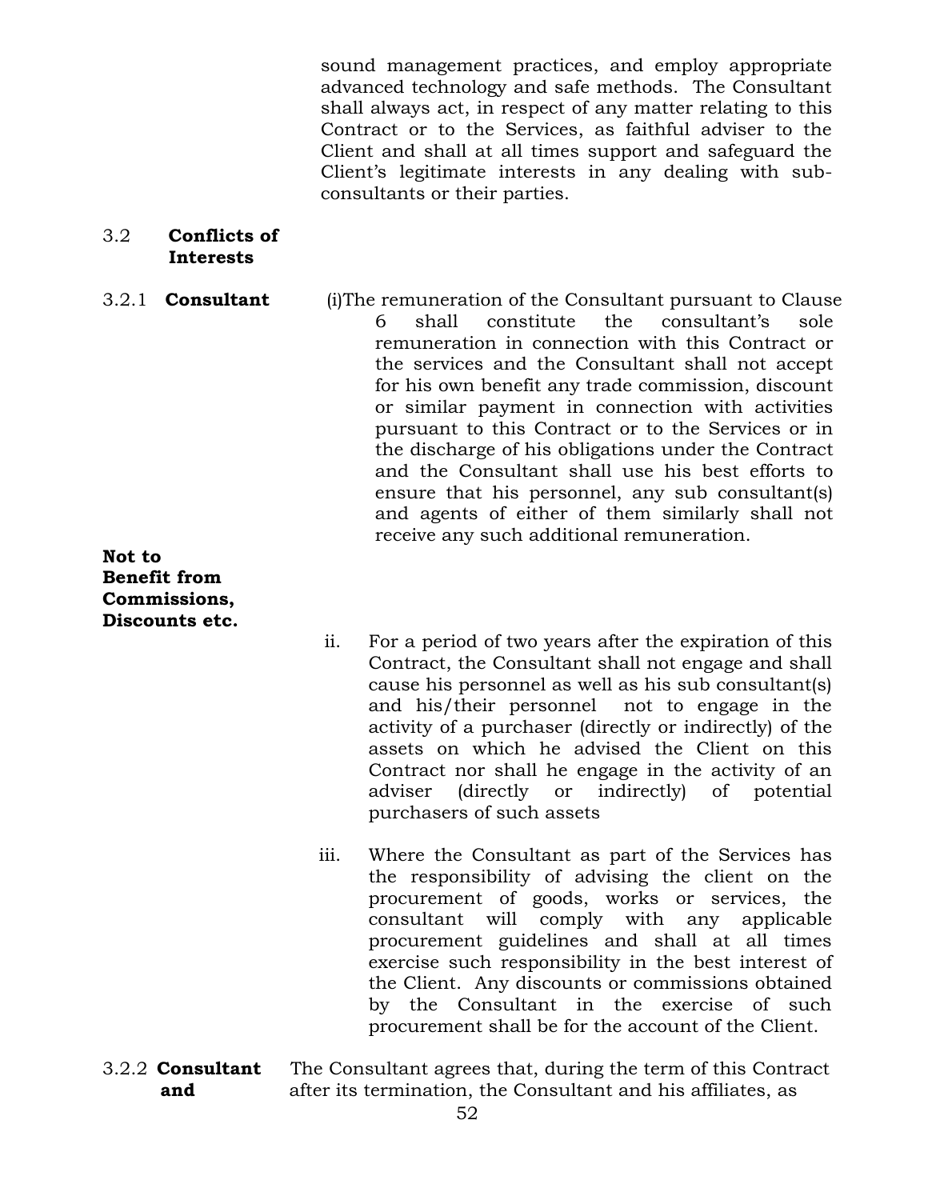sound management practices, and employ appropriate advanced technology and safe methods. The Consultant shall always act, in respect of any matter relating to this Contract or to the Services, as faithful adviser to the Client and shall at all times support and safeguard the Client's legitimate interests in any dealing with sub-consultants or their parties.

### 3.2 Conflicts of Interests

**3.2.1 Consultant Not to Benefit from Commissions, Discounts etc.**

(i) The remuneration of the Consultant pursuant to Clause 6 shall constitute the consultant's sole remuneration in connection with this Contract or the services and the Consultant shall not accept for his own benefit any trade commission, discount or similar payment in connection with activities pursuant to this Contract or to the Services or in the discharge of his obligations under the Contract and the Consultant shall use his best efforts to ensure that his personnel, any sub consultant(s) and agents of either of them similarly shall not receive any such additional remuneration.

ii. For a period of two years after the expiration of this Contract, the Consultant shall not engage and shall cause his personnel as well as his sub consultant(s) and his/their personnel not to engage in the activity of a purchaser (directly or indirectly) of the assets on which he advised the Client on this Contract nor shall he engage in the activity of an adviser (directly or indirectly) of potential purchasers of such assets

iii. Where the Consultant as part of the Services has the responsibility of advising the client on the procurement of goods, works or services, the consultant will comply with any applicable procurement guidelines and shall at all times exercise such responsibility in the best interest of the Client. Any discounts or commissions obtained by the Consultant in the exercise of such procurement shall be for the account of the Client.

**3.2.2 Consultant and**

The Consultant agrees that, during the term of this Contract after its termination, the Consultant and his affiliates, as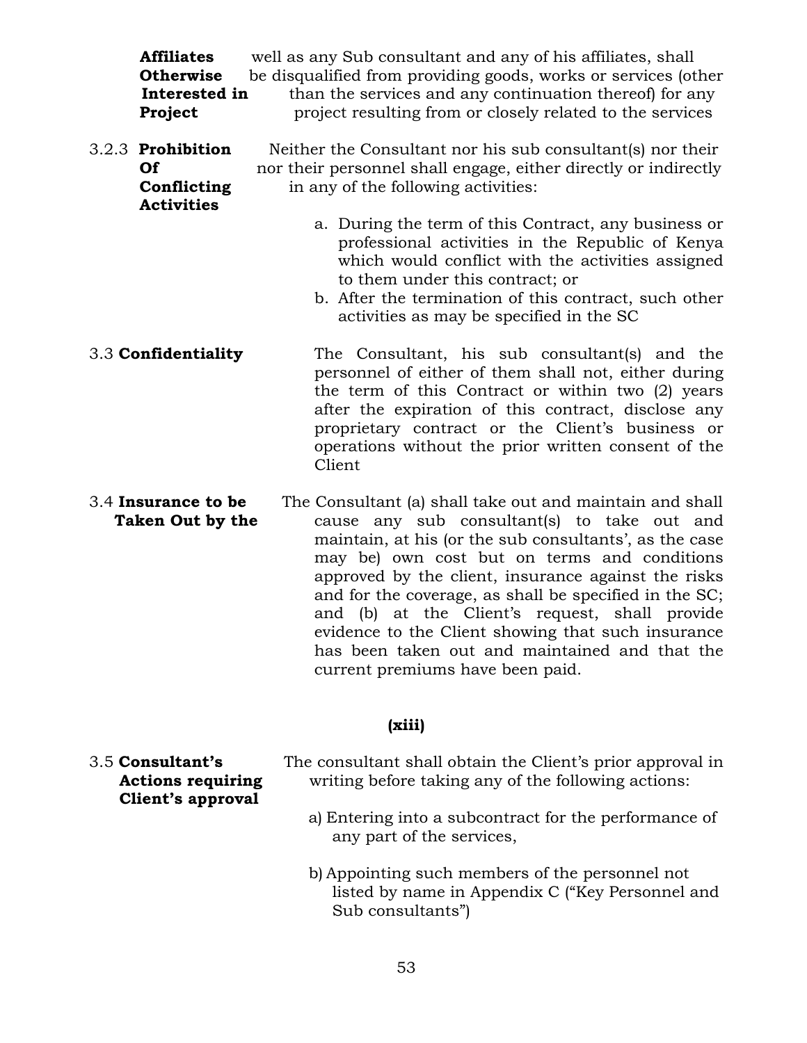**Affiliates Otherwise Interested in Project** well as any Sub consultant and any of his affiliates, shall be disqualified from providing goods, works or services (other than the services and any continuation thereof) for any project resulting from or closely related to the services

3.2.3 **Prohibition Of Conflicting Activities** Neither the Consultant nor his sub consultant(s) nor their nor their personnel shall engage, either directly or indirectly in any of the following activities:

a. During the term of this Contract, any business or professional activities in the Republic of Kenya which would conflict with the activities assigned to them under this contract; or
b. After the termination of this contract, such other activities as may be specified in the SC

3.3 **Confidentiality** The Consultant, his sub consultant(s) and the personnel of either of them shall not, either during the term of this Contract or within two (2) years after the expiration of this contract, disclose any proprietary contract or the Client's business or operations without the prior written consent of the Client

3.4 **Insurance to be Taken Out by the** The Consultant (a) shall take out and maintain and shall cause any sub consultant(s) to take out and maintain, at his (or the sub consultants', as the case may be) own cost but on terms and conditions approved by the client, insurance against the risks and for the coverage, as shall be specified in the SC; and (b) at the Client's request, shall provide evidence to the Client showing that such insurance has been taken out and maintained and that the current premiums have been paid.

**(xiii)**

3.5 **Consultant's Actions requiring Client's approval** The consultant shall obtain the Client's prior approval in writing before taking any of the following actions:

a) Entering into a subcontract for the performance of any part of the services,

b) Appointing such members of the personnel not listed by name in Appendix C ("Key Personnel and Sub consultants")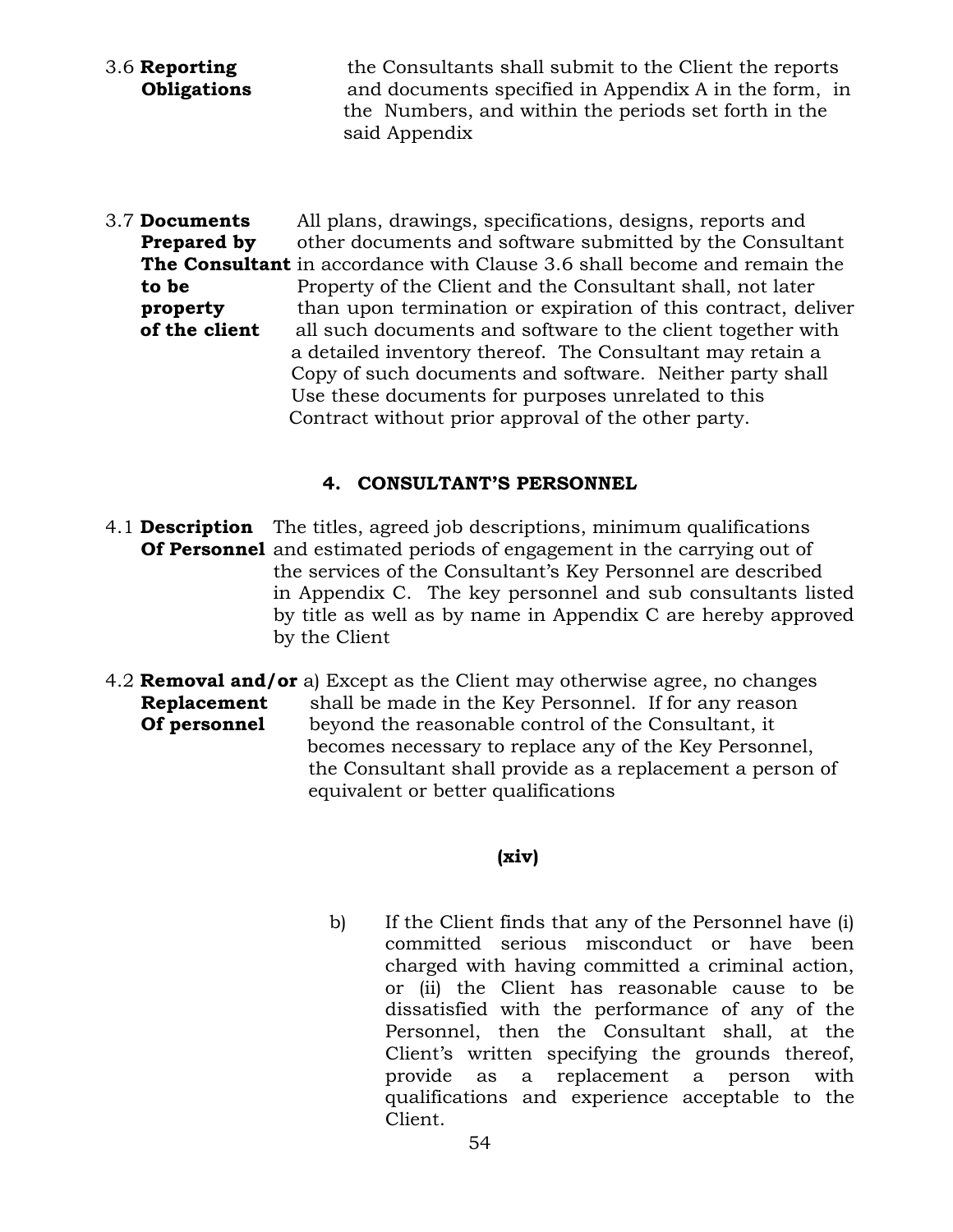3.6 **Reporting Obligations** the Consultants shall submit to the Client the reports and documents specified in Appendix A in the form, in the Numbers, and within the periods set forth in the said Appendix

3.7 **Documents Prepared by The Consultant to be property of the client** All plans, drawings, specifications, designs, reports and other documents and software submitted by the Consultant in accordance with Clause 3.6 shall become and remain the Property of the Client and the Consultant shall, not later than upon termination or expiration of this contract, deliver all such documents and software to the client together with a detailed inventory thereof. The Consultant may retain a Copy of such documents and software. Neither party shall Use these documents for purposes unrelated to this Contract without prior approval of the other party.

## 4. CONSULTANT'S PERSONNEL

4.1 **Description Of Personnel** The titles, agreed job descriptions, minimum qualifications and estimated periods of engagement in the carrying out of the services of the Consultant's Key Personnel are described in Appendix C. The key personnel and sub consultants listed by title as well as by name in Appendix C are hereby approved by the Client

4.2 **Removal and/or Replacement Of personnel** a) Except as the Client may otherwise agree, no changes shall be made in the Key Personnel. If for any reason beyond the reasonable control of the Consultant, it becomes necessary to replace any of the Key Personnel, the Consultant shall provide as a replacement a person of equivalent or better qualifications

**(xiv)**

b) If the Client finds that any of the Personnel have (i) committed serious misconduct or have been charged with having committed a criminal action, or (ii) the Client has reasonable cause to be dissatisfied with the performance of any of the Personnel, then the Consultant shall, at the Client's written specifying the grounds thereof, provide as a replacement a person with qualifications and experience acceptable to the Client.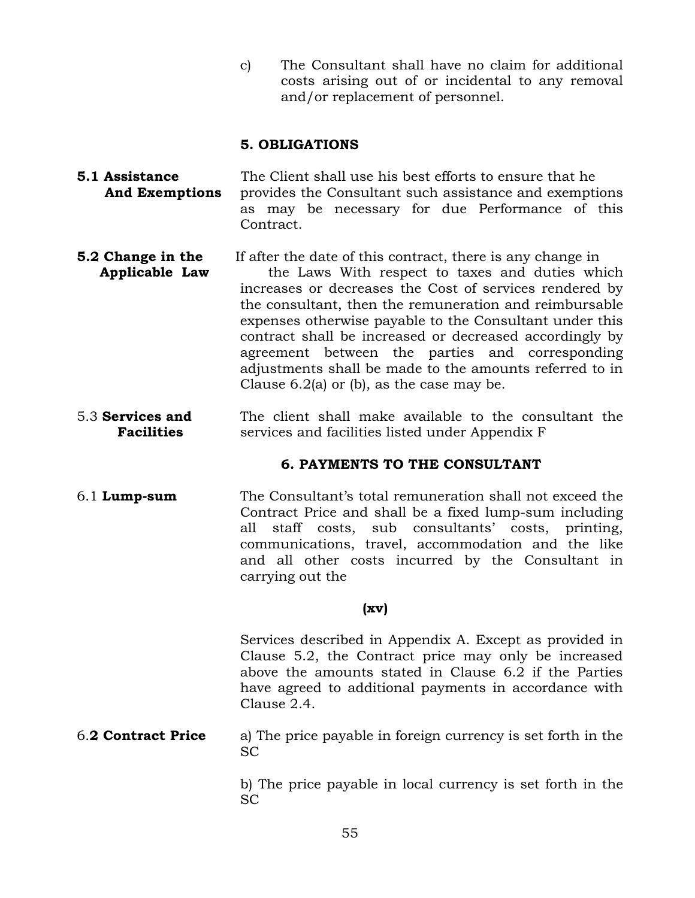c) The Consultant shall have no claim for additional costs arising out of or incidental to any removal and/or replacement of personnel.

## 5. OBLIGATIONS

**5.1 Assistance And Exemptions** The Client shall use his best efforts to ensure that he provides the Consultant such assistance and exemptions as may be necessary for due Performance of this Contract.

**5.2 Change in the Applicable Law** If after the date of this contract, there is any change in the Laws With respect to taxes and duties which increases or decreases the Cost of services rendered by the consultant, then the remuneration and reimbursable expenses otherwise payable to the Consultant under this contract shall be increased or decreased accordingly by agreement between the parties and corresponding adjustments shall be made to the amounts referred to in Clause 6.2(a) or (b), as the case may be.

5.3 **Services and Facilities** The client shall make available to the consultant the services and facilities listed under Appendix F

## 6. PAYMENTS TO THE CONSULTANT

6.1 **Lump-sum** The Consultant's total remuneration shall not exceed the Contract Price and shall be a fixed lump-sum including all staff costs, sub consultants' costs, printing, communications, travel, accommodation and the like and all other costs incurred by the Consultant in carrying out the

**(xv)**

Services described in Appendix A. Except as provided in Clause 5.2, the Contract price may only be increased above the amounts stated in Clause 6.2 if the Parties have agreed to additional payments in accordance with Clause 2.4.

6.**2 Contract Price** a) The price payable in foreign currency is set forth in the SC

b) The price payable in local currency is set forth in the SC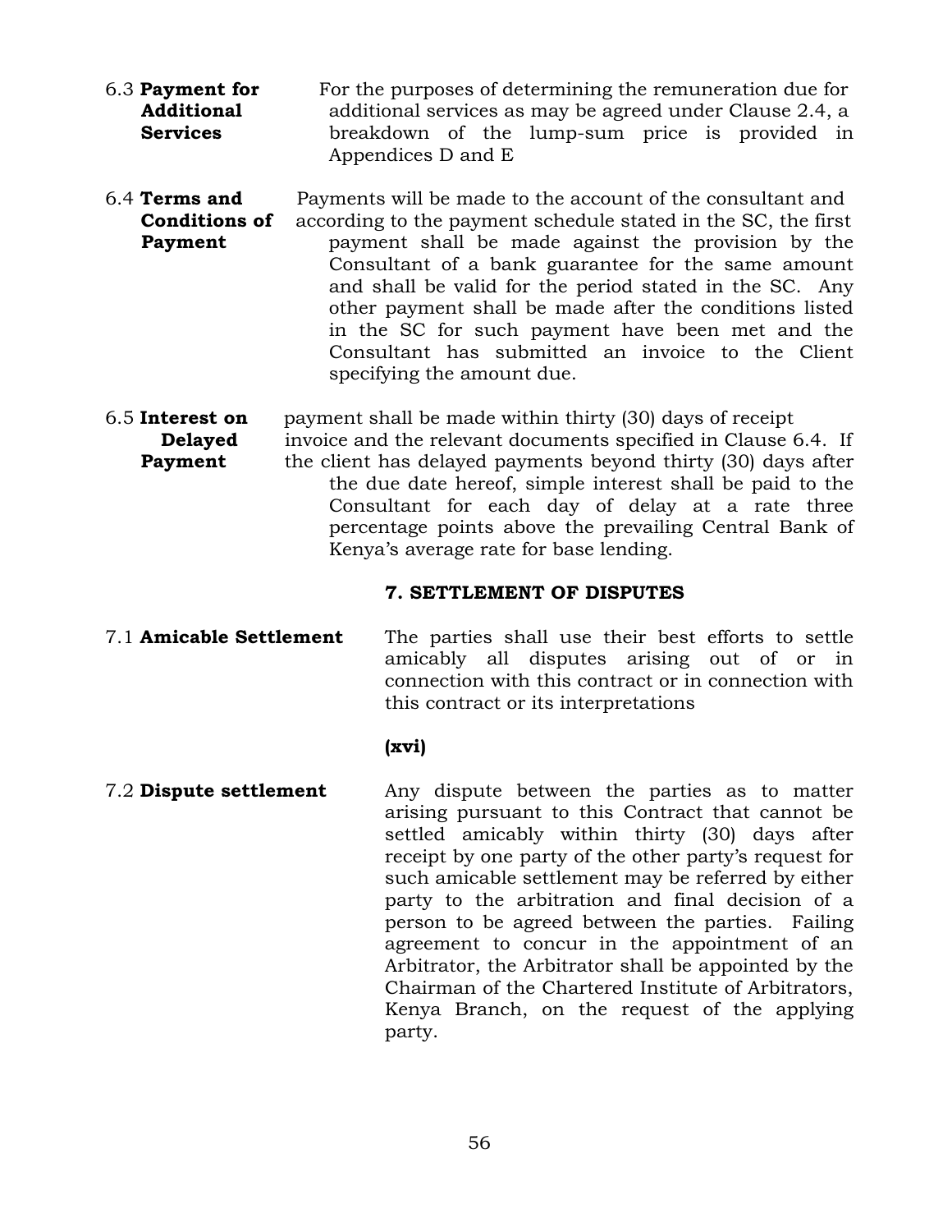6.3 **Payment for Additional Services** For the purposes of determining the remuneration due for additional services as may be agreed under Clause 2.4, a breakdown of the lump-sum price is provided in Appendices D and E

6.4 **Terms and Conditions of Payment** Payments will be made to the account of the consultant and according to the payment schedule stated in the SC, the first payment shall be made against the provision by the Consultant of a bank guarantee for the same amount and shall be valid for the period stated in the SC. Any other payment shall be made after the conditions listed in the SC for such payment have been met and the Consultant has submitted an invoice to the Client specifying the amount due.

6.5 **Interest on Delayed Payment** payment shall be made within thirty (30) days of receipt invoice and the relevant documents specified in Clause 6.4. If the client has delayed payments beyond thirty (30) days after the due date hereof, simple interest shall be paid to the Consultant for each day of delay at a rate three percentage points above the prevailing Central Bank of Kenya's average rate for base lending.

## 7. SETTLEMENT OF DISPUTES

7.1 **Amicable Settlement** The parties shall use their best efforts to settle amicably all disputes arising out of or in connection with this contract or in connection with this contract or its interpretations

**(xvi)**

7.2 **Dispute settlement** Any dispute between the parties as to matter arising pursuant to this Contract that cannot be settled amicably within thirty (30) days after receipt by one party of the other party's request for such amicable settlement may be referred by either party to the arbitration and final decision of a person to be agreed between the parties. Failing agreement to concur in the appointment of an Arbitrator, the Arbitrator shall be appointed by the Chairman of the Chartered Institute of Arbitrators, Kenya Branch, on the request of the applying party.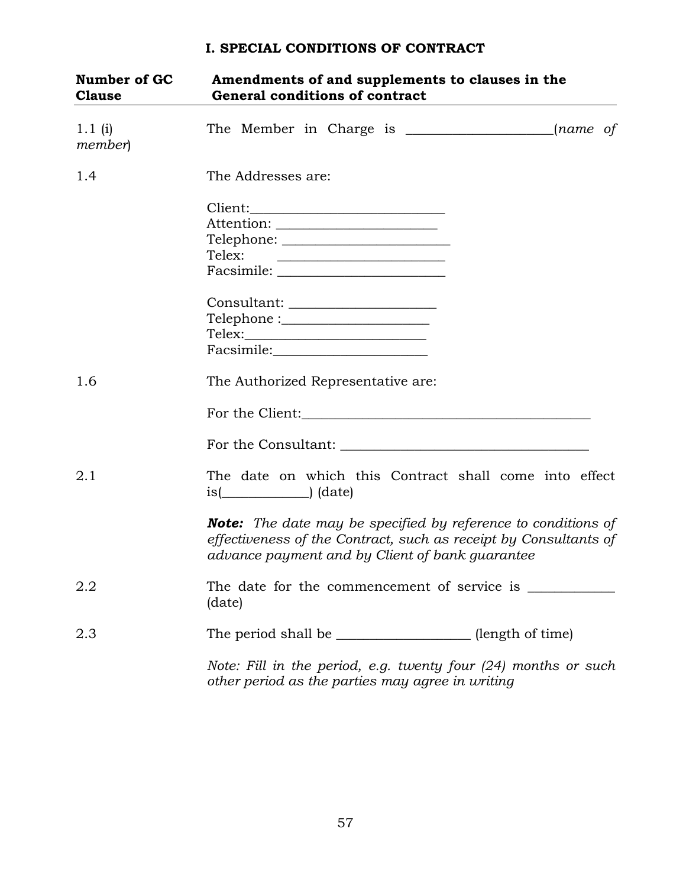# I. SPECIAL CONDITIONS OF CONTRACT

| Number of GC Clause | Amendments of and supplements to clauses in the General conditions of contract |
|---|---|
| 1.1 (i) | The Member in Charge is _____________________(*name of member*) |
| 1.4 | The Addresses are:<br><br>Client:_____________________________<br>Attention: ________________________<br>Telephone: _________________________<br>Telex: _________________________<br>Facsimile: _________________________<br><br>Consultant: ______________________<br>Telephone :______________________<br>Telex:___________________________<br>Facsimile:_______________________ |
| 1.6 | The Authorized Representative are:<br><br>For the Client:____________________________________________<br><br>For the Consultant: ______________________________________ |
| 2.1 | The date on which this Contract shall come into effect is(_____________) (date)<br><br>***Note:*** *The date may be specified by reference to conditions of effectiveness of the Contract, such as receipt by Consultants of advance payment and by Client of bank guarantee* |
| 2.2 | The date for the commencement of service is ____________ (date) |
| 2.3 | The period shall be ____________________ (length of time)<br><br>*Note: Fill in the period, e.g. twenty four (24) months or such other period as the parties may agree in writing* |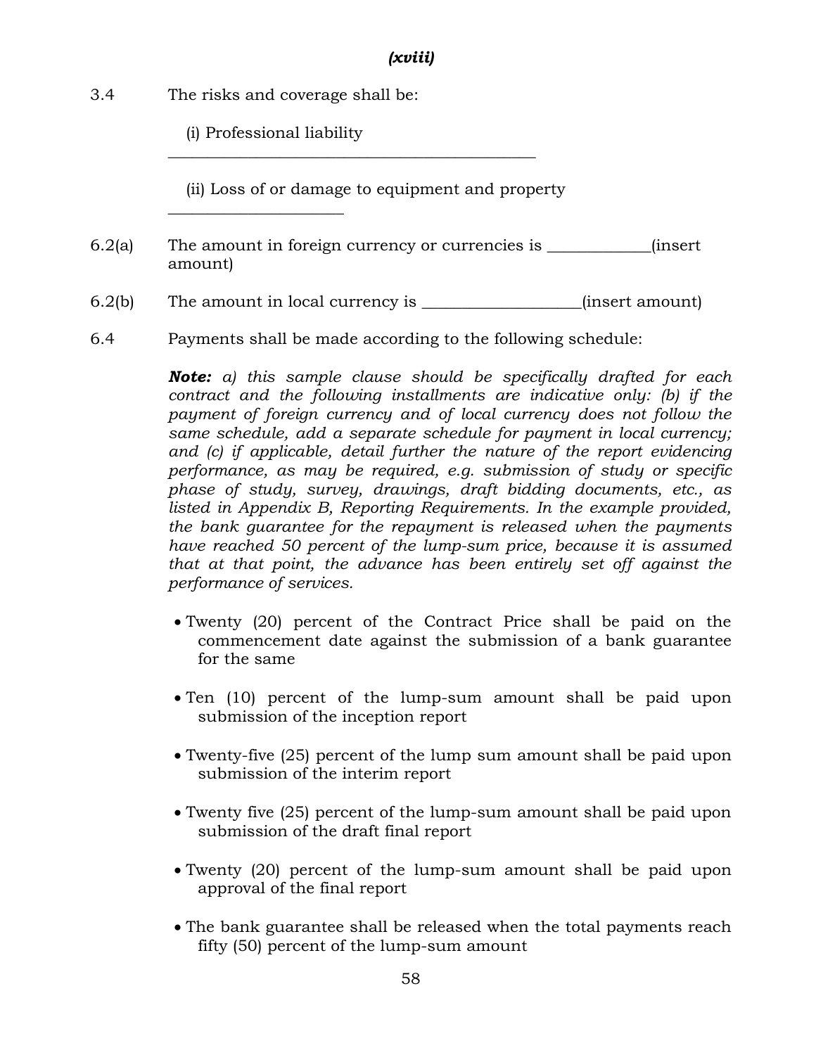*(xviii)*

3.4 The risks and coverage shall be:

(i) Professional liability ____________________________________________

(ii) Loss of or damage to equipment and property ____________________

6.2(a) The amount in foreign currency or currencies is ____________(insert amount)

6.2(b) The amount in local currency is ___________________(insert amount)

6.4 Payments shall be made according to the following schedule:

***Note:*** *a) this sample clause should be specifically drafted for each contract and the following installments are indicative only: (b) if the payment of foreign currency and of local currency does not follow the same schedule, add a separate schedule for payment in local currency; and (c) if applicable, detail further the nature of the report evidencing performance, as may be required, e.g. submission of study or specific phase of study, survey, drawings, draft bidding documents, etc., as listed in Appendix B, Reporting Requirements. In the example provided, the bank guarantee for the repayment is released when the payments have reached 50 percent of the lump-sum price, because it is assumed that at that point, the advance has been entirely set off against the performance of services.*

- Twenty (20) percent of the Contract Price shall be paid on the commencement date against the submission of a bank guarantee for the same
- Ten (10) percent of the lump-sum amount shall be paid upon submission of the inception report
- Twenty-five (25) percent of the lump sum amount shall be paid upon submission of the interim report
- Twenty five (25) percent of the lump-sum amount shall be paid upon submission of the draft final report
- Twenty (20) percent of the lump-sum amount shall be paid upon approval of the final report
- The bank guarantee shall be released when the total payments reach fifty (50) percent of the lump-sum amount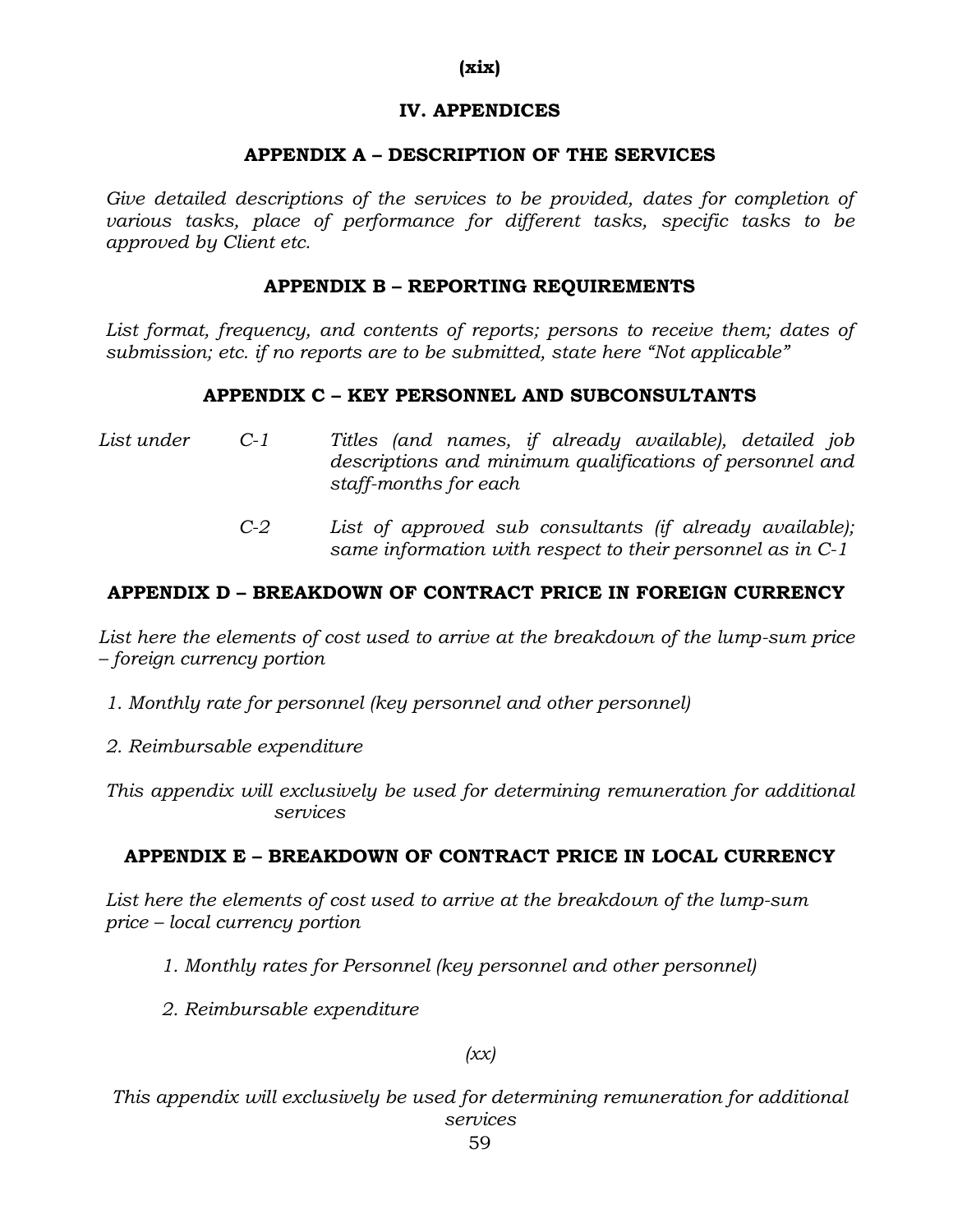## IV. APPENDICES

### APPENDIX A – DESCRIPTION OF THE SERVICES

*Give detailed descriptions of the services to be provided, dates for completion of various tasks, place of performance for different tasks, specific tasks to be approved by Client etc.*

### APPENDIX B – REPORTING REQUIREMENTS

*List format, frequency, and contents of reports; persons to receive them; dates of submission; etc. if no reports are to be submitted, state here "Not applicable"*

### APPENDIX C – KEY PERSONNEL AND SUBCONSULTANTS

*List under*

- *C-1 Titles (and names, if already available), detailed job descriptions and minimum qualifications of personnel and staff-months for each*
- *C-2 List of approved sub consultants (if already available); same information with respect to their personnel as in C-1*

### APPENDIX D – BREAKDOWN OF CONTRACT PRICE IN FOREIGN CURRENCY

*List here the elements of cost used to arrive at the breakdown of the lump-sum price – foreign currency portion*

1. *Monthly rate for personnel (key personnel and other personnel)*
2. *Reimbursable expenditure*

*This appendix will exclusively be used for determining remuneration for additional services*

### APPENDIX E – BREAKDOWN OF CONTRACT PRICE IN LOCAL CURRENCY

*List here the elements of cost used to arrive at the breakdown of the lump-sum price – local currency portion*

1. *Monthly rates for Personnel (key personnel and other personnel)*
2. *Reimbursable expenditure*

*This appendix will exclusively be used for determining remuneration for additional services*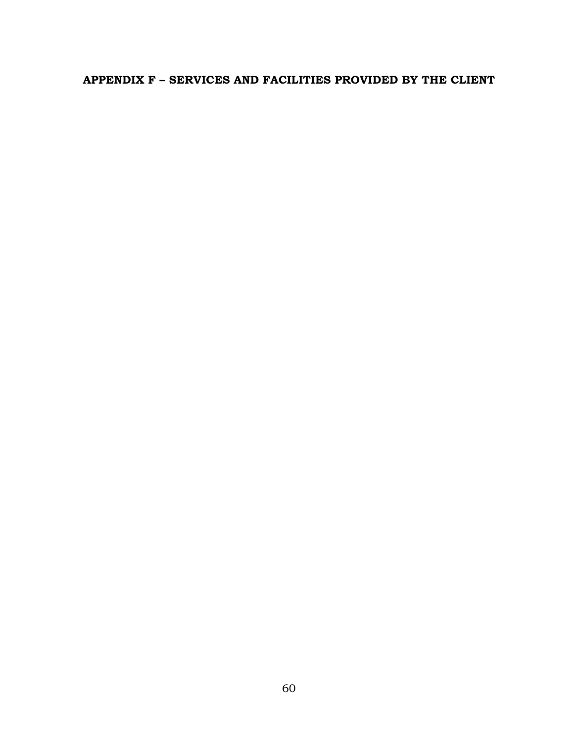**APPENDIX F – SERVICES AND FACILITIES PROVIDED BY THE CLIENT**